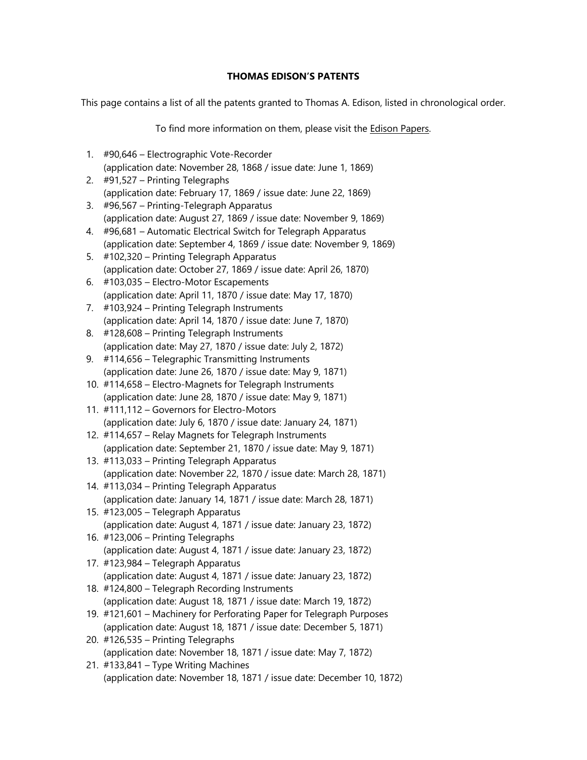**THOMAS EDISON'S PATENTS**

This page contains a list of all the patents granted to Thomas A. Edison, listed in chronological order.

To find more information on them, please visit the Edison Papers.

1. #90,646 – Electrographic Vote-Recorder
   (application date: November 28, 1868 / issue date: June 1, 1869)
2. #91,527 – Printing Telegraphs
   (application date: February 17, 1869 / issue date: June 22, 1869)
3. #96,567 – Printing-Telegraph Apparatus
   (application date: August 27, 1869 / issue date: November 9, 1869)
4. #96,681 – Automatic Electrical Switch for Telegraph Apparatus
   (application date: September 4, 1869 / issue date: November 9, 1869)
5. #102,320 – Printing Telegraph Apparatus
   (application date: October 27, 1869 / issue date: April 26, 1870)
6. #103,035 – Electro-Motor Escapements
   (application date: April 11, 1870 / issue date: May 17, 1870)
7. #103,924 – Printing Telegraph Instruments
   (application date: April 14, 1870 / issue date: June 7, 1870)
8. #128,608 – Printing Telegraph Instruments
   (application date: May 27, 1870 / issue date: July 2, 1872)
9. #114,656 – Telegraphic Transmitting Instruments
   (application date: June 26, 1870 / issue date: May 9, 1871)
10. #114,658 – Electro-Magnets for Telegraph Instruments
    (application date: June 28, 1870 / issue date: May 9, 1871)
11. #111,112 – Governors for Electro-Motors
    (application date: July 6, 1870 / issue date: January 24, 1871)
12. #114,657 – Relay Magnets for Telegraph Instruments
    (application date: September 21, 1870 / issue date: May 9, 1871)
13. #113,033 – Printing Telegraph Apparatus
    (application date: November 22, 1870 / issue date: March 28, 1871)
14. #113,034 – Printing Telegraph Apparatus
    (application date: January 14, 1871 / issue date: March 28, 1871)
15. #123,005 – Telegraph Apparatus
    (application date: August 4, 1871 / issue date: January 23, 1872)
16. #123,006 – Printing Telegraphs
    (application date: August 4, 1871 / issue date: January 23, 1872)
17. #123,984 – Telegraph Apparatus
    (application date: August 4, 1871 / issue date: January 23, 1872)
18. #124,800 – Telegraph Recording Instruments
    (application date: August 18, 1871 / issue date: March 19, 1872)
19. #121,601 – Machinery for Perforating Paper for Telegraph Purposes
    (application date: August 18, 1871 / issue date: December 5, 1871)
20. #126,535 – Printing Telegraphs
    (application date: November 18, 1871 / issue date: May 7, 1872)
21. #133,841 – Type Writing Machines
    (application date: November 18, 1871 / issue date: December 10, 1872)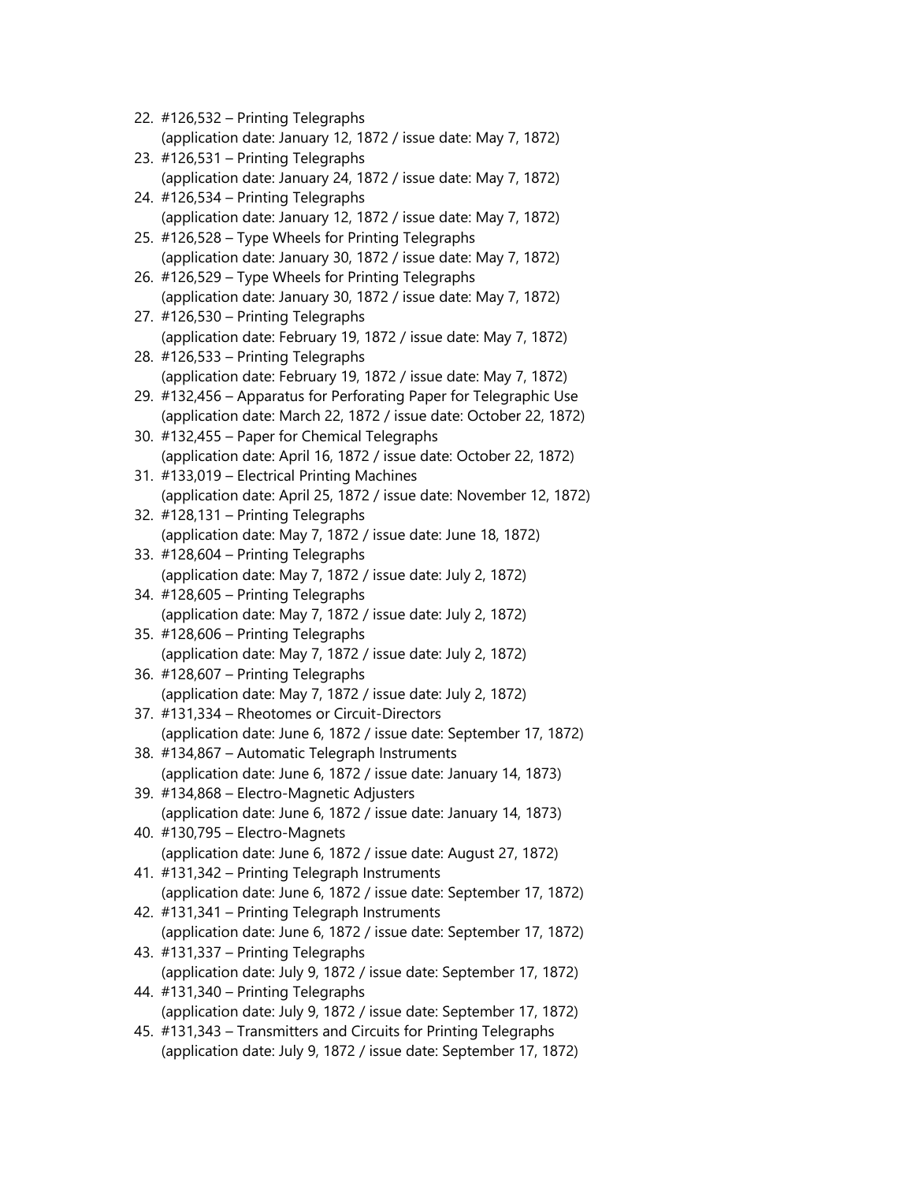22. #126,532 – Printing Telegraphs
    (application date: January 12, 1872 / issue date: May 7, 1872)
23. #126,531 – Printing Telegraphs
    (application date: January 24, 1872 / issue date: May 7, 1872)
24. #126,534 – Printing Telegraphs
    (application date: January 12, 1872 / issue date: May 7, 1872)
25. #126,528 – Type Wheels for Printing Telegraphs
    (application date: January 30, 1872 / issue date: May 7, 1872)
26. #126,529 – Type Wheels for Printing Telegraphs
    (application date: January 30, 1872 / issue date: May 7, 1872)
27. #126,530 – Printing Telegraphs
    (application date: February 19, 1872 / issue date: May 7, 1872)
28. #126,533 – Printing Telegraphs
    (application date: February 19, 1872 / issue date: May 7, 1872)
29. #132,456 – Apparatus for Perforating Paper for Telegraphic Use
    (application date: March 22, 1872 / issue date: October 22, 1872)
30. #132,455 – Paper for Chemical Telegraphs
    (application date: April 16, 1872 / issue date: October 22, 1872)
31. #133,019 – Electrical Printing Machines
    (application date: April 25, 1872 / issue date: November 12, 1872)
32. #128,131 – Printing Telegraphs
    (application date: May 7, 1872 / issue date: June 18, 1872)
33. #128,604 – Printing Telegraphs
    (application date: May 7, 1872 / issue date: July 2, 1872)
34. #128,605 – Printing Telegraphs
    (application date: May 7, 1872 / issue date: July 2, 1872)
35. #128,606 – Printing Telegraphs
    (application date: May 7, 1872 / issue date: July 2, 1872)
36. #128,607 – Printing Telegraphs
    (application date: May 7, 1872 / issue date: July 2, 1872)
37. #131,334 – Rheotomes or Circuit-Directors
    (application date: June 6, 1872 / issue date: September 17, 1872)
38. #134,867 – Automatic Telegraph Instruments
    (application date: June 6, 1872 / issue date: January 14, 1873)
39. #134,868 – Electro-Magnetic Adjusters
    (application date: June 6, 1872 / issue date: January 14, 1873)
40. #130,795 – Electro-Magnets
    (application date: June 6, 1872 / issue date: August 27, 1872)
41. #131,342 – Printing Telegraph Instruments
    (application date: June 6, 1872 / issue date: September 17, 1872)
42. #131,341 – Printing Telegraph Instruments
    (application date: June 6, 1872 / issue date: September 17, 1872)
43. #131,337 – Printing Telegraphs
    (application date: July 9, 1872 / issue date: September 17, 1872)
44. #131,340 – Printing Telegraphs
    (application date: July 9, 1872 / issue date: September 17, 1872)
45. #131,343 – Transmitters and Circuits for Printing Telegraphs
    (application date: July 9, 1872 / issue date: September 17, 1872)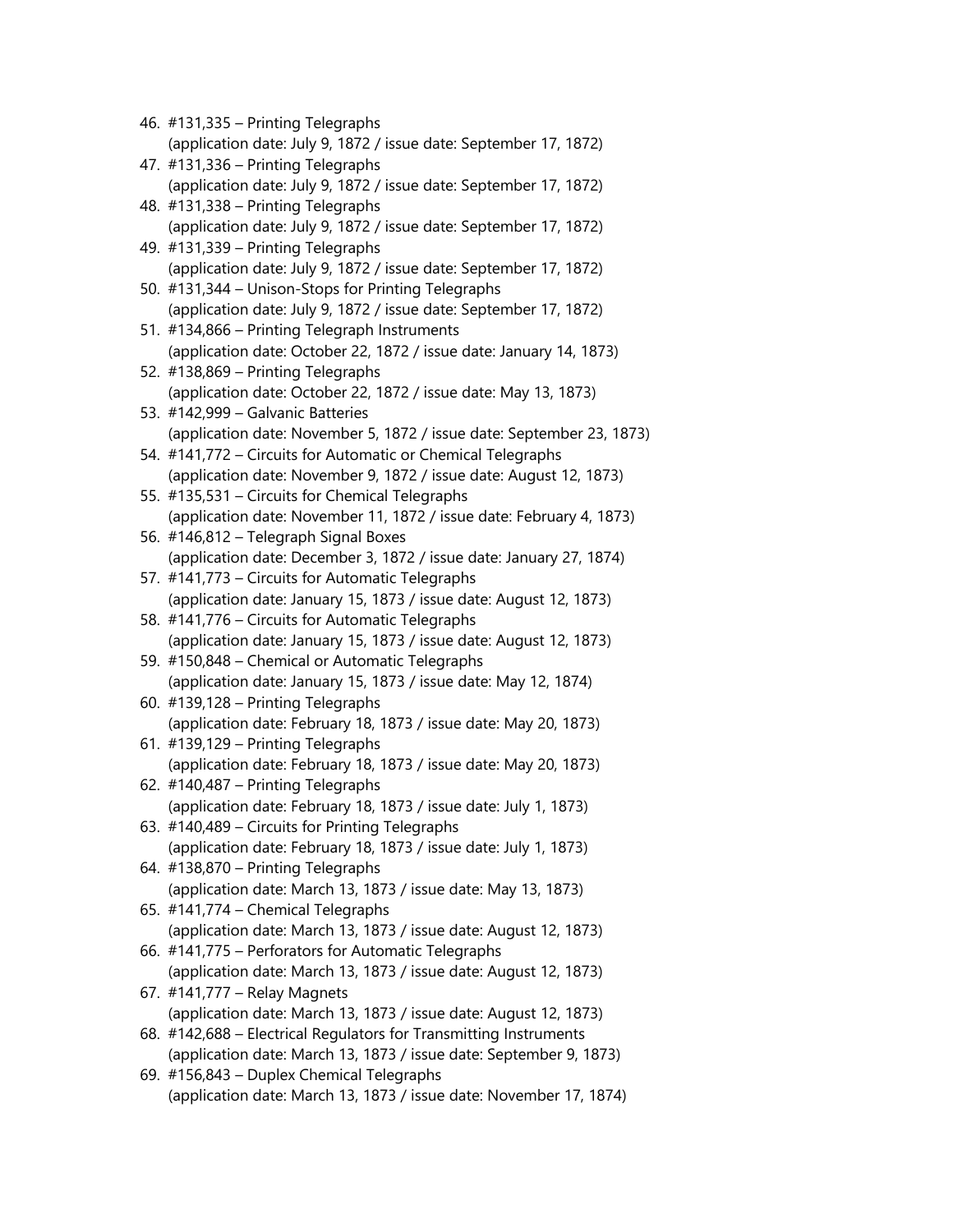46. #131,335 – Printing Telegraphs
    (application date: July 9, 1872 / issue date: September 17, 1872)
47. #131,336 – Printing Telegraphs
    (application date: July 9, 1872 / issue date: September 17, 1872)
48. #131,338 – Printing Telegraphs
    (application date: July 9, 1872 / issue date: September 17, 1872)
49. #131,339 – Printing Telegraphs
    (application date: July 9, 1872 / issue date: September 17, 1872)
50. #131,344 – Unison-Stops for Printing Telegraphs
    (application date: July 9, 1872 / issue date: September 17, 1872)
51. #134,866 – Printing Telegraph Instruments
    (application date: October 22, 1872 / issue date: January 14, 1873)
52. #138,869 – Printing Telegraphs
    (application date: October 22, 1872 / issue date: May 13, 1873)
53. #142,999 – Galvanic Batteries
    (application date: November 5, 1872 / issue date: September 23, 1873)
54. #141,772 – Circuits for Automatic or Chemical Telegraphs
    (application date: November 9, 1872 / issue date: August 12, 1873)
55. #135,531 – Circuits for Chemical Telegraphs
    (application date: November 11, 1872 / issue date: February 4, 1873)
56. #146,812 – Telegraph Signal Boxes
    (application date: December 3, 1872 / issue date: January 27, 1874)
57. #141,773 – Circuits for Automatic Telegraphs
    (application date: January 15, 1873 / issue date: August 12, 1873)
58. #141,776 – Circuits for Automatic Telegraphs
    (application date: January 15, 1873 / issue date: August 12, 1873)
59. #150,848 – Chemical or Automatic Telegraphs
    (application date: January 15, 1873 / issue date: May 12, 1874)
60. #139,128 – Printing Telegraphs
    (application date: February 18, 1873 / issue date: May 20, 1873)
61. #139,129 – Printing Telegraphs
    (application date: February 18, 1873 / issue date: May 20, 1873)
62. #140,487 – Printing Telegraphs
    (application date: February 18, 1873 / issue date: July 1, 1873)
63. #140,489 – Circuits for Printing Telegraphs
    (application date: February 18, 1873 / issue date: July 1, 1873)
64. #138,870 – Printing Telegraphs
    (application date: March 13, 1873 / issue date: May 13, 1873)
65. #141,774 – Chemical Telegraphs
    (application date: March 13, 1873 / issue date: August 12, 1873)
66. #141,775 – Perforators for Automatic Telegraphs
    (application date: March 13, 1873 / issue date: August 12, 1873)
67. #141,777 – Relay Magnets
    (application date: March 13, 1873 / issue date: August 12, 1873)
68. #142,688 – Electrical Regulators for Transmitting Instruments
    (application date: March 13, 1873 / issue date: September 9, 1873)
69. #156,843 – Duplex Chemical Telegraphs
    (application date: March 13, 1873 / issue date: November 17, 1874)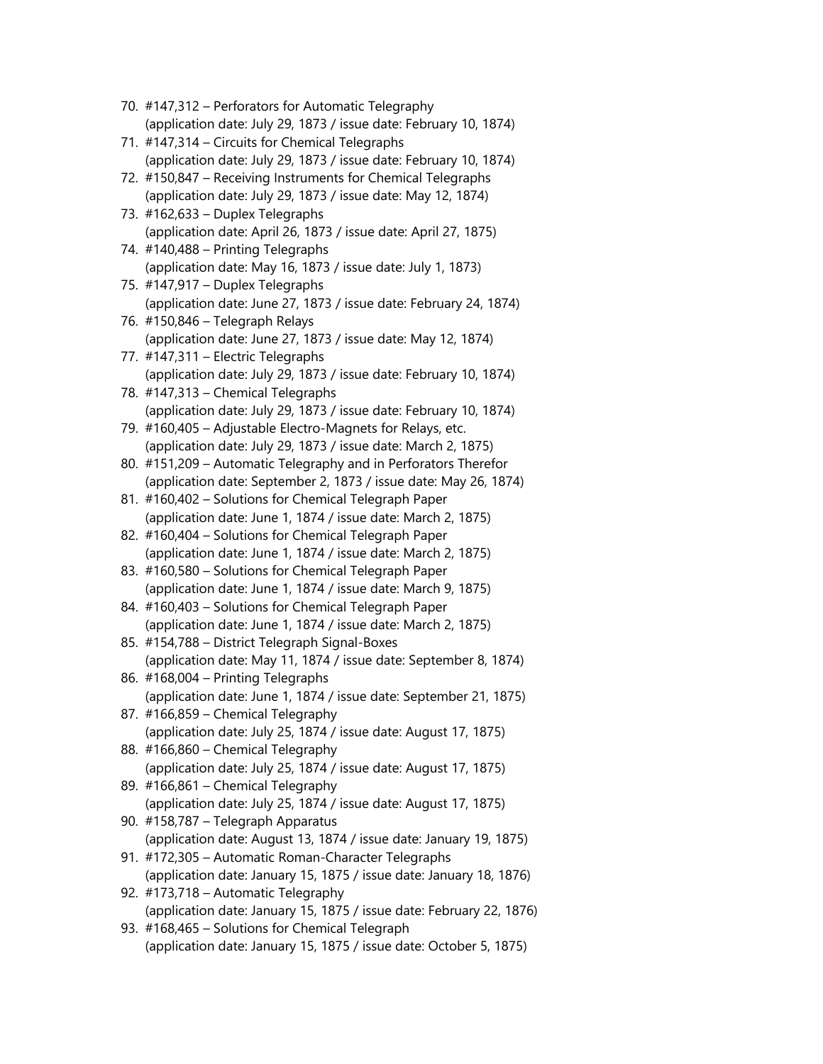70. #147,312 – Perforators for Automatic Telegraphy
    (application date: July 29, 1873 / issue date: February 10, 1874)
71. #147,314 – Circuits for Chemical Telegraphs
    (application date: July 29, 1873 / issue date: February 10, 1874)
72. #150,847 – Receiving Instruments for Chemical Telegraphs
    (application date: July 29, 1873 / issue date: May 12, 1874)
73. #162,633 – Duplex Telegraphs
    (application date: April 26, 1873 / issue date: April 27, 1875)
74. #140,488 – Printing Telegraphs
    (application date: May 16, 1873 / issue date: July 1, 1873)
75. #147,917 – Duplex Telegraphs
    (application date: June 27, 1873 / issue date: February 24, 1874)
76. #150,846 – Telegraph Relays
    (application date: June 27, 1873 / issue date: May 12, 1874)
77. #147,311 – Electric Telegraphs
    (application date: July 29, 1873 / issue date: February 10, 1874)
78. #147,313 – Chemical Telegraphs
    (application date: July 29, 1873 / issue date: February 10, 1874)
79. #160,405 – Adjustable Electro-Magnets for Relays, etc.
    (application date: July 29, 1873 / issue date: March 2, 1875)
80. #151,209 – Automatic Telegraphy and in Perforators Therefor
    (application date: September 2, 1873 / issue date: May 26, 1874)
81. #160,402 – Solutions for Chemical Telegraph Paper
    (application date: June 1, 1874 / issue date: March 2, 1875)
82. #160,404 – Solutions for Chemical Telegraph Paper
    (application date: June 1, 1874 / issue date: March 2, 1875)
83. #160,580 – Solutions for Chemical Telegraph Paper
    (application date: June 1, 1874 / issue date: March 9, 1875)
84. #160,403 – Solutions for Chemical Telegraph Paper
    (application date: June 1, 1874 / issue date: March 2, 1875)
85. #154,788 – District Telegraph Signal-Boxes
    (application date: May 11, 1874 / issue date: September 8, 1874)
86. #168,004 – Printing Telegraphs
    (application date: June 1, 1874 / issue date: September 21, 1875)
87. #166,859 – Chemical Telegraphy
    (application date: July 25, 1874 / issue date: August 17, 1875)
88. #166,860 – Chemical Telegraphy
    (application date: July 25, 1874 / issue date: August 17, 1875)
89. #166,861 – Chemical Telegraphy
    (application date: July 25, 1874 / issue date: August 17, 1875)
90. #158,787 – Telegraph Apparatus
    (application date: August 13, 1874 / issue date: January 19, 1875)
91. #172,305 – Automatic Roman-Character Telegraphs
    (application date: January 15, 1875 / issue date: January 18, 1876)
92. #173,718 – Automatic Telegraphy
    (application date: January 15, 1875 / issue date: February 22, 1876)
93. #168,465 – Solutions for Chemical Telegraph
    (application date: January 15, 1875 / issue date: October 5, 1875)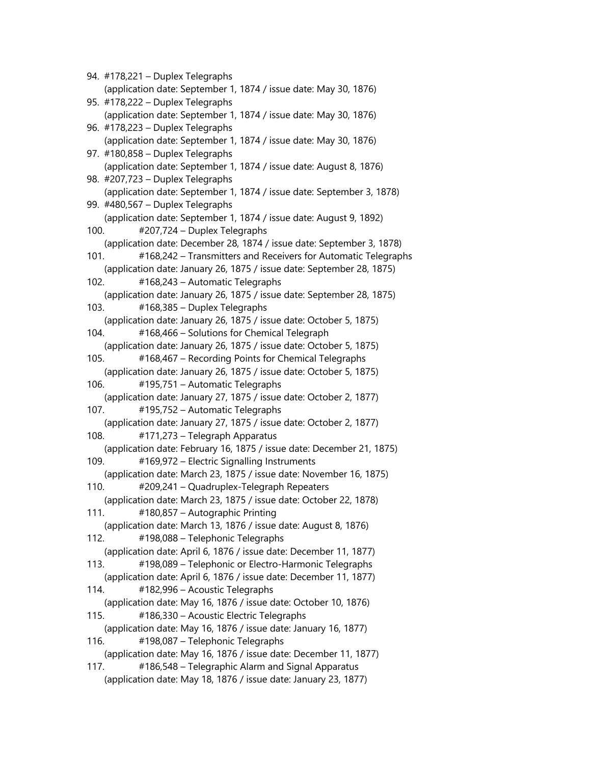94. #178,221 – Duplex Telegraphs
    (application date: September 1, 1874 / issue date: May 30, 1876)
95. #178,222 – Duplex Telegraphs
    (application date: September 1, 1874 / issue date: May 30, 1876)
96. #178,223 – Duplex Telegraphs
    (application date: September 1, 1874 / issue date: May 30, 1876)
97. #180,858 – Duplex Telegraphs
    (application date: September 1, 1874 / issue date: August 8, 1876)
98. #207,723 – Duplex Telegraphs
    (application date: September 1, 1874 / issue date: September 3, 1878)
99. #480,567 – Duplex Telegraphs
    (application date: September 1, 1874 / issue date: August 9, 1892)
100. #207,724 – Duplex Telegraphs
    (application date: December 28, 1874 / issue date: September 3, 1878)
101. #168,242 – Transmitters and Receivers for Automatic Telegraphs
    (application date: January 26, 1875 / issue date: September 28, 1875)
102. #168,243 – Automatic Telegraphs
    (application date: January 26, 1875 / issue date: September 28, 1875)
103. #168,385 – Duplex Telegraphs
    (application date: January 26, 1875 / issue date: October 5, 1875)
104. #168,466 – Solutions for Chemical Telegraph
    (application date: January 26, 1875 / issue date: October 5, 1875)
105. #168,467 – Recording Points for Chemical Telegraphs
    (application date: January 26, 1875 / issue date: October 5, 1875)
106. #195,751 – Automatic Telegraphs
    (application date: January 27, 1875 / issue date: October 2, 1877)
107. #195,752 – Automatic Telegraphs
    (application date: January 27, 1875 / issue date: October 2, 1877)
108. #171,273 – Telegraph Apparatus
    (application date: February 16, 1875 / issue date: December 21, 1875)
109. #169,972 – Electric Signalling Instruments
    (application date: March 23, 1875 / issue date: November 16, 1875)
110. #209,241 – Quadruplex-Telegraph Repeaters
    (application date: March 23, 1875 / issue date: October 22, 1878)
111. #180,857 – Autographic Printing
    (application date: March 13, 1876 / issue date: August 8, 1876)
112. #198,088 – Telephonic Telegraphs
    (application date: April 6, 1876 / issue date: December 11, 1877)
113. #198,089 – Telephonic or Electro-Harmonic Telegraphs
    (application date: April 6, 1876 / issue date: December 11, 1877)
114. #182,996 – Acoustic Telegraphs
    (application date: May 16, 1876 / issue date: October 10, 1876)
115. #186,330 – Acoustic Electric Telegraphs
    (application date: May 16, 1876 / issue date: January 16, 1877)
116. #198,087 – Telephonic Telegraphs
    (application date: May 16, 1876 / issue date: December 11, 1877)
117. #186,548 – Telegraphic Alarm and Signal Apparatus
    (application date: May 18, 1876 / issue date: January 23, 1877)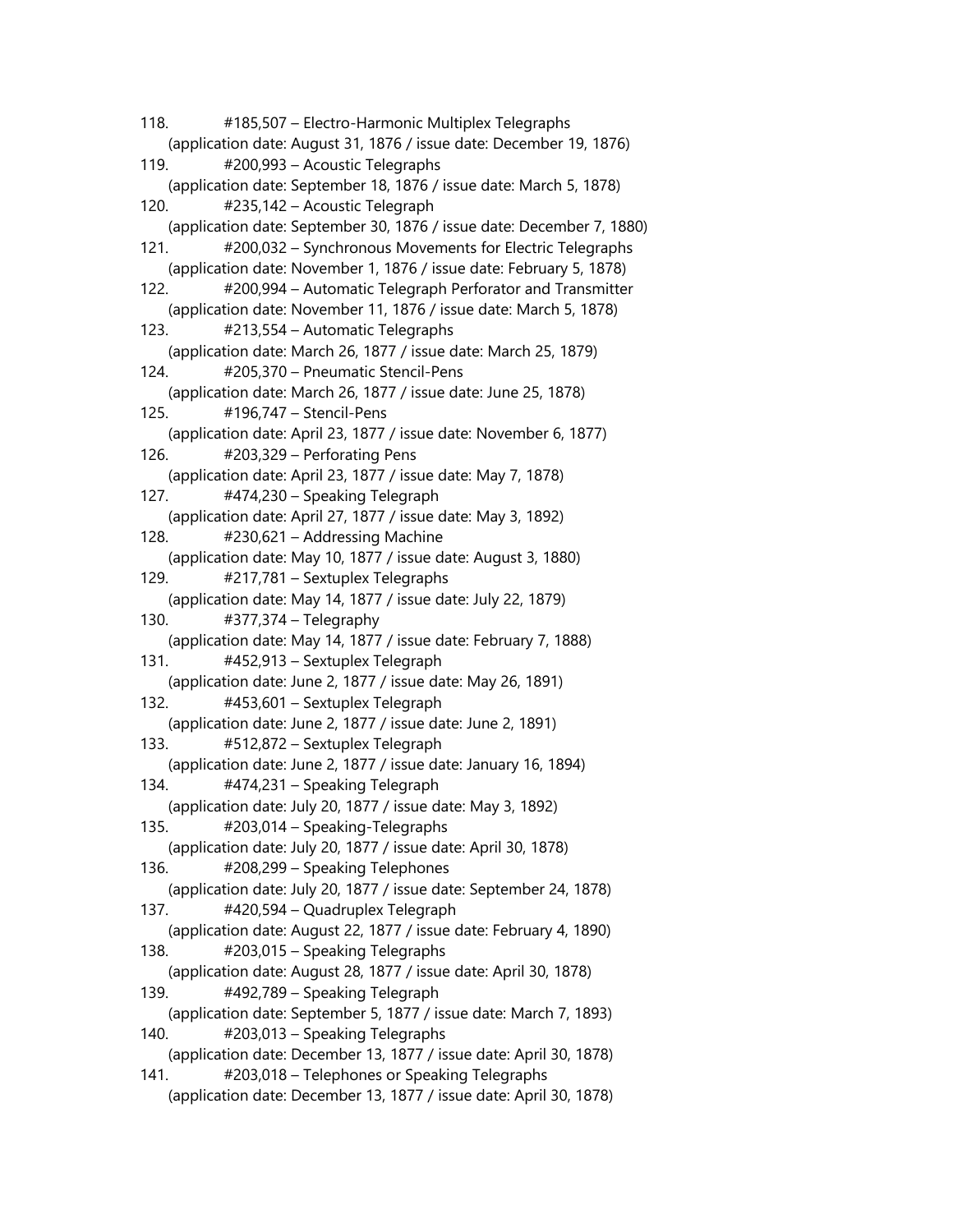118. #185,507 – Electro-Harmonic Multiplex Telegraphs
(application date: August 31, 1876 / issue date: December 19, 1876)

119. #200,993 – Acoustic Telegraphs
(application date: September 18, 1876 / issue date: March 5, 1878)

120. #235,142 – Acoustic Telegraph
(application date: September 30, 1876 / issue date: December 7, 1880)

121. #200,032 – Synchronous Movements for Electric Telegraphs
(application date: November 1, 1876 / issue date: February 5, 1878)

122. #200,994 – Automatic Telegraph Perforator and Transmitter
(application date: November 11, 1876 / issue date: March 5, 1878)

123. #213,554 – Automatic Telegraphs
(application date: March 26, 1877 / issue date: March 25, 1879)

124. #205,370 – Pneumatic Stencil-Pens
(application date: March 26, 1877 / issue date: June 25, 1878)

125. #196,747 – Stencil-Pens
(application date: April 23, 1877 / issue date: November 6, 1877)

126. #203,329 – Perforating Pens
(application date: April 23, 1877 / issue date: May 7, 1878)

127. #474,230 – Speaking Telegraph
(application date: April 27, 1877 / issue date: May 3, 1892)

128. #230,621 – Addressing Machine
(application date: May 10, 1877 / issue date: August 3, 1880)

129. #217,781 – Sextuplex Telegraphs
(application date: May 14, 1877 / issue date: July 22, 1879)

130. #377,374 – Telegraphy
(application date: May 14, 1877 / issue date: February 7, 1888)

131. #452,913 – Sextuplex Telegraph
(application date: June 2, 1877 / issue date: May 26, 1891)

132. #453,601 – Sextuplex Telegraph
(application date: June 2, 1877 / issue date: June 2, 1891)

133. #512,872 – Sextuplex Telegraph
(application date: June 2, 1877 / issue date: January 16, 1894)

134. #474,231 – Speaking Telegraph
(application date: July 20, 1877 / issue date: May 3, 1892)

135. #203,014 – Speaking-Telegraphs
(application date: July 20, 1877 / issue date: April 30, 1878)

136. #208,299 – Speaking Telephones
(application date: July 20, 1877 / issue date: September 24, 1878)

137. #420,594 – Quadruplex Telegraph
(application date: August 22, 1877 / issue date: February 4, 1890)

138. #203,015 – Speaking Telegraphs
(application date: August 28, 1877 / issue date: April 30, 1878)

139. #492,789 – Speaking Telegraph
(application date: September 5, 1877 / issue date: March 7, 1893)

140. #203,013 – Speaking Telegraphs
(application date: December 13, 1877 / issue date: April 30, 1878)

141. #203,018 – Telephones or Speaking Telegraphs
(application date: December 13, 1877 / issue date: April 30, 1878)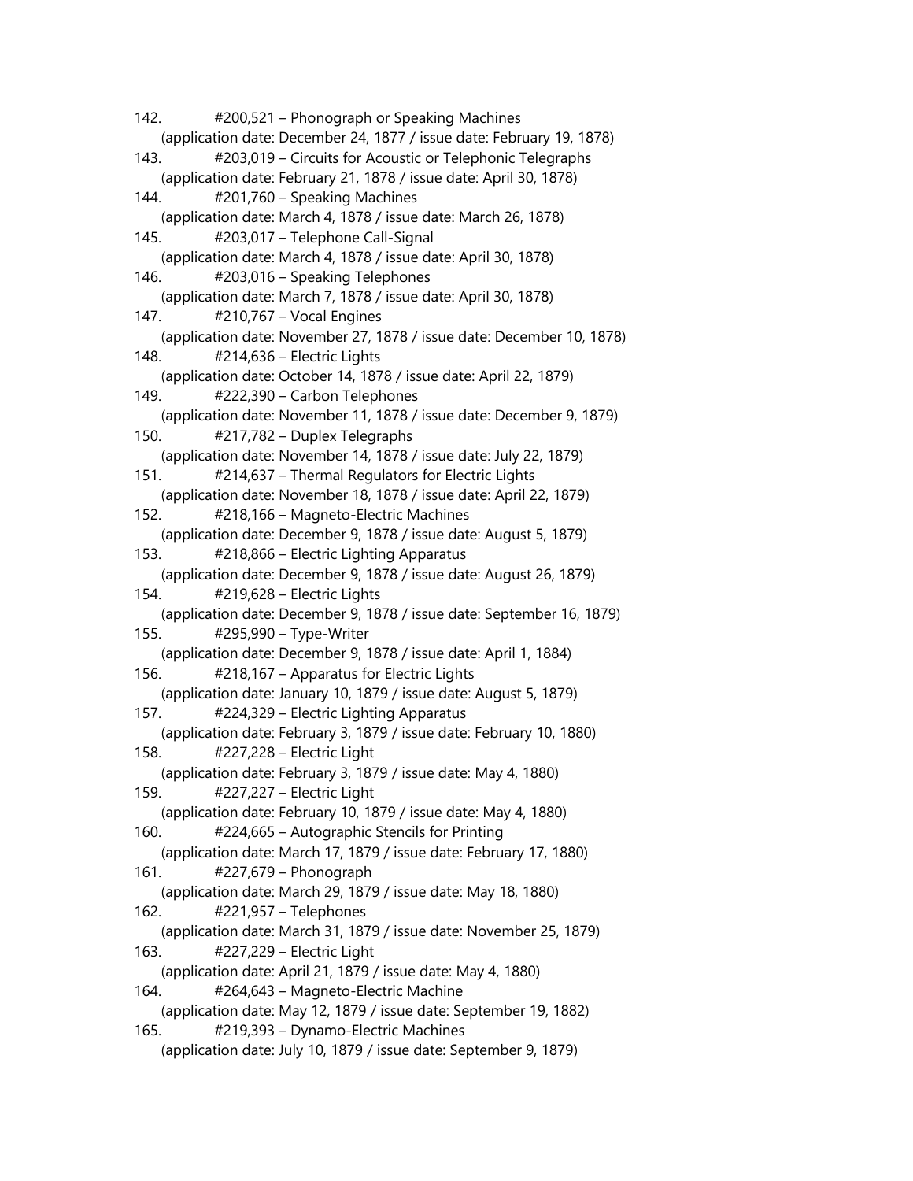142. #200,521 – Phonograph or Speaking Machines
(application date: December 24, 1877 / issue date: February 19, 1878)

143. #203,019 – Circuits for Acoustic or Telephonic Telegraphs
(application date: February 21, 1878 / issue date: April 30, 1878)

144. #201,760 – Speaking Machines
(application date: March 4, 1878 / issue date: March 26, 1878)

145. #203,017 – Telephone Call-Signal
(application date: March 4, 1878 / issue date: April 30, 1878)

146. #203,016 – Speaking Telephones
(application date: March 7, 1878 / issue date: April 30, 1878)

147. #210,767 – Vocal Engines
(application date: November 27, 1878 / issue date: December 10, 1878)

148. #214,636 – Electric Lights
(application date: October 14, 1878 / issue date: April 22, 1879)

149. #222,390 – Carbon Telephones
(application date: November 11, 1878 / issue date: December 9, 1879)

150. #217,782 – Duplex Telegraphs
(application date: November 14, 1878 / issue date: July 22, 1879)

151. #214,637 – Thermal Regulators for Electric Lights
(application date: November 18, 1878 / issue date: April 22, 1879)

152. #218,166 – Magneto-Electric Machines
(application date: December 9, 1878 / issue date: August 5, 1879)

153. #218,866 – Electric Lighting Apparatus
(application date: December 9, 1878 / issue date: August 26, 1879)

154. #219,628 – Electric Lights
(application date: December 9, 1878 / issue date: September 16, 1879)

155. #295,990 – Type-Writer
(application date: December 9, 1878 / issue date: April 1, 1884)

156. #218,167 – Apparatus for Electric Lights
(application date: January 10, 1879 / issue date: August 5, 1879)

157. #224,329 – Electric Lighting Apparatus
(application date: February 3, 1879 / issue date: February 10, 1880)

158. #227,228 – Electric Light
(application date: February 3, 1879 / issue date: May 4, 1880)

159. #227,227 – Electric Light
(application date: February 10, 1879 / issue date: May 4, 1880)

160. #224,665 – Autographic Stencils for Printing
(application date: March 17, 1879 / issue date: February 17, 1880)

161. #227,679 – Phonograph
(application date: March 29, 1879 / issue date: May 18, 1880)

162. #221,957 – Telephones
(application date: March 31, 1879 / issue date: November 25, 1879)

163. #227,229 – Electric Light
(application date: April 21, 1879 / issue date: May 4, 1880)

164. #264,643 – Magneto-Electric Machine
(application date: May 12, 1879 / issue date: September 19, 1882)

165. #219,393 – Dynamo-Electric Machines
(application date: July 10, 1879 / issue date: September 9, 1879)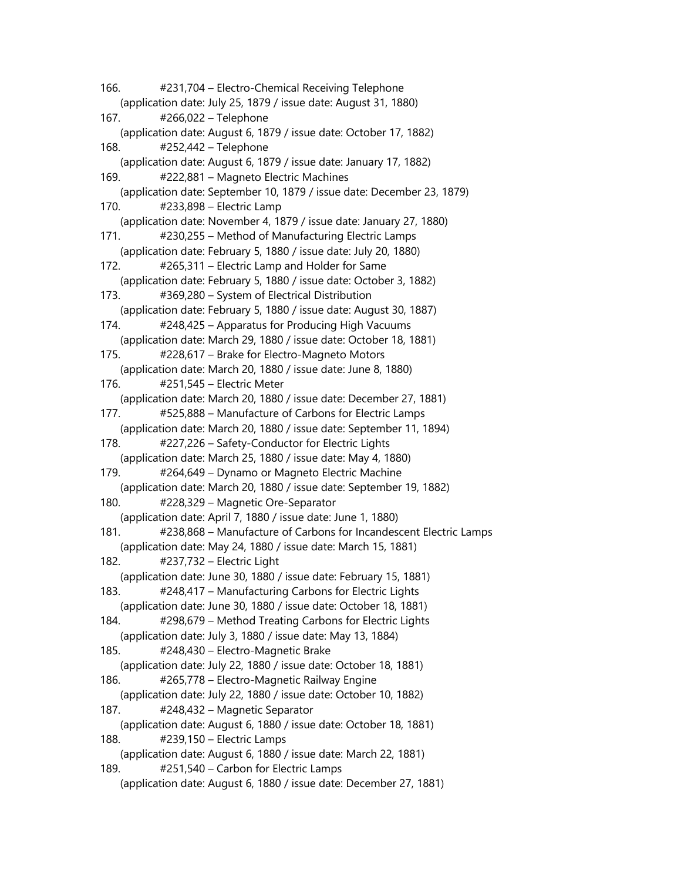166. #231,704 – Electro-Chemical Receiving Telephone
(application date: July 25, 1879 / issue date: August 31, 1880)
167. #266,022 – Telephone
(application date: August 6, 1879 / issue date: October 17, 1882)
168. #252,442 – Telephone
(application date: August 6, 1879 / issue date: January 17, 1882)
169. #222,881 – Magneto Electric Machines
(application date: September 10, 1879 / issue date: December 23, 1879)
170. #233,898 – Electric Lamp
(application date: November 4, 1879 / issue date: January 27, 1880)
171. #230,255 – Method of Manufacturing Electric Lamps
(application date: February 5, 1880 / issue date: July 20, 1880)
172. #265,311 – Electric Lamp and Holder for Same
(application date: February 5, 1880 / issue date: October 3, 1882)
173. #369,280 – System of Electrical Distribution
(application date: February 5, 1880 / issue date: August 30, 1887)
174. #248,425 – Apparatus for Producing High Vacuums
(application date: March 29, 1880 / issue date: October 18, 1881)
175. #228,617 – Brake for Electro-Magneto Motors
(application date: March 20, 1880 / issue date: June 8, 1880)
176. #251,545 – Electric Meter
(application date: March 20, 1880 / issue date: December 27, 1881)
177. #525,888 – Manufacture of Carbons for Electric Lamps
(application date: March 20, 1880 / issue date: September 11, 1894)
178. #227,226 – Safety-Conductor for Electric Lights
(application date: March 25, 1880 / issue date: May 4, 1880)
179. #264,649 – Dynamo or Magneto Electric Machine
(application date: March 20, 1880 / issue date: September 19, 1882)
180. #228,329 – Magnetic Ore-Separator
(application date: April 7, 1880 / issue date: June 1, 1880)
181. #238,868 – Manufacture of Carbons for Incandescent Electric Lamps
(application date: May 24, 1880 / issue date: March 15, 1881)
182. #237,732 – Electric Light
(application date: June 30, 1880 / issue date: February 15, 1881)
183. #248,417 – Manufacturing Carbons for Electric Lights
(application date: June 30, 1880 / issue date: October 18, 1881)
184. #298,679 – Method Treating Carbons for Electric Lights
(application date: July 3, 1880 / issue date: May 13, 1884)
185. #248,430 – Electro-Magnetic Brake
(application date: July 22, 1880 / issue date: October 18, 1881)
186. #265,778 – Electro-Magnetic Railway Engine
(application date: July 22, 1880 / issue date: October 10, 1882)
187. #248,432 – Magnetic Separator
(application date: August 6, 1880 / issue date: October 18, 1881)
188. #239,150 – Electric Lamps
(application date: August 6, 1880 / issue date: March 22, 1881)
189. #251,540 – Carbon for Electric Lamps
(application date: August 6, 1880 / issue date: December 27, 1881)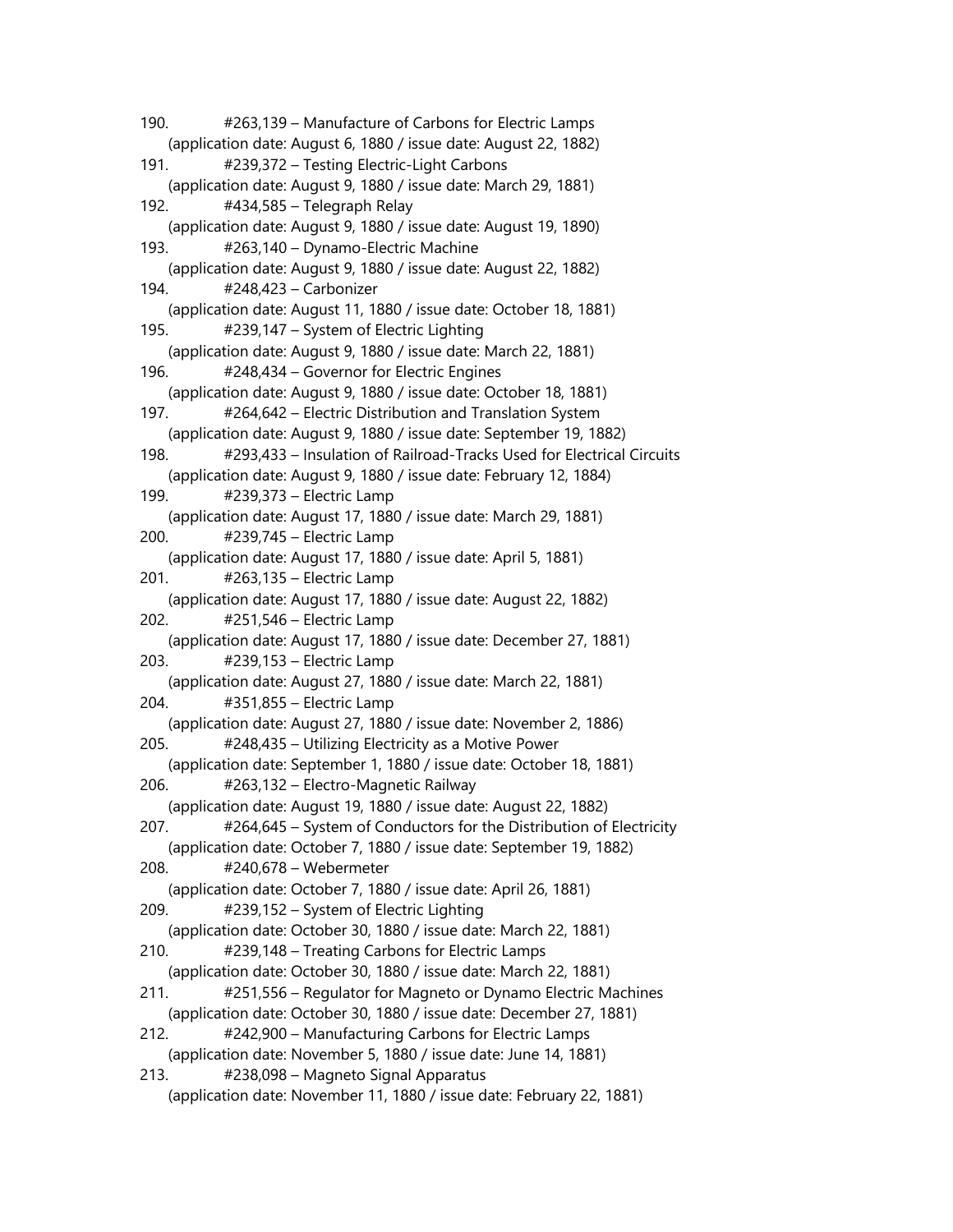190. #263,139 – Manufacture of Carbons for Electric Lamps
    (application date: August 6, 1880 / issue date: August 22, 1882)

191. #239,372 – Testing Electric-Light Carbons
    (application date: August 9, 1880 / issue date: March 29, 1881)

192. #434,585 – Telegraph Relay
    (application date: August 9, 1880 / issue date: August 19, 1890)

193. #263,140 – Dynamo-Electric Machine
    (application date: August 9, 1880 / issue date: August 22, 1882)

194. #248,423 – Carbonizer
    (application date: August 11, 1880 / issue date: October 18, 1881)

195. #239,147 – System of Electric Lighting
    (application date: August 9, 1880 / issue date: March 22, 1881)

196. #248,434 – Governor for Electric Engines
    (application date: August 9, 1880 / issue date: October 18, 1881)

197. #264,642 – Electric Distribution and Translation System
    (application date: August 9, 1880 / issue date: September 19, 1882)

198. #293,433 – Insulation of Railroad-Tracks Used for Electrical Circuits
    (application date: August 9, 1880 / issue date: February 12, 1884)

199. #239,373 – Electric Lamp
    (application date: August 17, 1880 / issue date: March 29, 1881)

200. #239,745 – Electric Lamp
    (application date: August 17, 1880 / issue date: April 5, 1881)

201. #263,135 – Electric Lamp
    (application date: August 17, 1880 / issue date: August 22, 1882)

202. #251,546 – Electric Lamp
    (application date: August 17, 1880 / issue date: December 27, 1881)

203. #239,153 – Electric Lamp
    (application date: August 27, 1880 / issue date: March 22, 1881)

204. #351,855 – Electric Lamp
    (application date: August 27, 1880 / issue date: November 2, 1886)

205. #248,435 – Utilizing Electricity as a Motive Power
    (application date: September 1, 1880 / issue date: October 18, 1881)

206. #263,132 – Electro-Magnetic Railway
    (application date: August 19, 1880 / issue date: August 22, 1882)

207. #264,645 – System of Conductors for the Distribution of Electricity
    (application date: October 7, 1880 / issue date: September 19, 1882)

208. #240,678 – Webermeter
    (application date: October 7, 1880 / issue date: April 26, 1881)

209. #239,152 – System of Electric Lighting
    (application date: October 30, 1880 / issue date: March 22, 1881)

210. #239,148 – Treating Carbons for Electric Lamps
    (application date: October 30, 1880 / issue date: March 22, 1881)

211. #251,556 – Regulator for Magneto or Dynamo Electric Machines
    (application date: October 30, 1880 / issue date: December 27, 1881)

212. #242,900 – Manufacturing Carbons for Electric Lamps
    (application date: November 5, 1880 / issue date: June 14, 1881)

213. #238,098 – Magneto Signal Apparatus
    (application date: November 11, 1880 / issue date: February 22, 1881)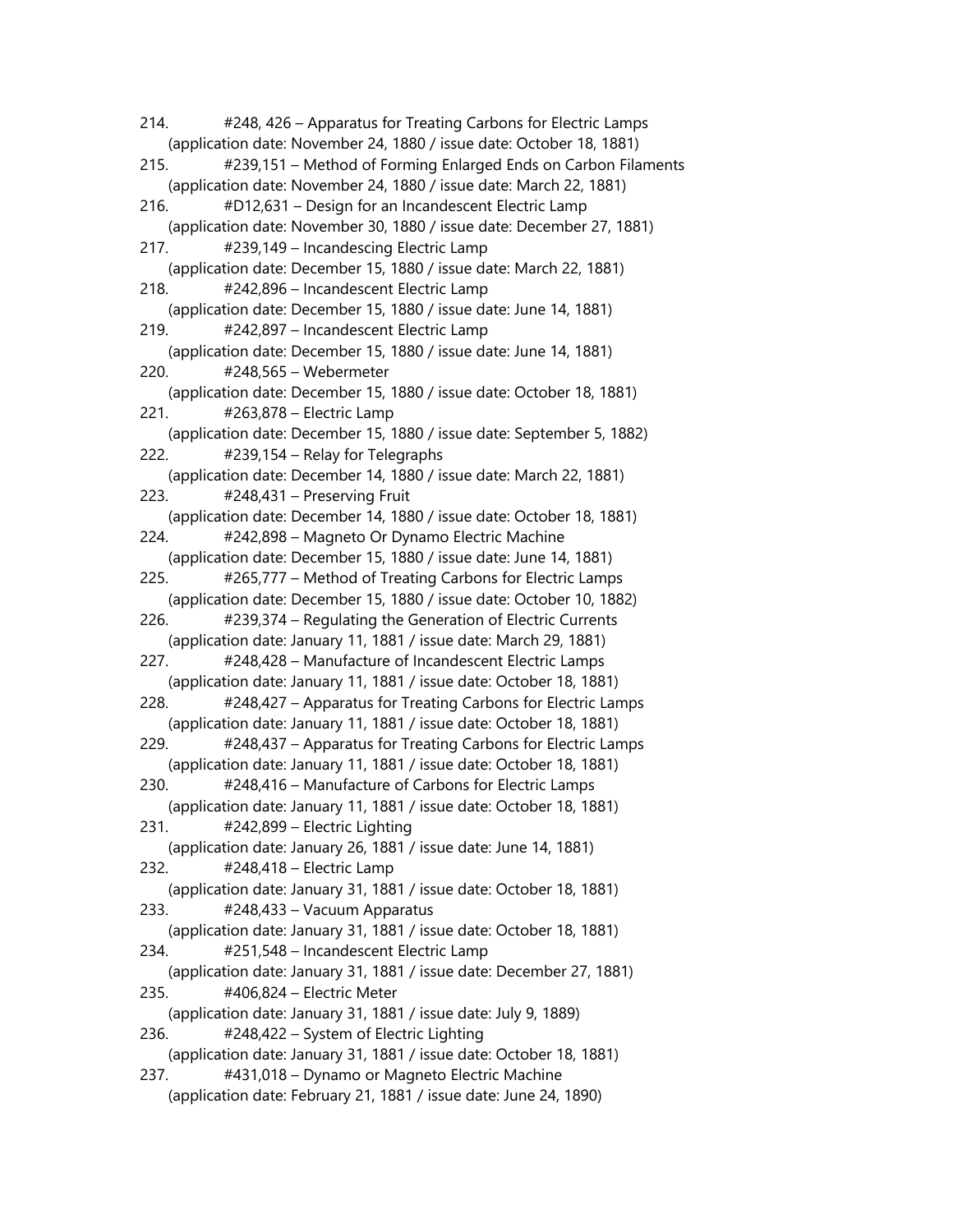214. #248, 426 – Apparatus for Treating Carbons for Electric Lamps
 (application date: November 24, 1880 / issue date: October 18, 1881)
215. #239,151 – Method of Forming Enlarged Ends on Carbon Filaments
 (application date: November 24, 1880 / issue date: March 22, 1881)
216. #D12,631 – Design for an Incandescent Electric Lamp
 (application date: November 30, 1880 / issue date: December 27, 1881)
217. #239,149 – Incandescing Electric Lamp
 (application date: December 15, 1880 / issue date: March 22, 1881)
218. #242,896 – Incandescent Electric Lamp
 (application date: December 15, 1880 / issue date: June 14, 1881)
219. #242,897 – Incandescent Electric Lamp
 (application date: December 15, 1880 / issue date: June 14, 1881)
220. #248,565 – Webermeter
 (application date: December 15, 1880 / issue date: October 18, 1881)
221. #263,878 – Electric Lamp
 (application date: December 15, 1880 / issue date: September 5, 1882)
222. #239,154 – Relay for Telegraphs
 (application date: December 14, 1880 / issue date: March 22, 1881)
223. #248,431 – Preserving Fruit
 (application date: December 14, 1880 / issue date: October 18, 1881)
224. #242,898 – Magneto Or Dynamo Electric Machine
 (application date: December 15, 1880 / issue date: June 14, 1881)
225. #265,777 – Method of Treating Carbons for Electric Lamps
 (application date: December 15, 1880 / issue date: October 10, 1882)
226. #239,374 – Regulating the Generation of Electric Currents
 (application date: January 11, 1881 / issue date: March 29, 1881)
227. #248,428 – Manufacture of Incandescent Electric Lamps
 (application date: January 11, 1881 / issue date: October 18, 1881)
228. #248,427 – Apparatus for Treating Carbons for Electric Lamps
 (application date: January 11, 1881 / issue date: October 18, 1881)
229. #248,437 – Apparatus for Treating Carbons for Electric Lamps
 (application date: January 11, 1881 / issue date: October 18, 1881)
230. #248,416 – Manufacture of Carbons for Electric Lamps
 (application date: January 11, 1881 / issue date: October 18, 1881)
231. #242,899 – Electric Lighting
 (application date: January 26, 1881 / issue date: June 14, 1881)
232. #248,418 – Electric Lamp
 (application date: January 31, 1881 / issue date: October 18, 1881)
233. #248,433 – Vacuum Apparatus
 (application date: January 31, 1881 / issue date: October 18, 1881)
234. #251,548 – Incandescent Electric Lamp
 (application date: January 31, 1881 / issue date: December 27, 1881)
235. #406,824 – Electric Meter
 (application date: January 31, 1881 / issue date: July 9, 1889)
236. #248,422 – System of Electric Lighting
 (application date: January 31, 1881 / issue date: October 18, 1881)
237. #431,018 – Dynamo or Magneto Electric Machine
 (application date: February 21, 1881 / issue date: June 24, 1890)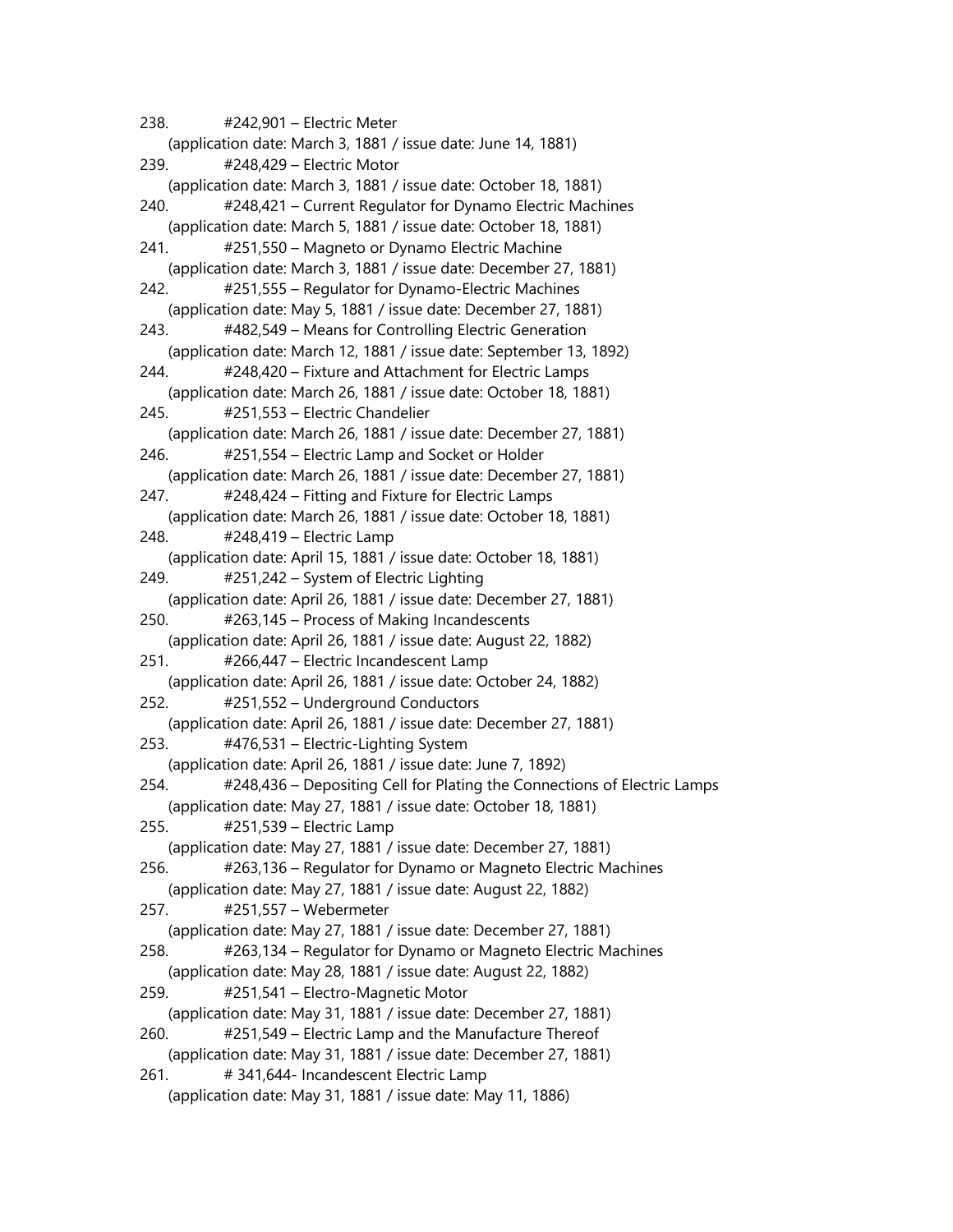238. #242,901 – Electric Meter
(application date: March 3, 1881 / issue date: June 14, 1881)

239. #248,429 – Electric Motor
(application date: March 3, 1881 / issue date: October 18, 1881)

240. #248,421 – Current Regulator for Dynamo Electric Machines
(application date: March 5, 1881 / issue date: October 18, 1881)

241. #251,550 – Magneto or Dynamo Electric Machine
(application date: March 3, 1881 / issue date: December 27, 1881)

242. #251,555 – Regulator for Dynamo-Electric Machines
(application date: May 5, 1881 / issue date: December 27, 1881)

243. #482,549 – Means for Controlling Electric Generation
(application date: March 12, 1881 / issue date: September 13, 1892)

244. #248,420 – Fixture and Attachment for Electric Lamps
(application date: March 26, 1881 / issue date: October 18, 1881)

245. #251,553 – Electric Chandelier
(application date: March 26, 1881 / issue date: December 27, 1881)

246. #251,554 – Electric Lamp and Socket or Holder
(application date: March 26, 1881 / issue date: December 27, 1881)

247. #248,424 – Fitting and Fixture for Electric Lamps
(application date: March 26, 1881 / issue date: October 18, 1881)

248. #248,419 – Electric Lamp
(application date: April 15, 1881 / issue date: October 18, 1881)

249. #251,242 – System of Electric Lighting
(application date: April 26, 1881 / issue date: December 27, 1881)

250. #263,145 – Process of Making Incandescents
(application date: April 26, 1881 / issue date: August 22, 1882)

251. #266,447 – Electric Incandescent Lamp
(application date: April 26, 1881 / issue date: October 24, 1882)

252. #251,552 – Underground Conductors
(application date: April 26, 1881 / issue date: December 27, 1881)

253. #476,531 – Electric-Lighting System
(application date: April 26, 1881 / issue date: June 7, 1892)

254. #248,436 – Depositing Cell for Plating the Connections of Electric Lamps
(application date: May 27, 1881 / issue date: October 18, 1881)

255. #251,539 – Electric Lamp
(application date: May 27, 1881 / issue date: December 27, 1881)

256. #263,136 – Regulator for Dynamo or Magneto Electric Machines
(application date: May 27, 1881 / issue date: August 22, 1882)

257. #251,557 – Webermeter
(application date: May 27, 1881 / issue date: December 27, 1881)

258. #263,134 – Regulator for Dynamo or Magneto Electric Machines
(application date: May 28, 1881 / issue date: August 22, 1882)

259. #251,541 – Electro-Magnetic Motor
(application date: May 31, 1881 / issue date: December 27, 1881)

260. #251,549 – Electric Lamp and the Manufacture Thereof
(application date: May 31, 1881 / issue date: December 27, 1881)

261. # 341,644- Incandescent Electric Lamp
(application date: May 31, 1881 / issue date: May 11, 1886)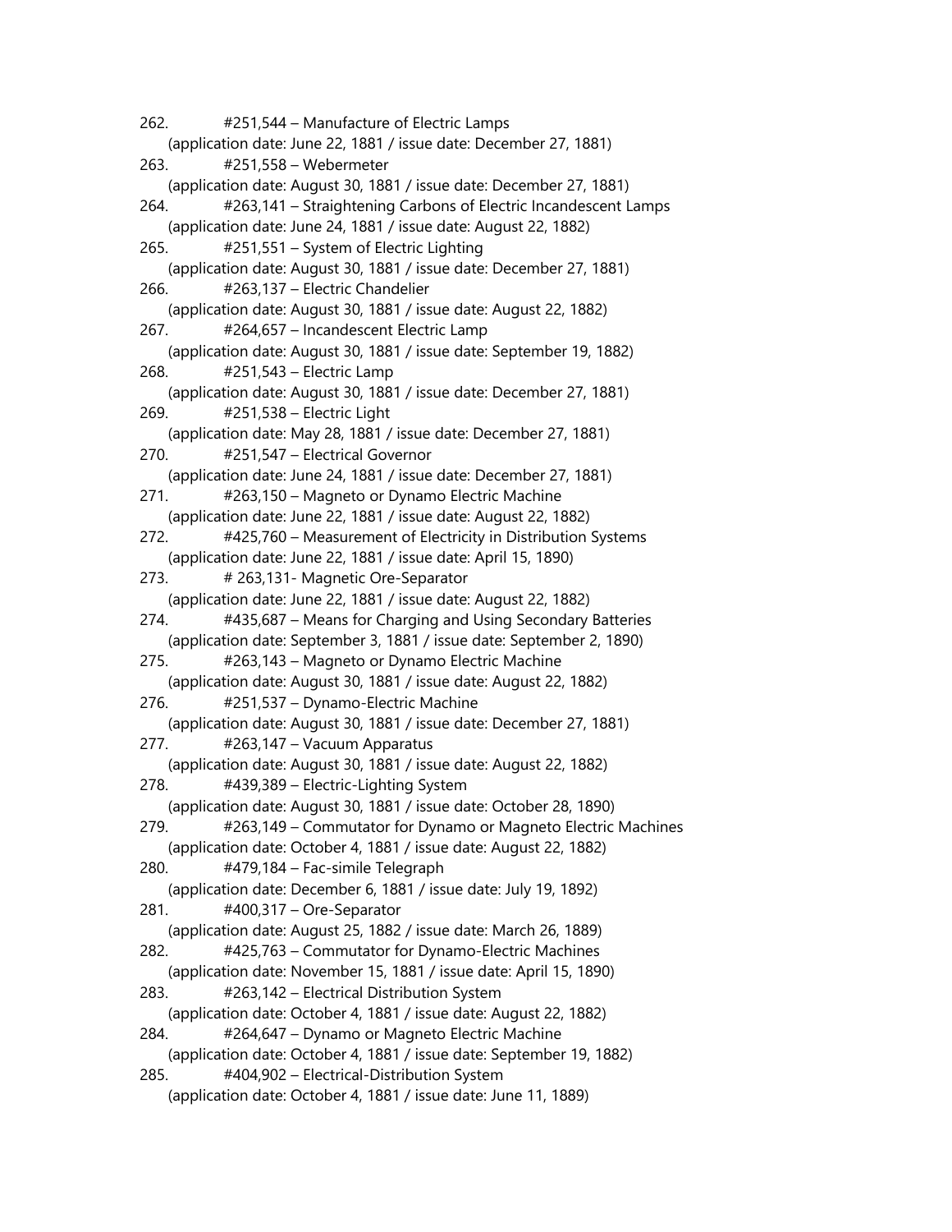262. #251,544 – Manufacture of Electric Lamps
(application date: June 22, 1881 / issue date: December 27, 1881)

263. #251,558 – Webermeter
(application date: August 30, 1881 / issue date: December 27, 1881)

264. #263,141 – Straightening Carbons of Electric Incandescent Lamps
(application date: June 24, 1881 / issue date: August 22, 1882)

265. #251,551 – System of Electric Lighting
(application date: August 30, 1881 / issue date: December 27, 1881)

266. #263,137 – Electric Chandelier
(application date: August 30, 1881 / issue date: August 22, 1882)

267. #264,657 – Incandescent Electric Lamp
(application date: August 30, 1881 / issue date: September 19, 1882)

268. #251,543 – Electric Lamp
(application date: August 30, 1881 / issue date: December 27, 1881)

269. #251,538 – Electric Light
(application date: May 28, 1881 / issue date: December 27, 1881)

270. #251,547 – Electrical Governor
(application date: June 24, 1881 / issue date: December 27, 1881)

271. #263,150 – Magneto or Dynamo Electric Machine
(application date: June 22, 1881 / issue date: August 22, 1882)

272. #425,760 – Measurement of Electricity in Distribution Systems
(application date: June 22, 1881 / issue date: April 15, 1890)

273. # 263,131- Magnetic Ore-Separator
(application date: June 22, 1881 / issue date: August 22, 1882)

274. #435,687 – Means for Charging and Using Secondary Batteries
(application date: September 3, 1881 / issue date: September 2, 1890)

275. #263,143 – Magneto or Dynamo Electric Machine
(application date: August 30, 1881 / issue date: August 22, 1882)

276. #251,537 – Dynamo-Electric Machine
(application date: August 30, 1881 / issue date: December 27, 1881)

277. #263,147 – Vacuum Apparatus
(application date: August 30, 1881 / issue date: August 22, 1882)

278. #439,389 – Electric-Lighting System
(application date: August 30, 1881 / issue date: October 28, 1890)

279. #263,149 – Commutator for Dynamo or Magneto Electric Machines
(application date: October 4, 1881 / issue date: August 22, 1882)

280. #479,184 – Fac-simile Telegraph
(application date: December 6, 1881 / issue date: July 19, 1892)

281. #400,317 – Ore-Separator
(application date: August 25, 1882 / issue date: March 26, 1889)

282. #425,763 – Commutator for Dynamo-Electric Machines
(application date: November 15, 1881 / issue date: April 15, 1890)

283. #263,142 – Electrical Distribution System
(application date: October 4, 1881 / issue date: August 22, 1882)

284. #264,647 – Dynamo or Magneto Electric Machine
(application date: October 4, 1881 / issue date: September 19, 1882)

285. #404,902 – Electrical-Distribution System
(application date: October 4, 1881 / issue date: June 11, 1889)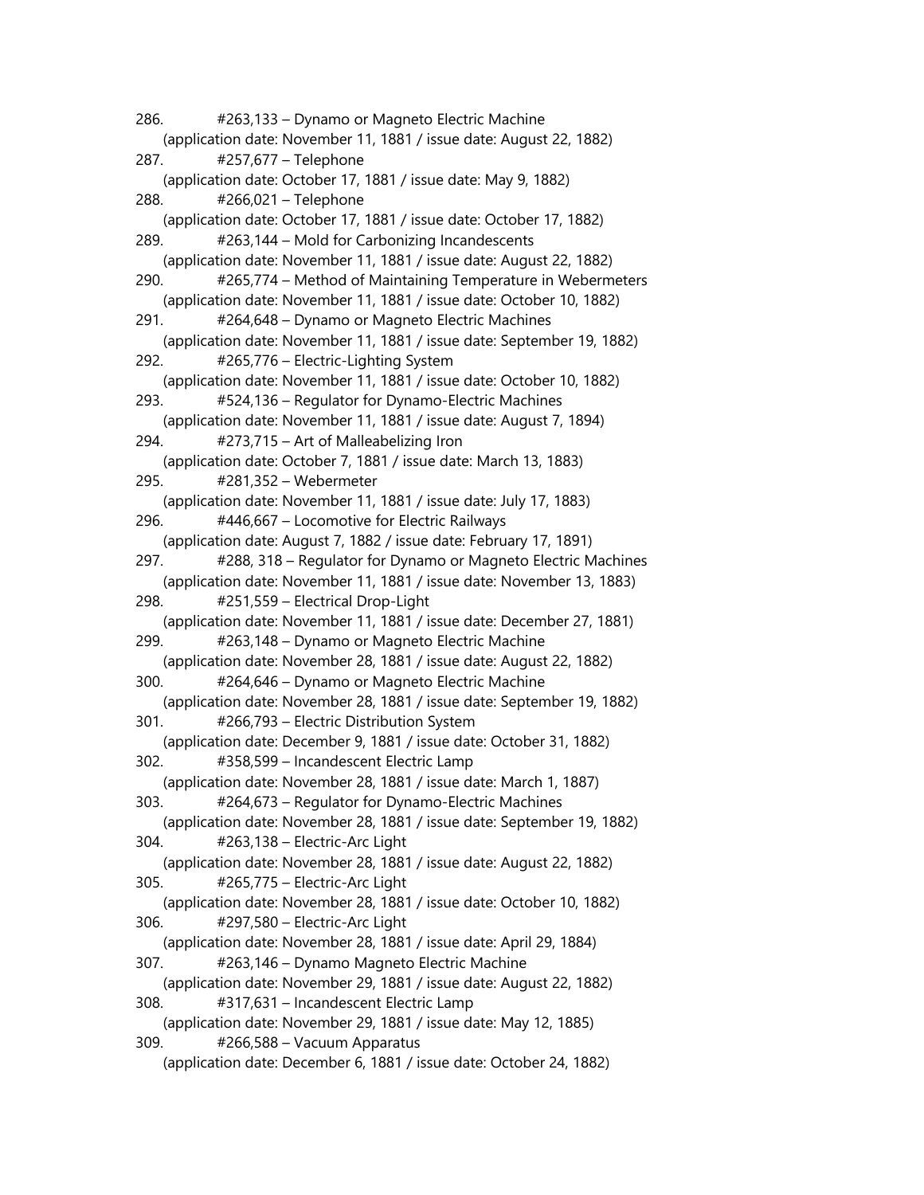286. #263,133 – Dynamo or Magneto Electric Machine
    (application date: November 11, 1881 / issue date: August 22, 1882)
287. #257,677 – Telephone
    (application date: October 17, 1881 / issue date: May 9, 1882)
288. #266,021 – Telephone
    (application date: October 17, 1881 / issue date: October 17, 1882)
289. #263,144 – Mold for Carbonizing Incandescents
    (application date: November 11, 1881 / issue date: August 22, 1882)
290. #265,774 – Method of Maintaining Temperature in Webermeters
    (application date: November 11, 1881 / issue date: October 10, 1882)
291. #264,648 – Dynamo or Magneto Electric Machines
    (application date: November 11, 1881 / issue date: September 19, 1882)
292. #265,776 – Electric-Lighting System
    (application date: November 11, 1881 / issue date: October 10, 1882)
293. #524,136 – Regulator for Dynamo-Electric Machines
    (application date: November 11, 1881 / issue date: August 7, 1894)
294. #273,715 – Art of Malleabelizing Iron
    (application date: October 7, 1881 / issue date: March 13, 1883)
295. #281,352 – Webermeter
    (application date: November 11, 1881 / issue date: July 17, 1883)
296. #446,667 – Locomotive for Electric Railways
    (application date: August 7, 1882 / issue date: February 17, 1891)
297. #288, 318 – Regulator for Dynamo or Magneto Electric Machines
    (application date: November 11, 1881 / issue date: November 13, 1883)
298. #251,559 – Electrical Drop-Light
    (application date: November 11, 1881 / issue date: December 27, 1881)
299. #263,148 – Dynamo or Magneto Electric Machine
    (application date: November 28, 1881 / issue date: August 22, 1882)
300. #264,646 – Dynamo or Magneto Electric Machine
    (application date: November 28, 1881 / issue date: September 19, 1882)
301. #266,793 – Electric Distribution System
    (application date: December 9, 1881 / issue date: October 31, 1882)
302. #358,599 – Incandescent Electric Lamp
    (application date: November 28, 1881 / issue date: March 1, 1887)
303. #264,673 – Regulator for Dynamo-Electric Machines
    (application date: November 28, 1881 / issue date: September 19, 1882)
304. #263,138 – Electric-Arc Light
    (application date: November 28, 1881 / issue date: August 22, 1882)
305. #265,775 – Electric-Arc Light
    (application date: November 28, 1881 / issue date: October 10, 1882)
306. #297,580 – Electric-Arc Light
    (application date: November 28, 1881 / issue date: April 29, 1884)
307. #263,146 – Dynamo Magneto Electric Machine
    (application date: November 29, 1881 / issue date: August 22, 1882)
308. #317,631 – Incandescent Electric Lamp
    (application date: November 29, 1881 / issue date: May 12, 1885)
309. #266,588 – Vacuum Apparatus
    (application date: December 6, 1881 / issue date: October 24, 1882)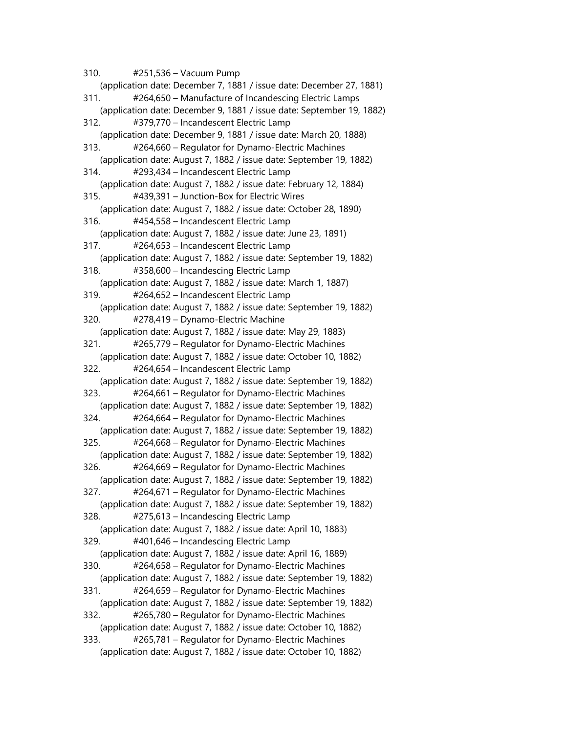310. #251,536 – Vacuum Pump
 (application date: December 7, 1881 / issue date: December 27, 1881)
311. #264,650 – Manufacture of Incandescing Electric Lamps
 (application date: December 9, 1881 / issue date: September 19, 1882)
312. #379,770 – Incandescent Electric Lamp
 (application date: December 9, 1881 / issue date: March 20, 1888)
313. #264,660 – Regulator for Dynamo-Electric Machines
 (application date: August 7, 1882 / issue date: September 19, 1882)
314. #293,434 – Incandescent Electric Lamp
 (application date: August 7, 1882 / issue date: February 12, 1884)
315. #439,391 – Junction-Box for Electric Wires
 (application date: August 7, 1882 / issue date: October 28, 1890)
316. #454,558 – Incandescent Electric Lamp
 (application date: August 7, 1882 / issue date: June 23, 1891)
317. #264,653 – Incandescent Electric Lamp
 (application date: August 7, 1882 / issue date: September 19, 1882)
318. #358,600 – Incandescing Electric Lamp
 (application date: August 7, 1882 / issue date: March 1, 1887)
319. #264,652 – Incandescent Electric Lamp
 (application date: August 7, 1882 / issue date: September 19, 1882)
320. #278,419 – Dynamo-Electric Machine
 (application date: August 7, 1882 / issue date: May 29, 1883)
321. #265,779 – Regulator for Dynamo-Electric Machines
 (application date: August 7, 1882 / issue date: October 10, 1882)
322. #264,654 – Incandescent Electric Lamp
 (application date: August 7, 1882 / issue date: September 19, 1882)
323. #264,661 – Regulator for Dynamo-Electric Machines
 (application date: August 7, 1882 / issue date: September 19, 1882)
324. #264,664 – Regulator for Dynamo-Electric Machines
 (application date: August 7, 1882 / issue date: September 19, 1882)
325. #264,668 – Regulator for Dynamo-Electric Machines
 (application date: August 7, 1882 / issue date: September 19, 1882)
326. #264,669 – Regulator for Dynamo-Electric Machines
 (application date: August 7, 1882 / issue date: September 19, 1882)
327. #264,671 – Regulator for Dynamo-Electric Machines
 (application date: August 7, 1882 / issue date: September 19, 1882)
328. #275,613 – Incandescing Electric Lamp
 (application date: August 7, 1882 / issue date: April 10, 1883)
329. #401,646 – Incandescing Electric Lamp
 (application date: August 7, 1882 / issue date: April 16, 1889)
330. #264,658 – Regulator for Dynamo-Electric Machines
 (application date: August 7, 1882 / issue date: September 19, 1882)
331. #264,659 – Regulator for Dynamo-Electric Machines
 (application date: August 7, 1882 / issue date: September 19, 1882)
332. #265,780 – Regulator for Dynamo-Electric Machines
 (application date: August 7, 1882 / issue date: October 10, 1882)
333. #265,781 – Regulator for Dynamo-Electric Machines
 (application date: August 7, 1882 / issue date: October 10, 1882)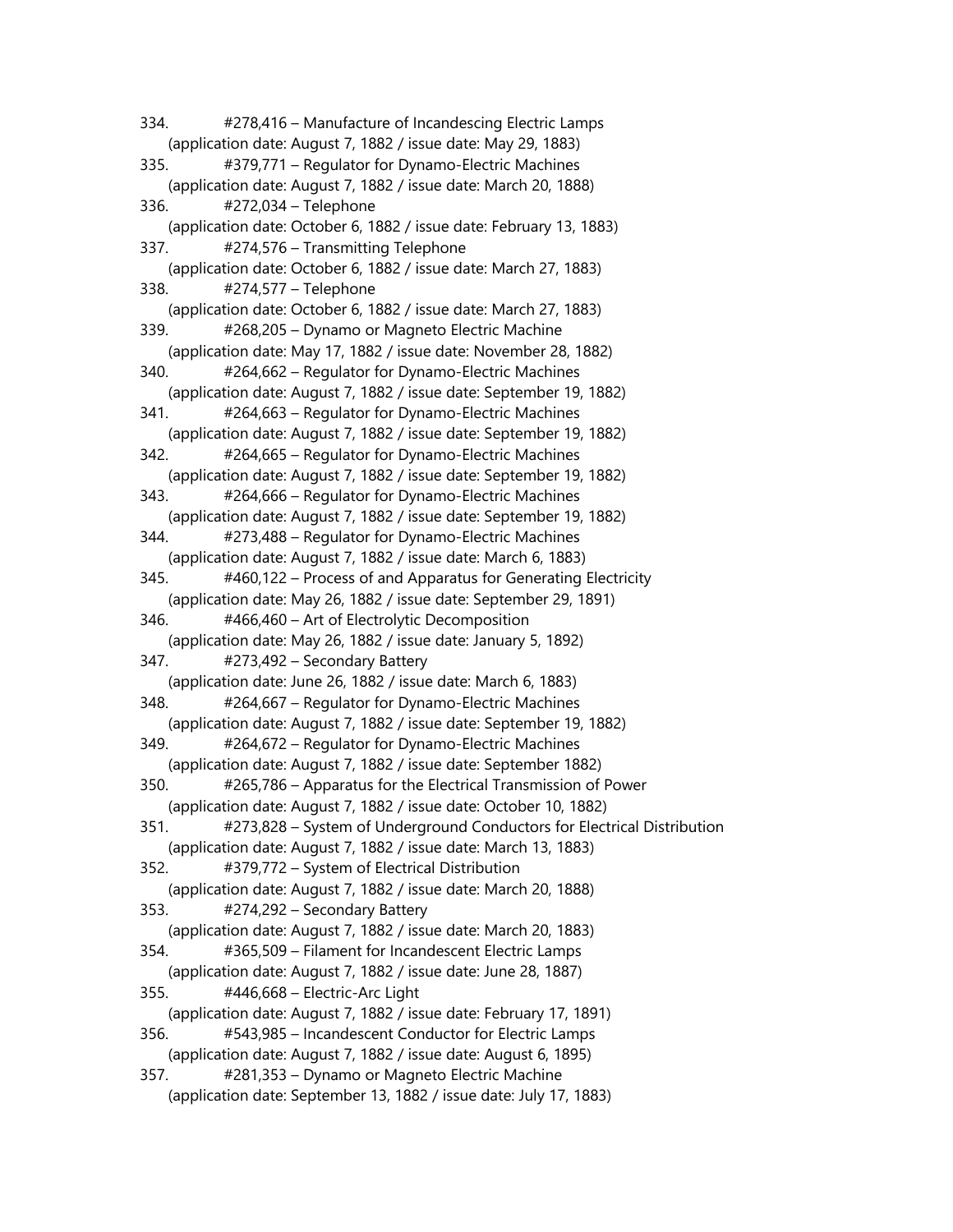334. #278,416 – Manufacture of Incandescing Electric Lamps
(application date: August 7, 1882 / issue date: May 29, 1883)

335. #379,771 – Regulator for Dynamo-Electric Machines
(application date: August 7, 1882 / issue date: March 20, 1888)

336. #272,034 – Telephone
(application date: October 6, 1882 / issue date: February 13, 1883)

337. #274,576 – Transmitting Telephone
(application date: October 6, 1882 / issue date: March 27, 1883)

338. #274,577 – Telephone
(application date: October 6, 1882 / issue date: March 27, 1883)

339. #268,205 – Dynamo or Magneto Electric Machine
(application date: May 17, 1882 / issue date: November 28, 1882)

340. #264,662 – Regulator for Dynamo-Electric Machines
(application date: August 7, 1882 / issue date: September 19, 1882)

341. #264,663 – Regulator for Dynamo-Electric Machines
(application date: August 7, 1882 / issue date: September 19, 1882)

342. #264,665 – Regulator for Dynamo-Electric Machines
(application date: August 7, 1882 / issue date: September 19, 1882)

343. #264,666 – Regulator for Dynamo-Electric Machines
(application date: August 7, 1882 / issue date: September 19, 1882)

344. #273,488 – Regulator for Dynamo-Electric Machines
(application date: August 7, 1882 / issue date: March 6, 1883)

345. #460,122 – Process of and Apparatus for Generating Electricity
(application date: May 26, 1882 / issue date: September 29, 1891)

346. #466,460 – Art of Electrolytic Decomposition
(application date: May 26, 1882 / issue date: January 5, 1892)

347. #273,492 – Secondary Battery
(application date: June 26, 1882 / issue date: March 6, 1883)

348. #264,667 – Regulator for Dynamo-Electric Machines
(application date: August 7, 1882 / issue date: September 19, 1882)

349. #264,672 – Regulator for Dynamo-Electric Machines
(application date: August 7, 1882 / issue date: September 1882)

350. #265,786 – Apparatus for the Electrical Transmission of Power
(application date: August 7, 1882 / issue date: October 10, 1882)

351. #273,828 – System of Underground Conductors for Electrical Distribution
(application date: August 7, 1882 / issue date: March 13, 1883)

352. #379,772 – System of Electrical Distribution
(application date: August 7, 1882 / issue date: March 20, 1888)

353. #274,292 – Secondary Battery
(application date: August 7, 1882 / issue date: March 20, 1883)

354. #365,509 – Filament for Incandescent Electric Lamps
(application date: August 7, 1882 / issue date: June 28, 1887)

355. #446,668 – Electric-Arc Light
(application date: August 7, 1882 / issue date: February 17, 1891)

356. #543,985 – Incandescent Conductor for Electric Lamps
(application date: August 7, 1882 / issue date: August 6, 1895)

357. #281,353 – Dynamo or Magneto Electric Machine
(application date: September 13, 1882 / issue date: July 17, 1883)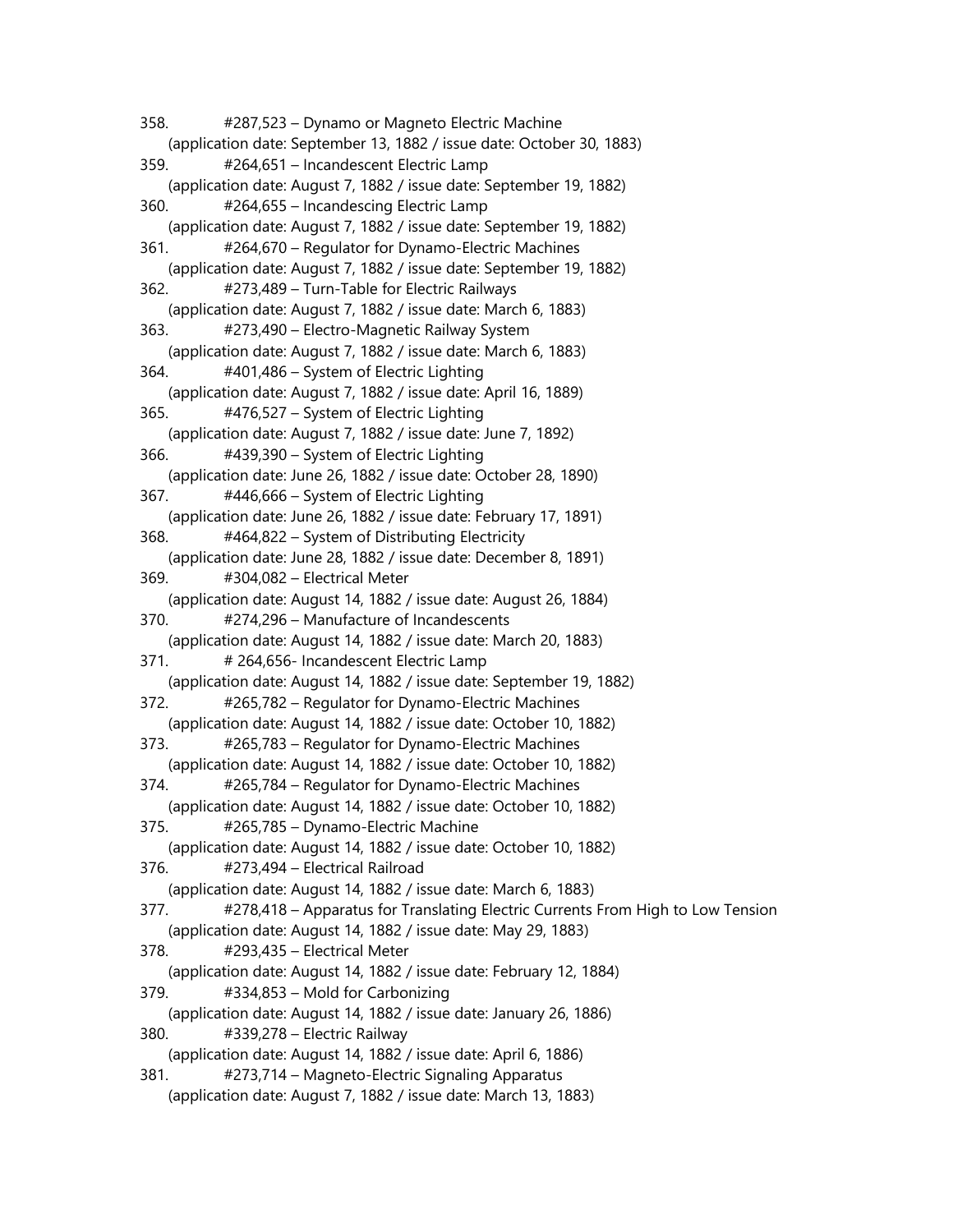358. #287,523 – Dynamo or Magneto Electric Machine
(application date: September 13, 1882 / issue date: October 30, 1883)
359. #264,651 – Incandescent Electric Lamp
(application date: August 7, 1882 / issue date: September 19, 1882)
360. #264,655 – Incandescing Electric Lamp
(application date: August 7, 1882 / issue date: September 19, 1882)
361. #264,670 – Regulator for Dynamo-Electric Machines
(application date: August 7, 1882 / issue date: September 19, 1882)
362. #273,489 – Turn-Table for Electric Railways
(application date: August 7, 1882 / issue date: March 6, 1883)
363. #273,490 – Electro-Magnetic Railway System
(application date: August 7, 1882 / issue date: March 6, 1883)
364. #401,486 – System of Electric Lighting
(application date: August 7, 1882 / issue date: April 16, 1889)
365. #476,527 – System of Electric Lighting
(application date: August 7, 1882 / issue date: June 7, 1892)
366. #439,390 – System of Electric Lighting
(application date: June 26, 1882 / issue date: October 28, 1890)
367. #446,666 – System of Electric Lighting
(application date: June 26, 1882 / issue date: February 17, 1891)
368. #464,822 – System of Distributing Electricity
(application date: June 28, 1882 / issue date: December 8, 1891)
369. #304,082 – Electrical Meter
(application date: August 14, 1882 / issue date: August 26, 1884)
370. #274,296 – Manufacture of Incandescents
(application date: August 14, 1882 / issue date: March 20, 1883)
371. # 264,656- Incandescent Electric Lamp
(application date: August 14, 1882 / issue date: September 19, 1882)
372. #265,782 – Regulator for Dynamo-Electric Machines
(application date: August 14, 1882 / issue date: October 10, 1882)
373. #265,783 – Regulator for Dynamo-Electric Machines
(application date: August 14, 1882 / issue date: October 10, 1882)
374. #265,784 – Regulator for Dynamo-Electric Machines
(application date: August 14, 1882 / issue date: October 10, 1882)
375. #265,785 – Dynamo-Electric Machine
(application date: August 14, 1882 / issue date: October 10, 1882)
376. #273,494 – Electrical Railroad
(application date: August 14, 1882 / issue date: March 6, 1883)
377. #278,418 – Apparatus for Translating Electric Currents From High to Low Tension
(application date: August 14, 1882 / issue date: May 29, 1883)
378. #293,435 – Electrical Meter
(application date: August 14, 1882 / issue date: February 12, 1884)
379. #334,853 – Mold for Carbonizing
(application date: August 14, 1882 / issue date: January 26, 1886)
380. #339,278 – Electric Railway
(application date: August 14, 1882 / issue date: April 6, 1886)
381. #273,714 – Magneto-Electric Signaling Apparatus
(application date: August 7, 1882 / issue date: March 13, 1883)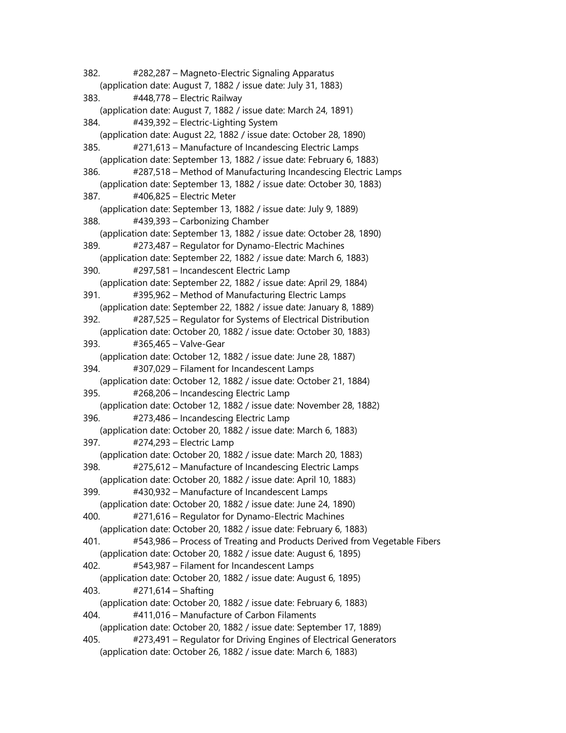382. #282,287 – Magneto-Electric Signaling Apparatus
(application date: August 7, 1882 / issue date: July 31, 1883)

383. #448,778 – Electric Railway
(application date: August 7, 1882 / issue date: March 24, 1891)

384. #439,392 – Electric-Lighting System
(application date: August 22, 1882 / issue date: October 28, 1890)

385. #271,613 – Manufacture of Incandescing Electric Lamps
(application date: September 13, 1882 / issue date: February 6, 1883)

386. #287,518 – Method of Manufacturing Incandescing Electric Lamps
(application date: September 13, 1882 / issue date: October 30, 1883)

387. #406,825 – Electric Meter
(application date: September 13, 1882 / issue date: July 9, 1889)

388. #439,393 – Carbonizing Chamber
(application date: September 13, 1882 / issue date: October 28, 1890)

389. #273,487 – Regulator for Dynamo-Electric Machines
(application date: September 22, 1882 / issue date: March 6, 1883)

390. #297,581 – Incandescent Electric Lamp
(application date: September 22, 1882 / issue date: April 29, 1884)

391. #395,962 – Method of Manufacturing Electric Lamps
(application date: September 22, 1882 / issue date: January 8, 1889)

392. #287,525 – Regulator for Systems of Electrical Distribution
(application date: October 20, 1882 / issue date: October 30, 1883)

393. #365,465 – Valve-Gear
(application date: October 12, 1882 / issue date: June 28, 1887)

394. #307,029 – Filament for Incandescent Lamps
(application date: October 12, 1882 / issue date: October 21, 1884)

395. #268,206 – Incandescing Electric Lamp
(application date: October 12, 1882 / issue date: November 28, 1882)

396. #273,486 – Incandescing Electric Lamp
(application date: October 20, 1882 / issue date: March 6, 1883)

397. #274,293 – Electric Lamp
(application date: October 20, 1882 / issue date: March 20, 1883)

398. #275,612 – Manufacture of Incandescing Electric Lamps
(application date: October 20, 1882 / issue date: April 10, 1883)

399. #430,932 – Manufacture of Incandescent Lamps
(application date: October 20, 1882 / issue date: June 24, 1890)

400. #271,616 – Regulator for Dynamo-Electric Machines
(application date: October 20, 1882 / issue date: February 6, 1883)

401. #543,986 – Process of Treating and Products Derived from Vegetable Fibers
(application date: October 20, 1882 / issue date: August 6, 1895)

402. #543,987 – Filament for Incandescent Lamps
(application date: October 20, 1882 / issue date: August 6, 1895)

403. #271,614 – Shafting
(application date: October 20, 1882 / issue date: February 6, 1883)

404. #411,016 – Manufacture of Carbon Filaments
(application date: October 20, 1882 / issue date: September 17, 1889)

405. #273,491 – Regulator for Driving Engines of Electrical Generators
(application date: October 26, 1882 / issue date: March 6, 1883)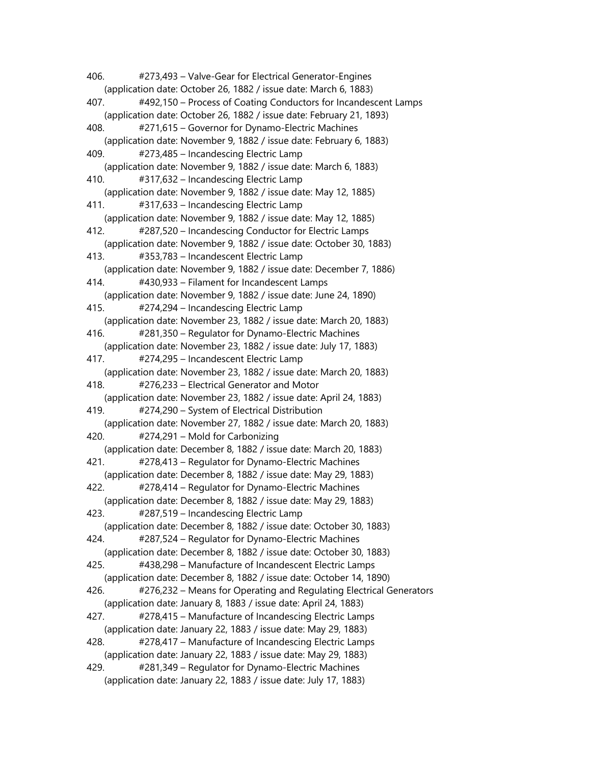406. #273,493 – Valve-Gear for Electrical Generator-Engines
(application date: October 26, 1882 / issue date: March 6, 1883)

407. #492,150 – Process of Coating Conductors for Incandescent Lamps
(application date: October 26, 1882 / issue date: February 21, 1893)

408. #271,615 – Governor for Dynamo-Electric Machines
(application date: November 9, 1882 / issue date: February 6, 1883)

409. #273,485 – Incandescing Electric Lamp
(application date: November 9, 1882 / issue date: March 6, 1883)

410. #317,632 – Incandescing Electric Lamp
(application date: November 9, 1882 / issue date: May 12, 1885)

411. #317,633 – Incandescing Electric Lamp
(application date: November 9, 1882 / issue date: May 12, 1885)

412. #287,520 – Incandescing Conductor for Electric Lamps
(application date: November 9, 1882 / issue date: October 30, 1883)

413. #353,783 – Incandescent Electric Lamp
(application date: November 9, 1882 / issue date: December 7, 1886)

414. #430,933 – Filament for Incandescent Lamps
(application date: November 9, 1882 / issue date: June 24, 1890)

415. #274,294 – Incandescing Electric Lamp
(application date: November 23, 1882 / issue date: March 20, 1883)

416. #281,350 – Regulator for Dynamo-Electric Machines
(application date: November 23, 1882 / issue date: July 17, 1883)

417. #274,295 – Incandescent Electric Lamp
(application date: November 23, 1882 / issue date: March 20, 1883)

418. #276,233 – Electrical Generator and Motor
(application date: November 23, 1882 / issue date: April 24, 1883)

419. #274,290 – System of Electrical Distribution
(application date: November 27, 1882 / issue date: March 20, 1883)

420. #274,291 – Mold for Carbonizing
(application date: December 8, 1882 / issue date: March 20, 1883)

421. #278,413 – Regulator for Dynamo-Electric Machines
(application date: December 8, 1882 / issue date: May 29, 1883)

422. #278,414 – Regulator for Dynamo-Electric Machines
(application date: December 8, 1882 / issue date: May 29, 1883)

423. #287,519 – Incandescing Electric Lamp
(application date: December 8, 1882 / issue date: October 30, 1883)

424. #287,524 – Regulator for Dynamo-Electric Machines
(application date: December 8, 1882 / issue date: October 30, 1883)

425. #438,298 – Manufacture of Incandescent Electric Lamps
(application date: December 8, 1882 / issue date: October 14, 1890)

426. #276,232 – Means for Operating and Regulating Electrical Generators
(application date: January 8, 1883 / issue date: April 24, 1883)

427. #278,415 – Manufacture of Incandescing Electric Lamps
(application date: January 22, 1883 / issue date: May 29, 1883)

428. #278,417 – Manufacture of Incandescing Electric Lamps
(application date: January 22, 1883 / issue date: May 29, 1883)

429. #281,349 – Regulator for Dynamo-Electric Machines
(application date: January 22, 1883 / issue date: July 17, 1883)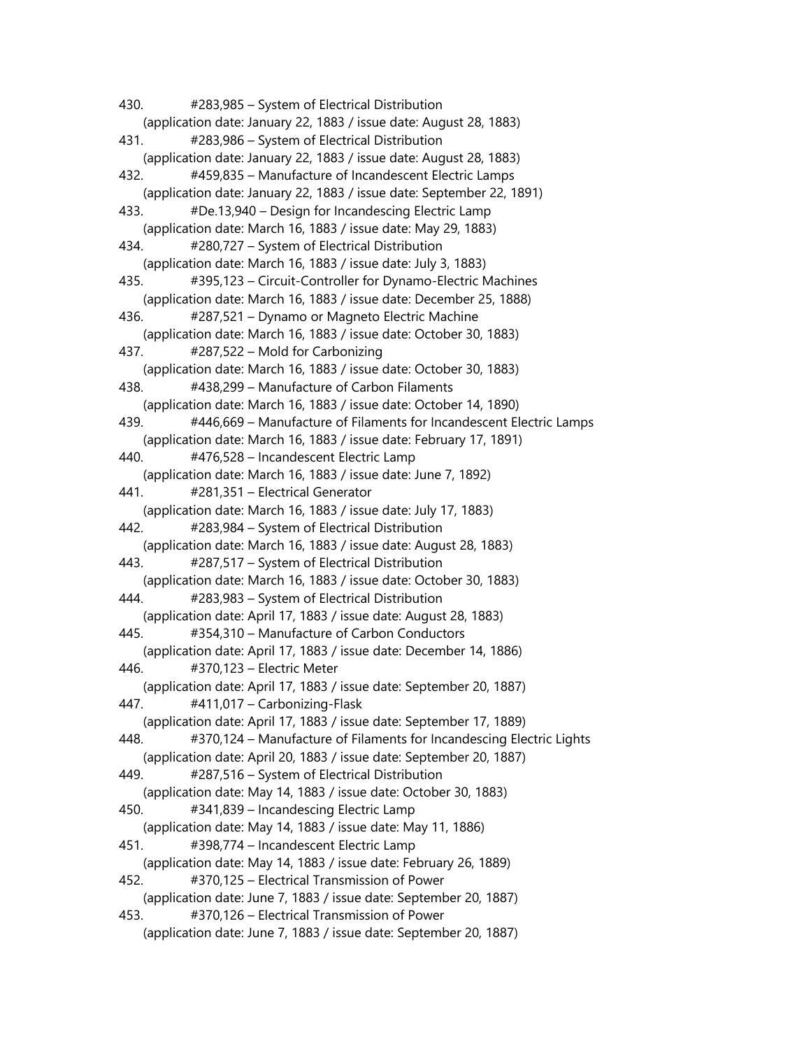430. #283,985 – System of Electrical Distribution
(application date: January 22, 1883 / issue date: August 28, 1883)

431. #283,986 – System of Electrical Distribution
(application date: January 22, 1883 / issue date: August 28, 1883)

432. #459,835 – Manufacture of Incandescent Electric Lamps
(application date: January 22, 1883 / issue date: September 22, 1891)

433. #De.13,940 – Design for Incandescing Electric Lamp
(application date: March 16, 1883 / issue date: May 29, 1883)

434. #280,727 – System of Electrical Distribution
(application date: March 16, 1883 / issue date: July 3, 1883)

435. #395,123 – Circuit-Controller for Dynamo-Electric Machines
(application date: March 16, 1883 / issue date: December 25, 1888)

436. #287,521 – Dynamo or Magneto Electric Machine
(application date: March 16, 1883 / issue date: October 30, 1883)

437. #287,522 – Mold for Carbonizing
(application date: March 16, 1883 / issue date: October 30, 1883)

438. #438,299 – Manufacture of Carbon Filaments
(application date: March 16, 1883 / issue date: October 14, 1890)

439. #446,669 – Manufacture of Filaments for Incandescent Electric Lamps
(application date: March 16, 1883 / issue date: February 17, 1891)

440. #476,528 – Incandescent Electric Lamp
(application date: March 16, 1883 / issue date: June 7, 1892)

441. #281,351 – Electrical Generator
(application date: March 16, 1883 / issue date: July 17, 1883)

442. #283,984 – System of Electrical Distribution
(application date: March 16, 1883 / issue date: August 28, 1883)

443. #287,517 – System of Electrical Distribution
(application date: March 16, 1883 / issue date: October 30, 1883)

444. #283,983 – System of Electrical Distribution
(application date: April 17, 1883 / issue date: August 28, 1883)

445. #354,310 – Manufacture of Carbon Conductors
(application date: April 17, 1883 / issue date: December 14, 1886)

446. #370,123 – Electric Meter
(application date: April 17, 1883 / issue date: September 20, 1887)

447. #411,017 – Carbonizing-Flask
(application date: April 17, 1883 / issue date: September 17, 1889)

448. #370,124 – Manufacture of Filaments for Incandescing Electric Lights
(application date: April 20, 1883 / issue date: September 20, 1887)

449. #287,516 – System of Electrical Distribution
(application date: May 14, 1883 / issue date: October 30, 1883)

450. #341,839 – Incandescing Electric Lamp
(application date: May 14, 1883 / issue date: May 11, 1886)

451. #398,774 – Incandescent Electric Lamp
(application date: May 14, 1883 / issue date: February 26, 1889)

452. #370,125 – Electrical Transmission of Power
(application date: June 7, 1883 / issue date: September 20, 1887)

453. #370,126 – Electrical Transmission of Power
(application date: June 7, 1883 / issue date: September 20, 1887)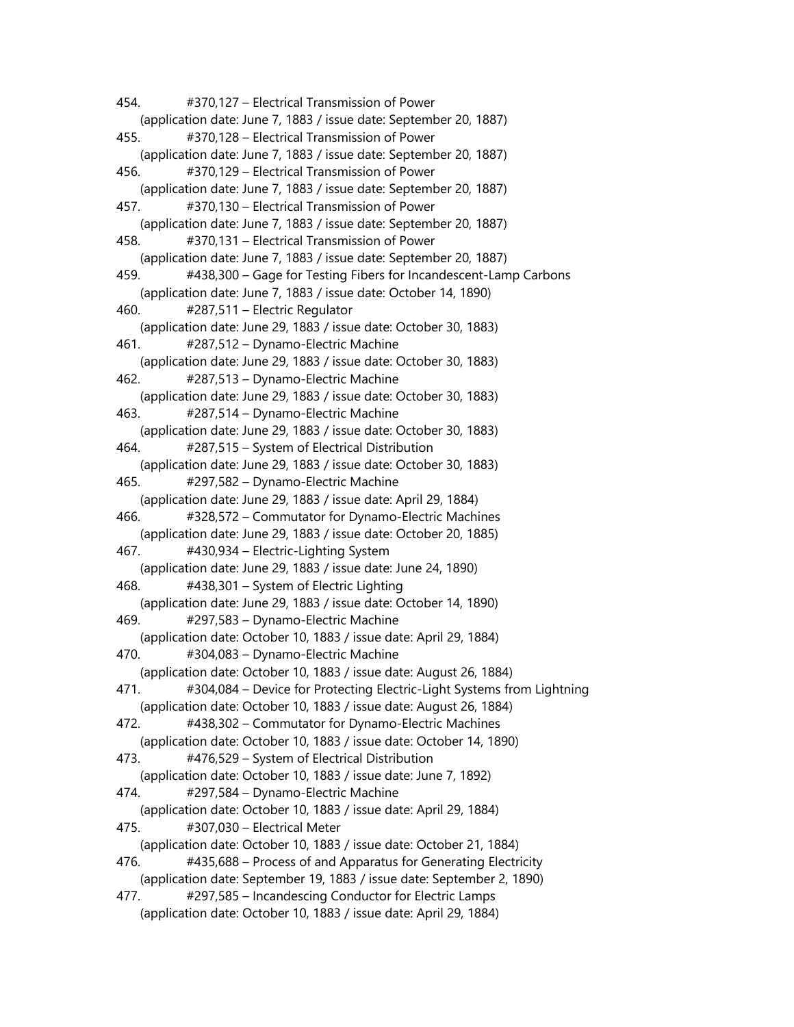454. #370,127 – Electrical Transmission of Power
(application date: June 7, 1883 / issue date: September 20, 1887)

455. #370,128 – Electrical Transmission of Power
(application date: June 7, 1883 / issue date: September 20, 1887)

456. #370,129 – Electrical Transmission of Power
(application date: June 7, 1883 / issue date: September 20, 1887)

457. #370,130 – Electrical Transmission of Power
(application date: June 7, 1883 / issue date: September 20, 1887)

458. #370,131 – Electrical Transmission of Power
(application date: June 7, 1883 / issue date: September 20, 1887)

459. #438,300 – Gage for Testing Fibers for Incandescent-Lamp Carbons
(application date: June 7, 1883 / issue date: October 14, 1890)

460. #287,511 – Electric Regulator
(application date: June 29, 1883 / issue date: October 30, 1883)

461. #287,512 – Dynamo-Electric Machine
(application date: June 29, 1883 / issue date: October 30, 1883)

462. #287,513 – Dynamo-Electric Machine
(application date: June 29, 1883 / issue date: October 30, 1883)

463. #287,514 – Dynamo-Electric Machine
(application date: June 29, 1883 / issue date: October 30, 1883)

464. #287,515 – System of Electrical Distribution
(application date: June 29, 1883 / issue date: October 30, 1883)

465. #297,582 – Dynamo-Electric Machine
(application date: June 29, 1883 / issue date: April 29, 1884)

466. #328,572 – Commutator for Dynamo-Electric Machines
(application date: June 29, 1883 / issue date: October 20, 1885)

467. #430,934 – Electric-Lighting System
(application date: June 29, 1883 / issue date: June 24, 1890)

468. #438,301 – System of Electric Lighting
(application date: June 29, 1883 / issue date: October 14, 1890)

469. #297,583 – Dynamo-Electric Machine
(application date: October 10, 1883 / issue date: April 29, 1884)

470. #304,083 – Dynamo-Electric Machine
(application date: October 10, 1883 / issue date: August 26, 1884)

471. #304,084 – Device for Protecting Electric-Light Systems from Lightning
(application date: October 10, 1883 / issue date: August 26, 1884)

472. #438,302 – Commutator for Dynamo-Electric Machines
(application date: October 10, 1883 / issue date: October 14, 1890)

473. #476,529 – System of Electrical Distribution
(application date: October 10, 1883 / issue date: June 7, 1892)

474. #297,584 – Dynamo-Electric Machine
(application date: October 10, 1883 / issue date: April 29, 1884)

475. #307,030 – Electrical Meter
(application date: October 10, 1883 / issue date: October 21, 1884)

476. #435,688 – Process of and Apparatus for Generating Electricity
(application date: September 19, 1883 / issue date: September 2, 1890)

477. #297,585 – Incandescing Conductor for Electric Lamps
(application date: October 10, 1883 / issue date: April 29, 1884)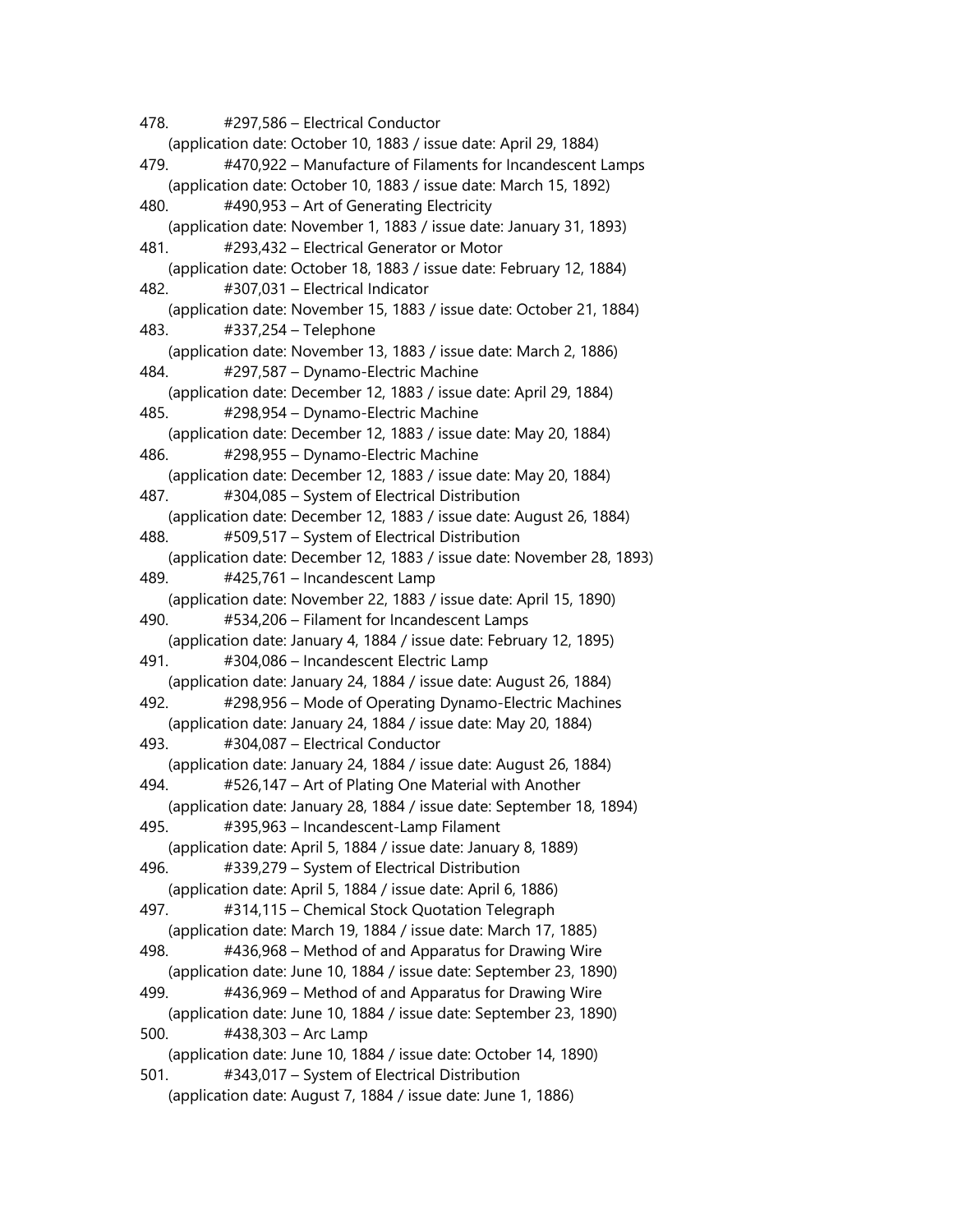478. #297,586 – Electrical Conductor
   (application date: October 10, 1883 / issue date: April 29, 1884)
479. #470,922 – Manufacture of Filaments for Incandescent Lamps
   (application date: October 10, 1883 / issue date: March 15, 1892)
480. #490,953 – Art of Generating Electricity
   (application date: November 1, 1883 / issue date: January 31, 1893)
481. #293,432 – Electrical Generator or Motor
   (application date: October 18, 1883 / issue date: February 12, 1884)
482. #307,031 – Electrical Indicator
   (application date: November 15, 1883 / issue date: October 21, 1884)
483. #337,254 – Telephone
   (application date: November 13, 1883 / issue date: March 2, 1886)
484. #297,587 – Dynamo-Electric Machine
   (application date: December 12, 1883 / issue date: April 29, 1884)
485. #298,954 – Dynamo-Electric Machine
   (application date: December 12, 1883 / issue date: May 20, 1884)
486. #298,955 – Dynamo-Electric Machine
   (application date: December 12, 1883 / issue date: May 20, 1884)
487. #304,085 – System of Electrical Distribution
   (application date: December 12, 1883 / issue date: August 26, 1884)
488. #509,517 – System of Electrical Distribution
   (application date: December 12, 1883 / issue date: November 28, 1893)
489. #425,761 – Incandescent Lamp
   (application date: November 22, 1883 / issue date: April 15, 1890)
490. #534,206 – Filament for Incandescent Lamps
   (application date: January 4, 1884 / issue date: February 12, 1895)
491. #304,086 – Incandescent Electric Lamp
   (application date: January 24, 1884 / issue date: August 26, 1884)
492. #298,956 – Mode of Operating Dynamo-Electric Machines
   (application date: January 24, 1884 / issue date: May 20, 1884)
493. #304,087 – Electrical Conductor
   (application date: January 24, 1884 / issue date: August 26, 1884)
494. #526,147 – Art of Plating One Material with Another
   (application date: January 28, 1884 / issue date: September 18, 1894)
495. #395,963 – Incandescent-Lamp Filament
   (application date: April 5, 1884 / issue date: January 8, 1889)
496. #339,279 – System of Electrical Distribution
   (application date: April 5, 1884 / issue date: April 6, 1886)
497. #314,115 – Chemical Stock Quotation Telegraph
   (application date: March 19, 1884 / issue date: March 17, 1885)
498. #436,968 – Method of and Apparatus for Drawing Wire
   (application date: June 10, 1884 / issue date: September 23, 1890)
499. #436,969 – Method of and Apparatus for Drawing Wire
   (application date: June 10, 1884 / issue date: September 23, 1890)
500. #438,303 – Arc Lamp
   (application date: June 10, 1884 / issue date: October 14, 1890)
501. #343,017 – System of Electrical Distribution
   (application date: August 7, 1884 / issue date: June 1, 1886)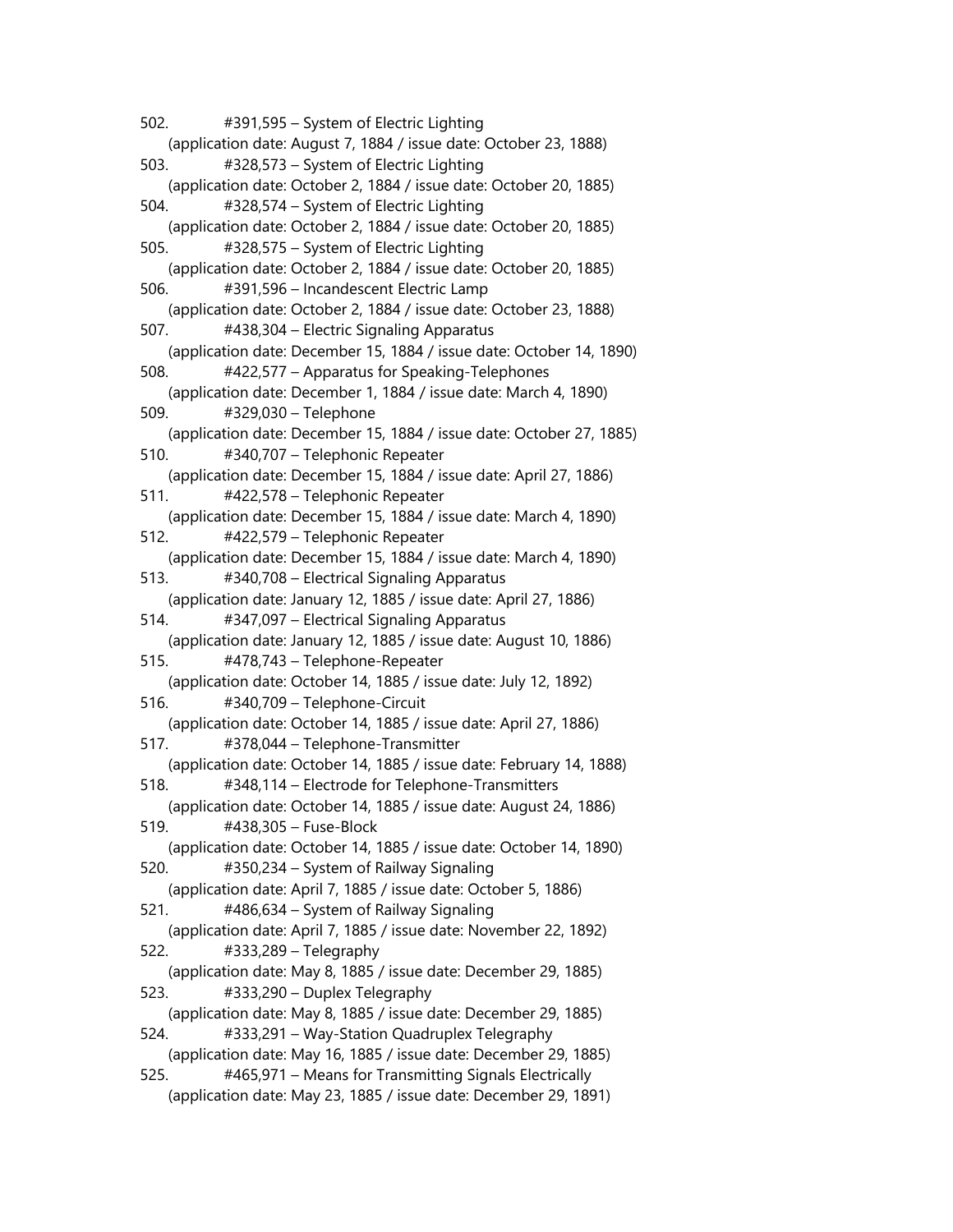502. #391,595 – System of Electric Lighting
(application date: August 7, 1884 / issue date: October 23, 1888)

503. #328,573 – System of Electric Lighting
(application date: October 2, 1884 / issue date: October 20, 1885)

504. #328,574 – System of Electric Lighting
(application date: October 2, 1884 / issue date: October 20, 1885)

505. #328,575 – System of Electric Lighting
(application date: October 2, 1884 / issue date: October 20, 1885)

506. #391,596 – Incandescent Electric Lamp
(application date: October 2, 1884 / issue date: October 23, 1888)

507. #438,304 – Electric Signaling Apparatus
(application date: December 15, 1884 / issue date: October 14, 1890)

508. #422,577 – Apparatus for Speaking-Telephones
(application date: December 1, 1884 / issue date: March 4, 1890)

509. #329,030 – Telephone
(application date: December 15, 1884 / issue date: October 27, 1885)

510. #340,707 – Telephonic Repeater
(application date: December 15, 1884 / issue date: April 27, 1886)

511. #422,578 – Telephonic Repeater
(application date: December 15, 1884 / issue date: March 4, 1890)

512. #422,579 – Telephonic Repeater
(application date: December 15, 1884 / issue date: March 4, 1890)

513. #340,708 – Electrical Signaling Apparatus
(application date: January 12, 1885 / issue date: April 27, 1886)

514. #347,097 – Electrical Signaling Apparatus
(application date: January 12, 1885 / issue date: August 10, 1886)

515. #478,743 – Telephone-Repeater
(application date: October 14, 1885 / issue date: July 12, 1892)

516. #340,709 – Telephone-Circuit
(application date: October 14, 1885 / issue date: April 27, 1886)

517. #378,044 – Telephone-Transmitter
(application date: October 14, 1885 / issue date: February 14, 1888)

518. #348,114 – Electrode for Telephone-Transmitters
(application date: October 14, 1885 / issue date: August 24, 1886)

519. #438,305 – Fuse-Block
(application date: October 14, 1885 / issue date: October 14, 1890)

520. #350,234 – System of Railway Signaling
(application date: April 7, 1885 / issue date: October 5, 1886)

521. #486,634 – System of Railway Signaling
(application date: April 7, 1885 / issue date: November 22, 1892)

522. #333,289 – Telegraphy
(application date: May 8, 1885 / issue date: December 29, 1885)

523. #333,290 – Duplex Telegraphy
(application date: May 8, 1885 / issue date: December 29, 1885)

524. #333,291 – Way-Station Quadruplex Telegraphy
(application date: May 16, 1885 / issue date: December 29, 1885)

525. #465,971 – Means for Transmitting Signals Electrically
(application date: May 23, 1885 / issue date: December 29, 1891)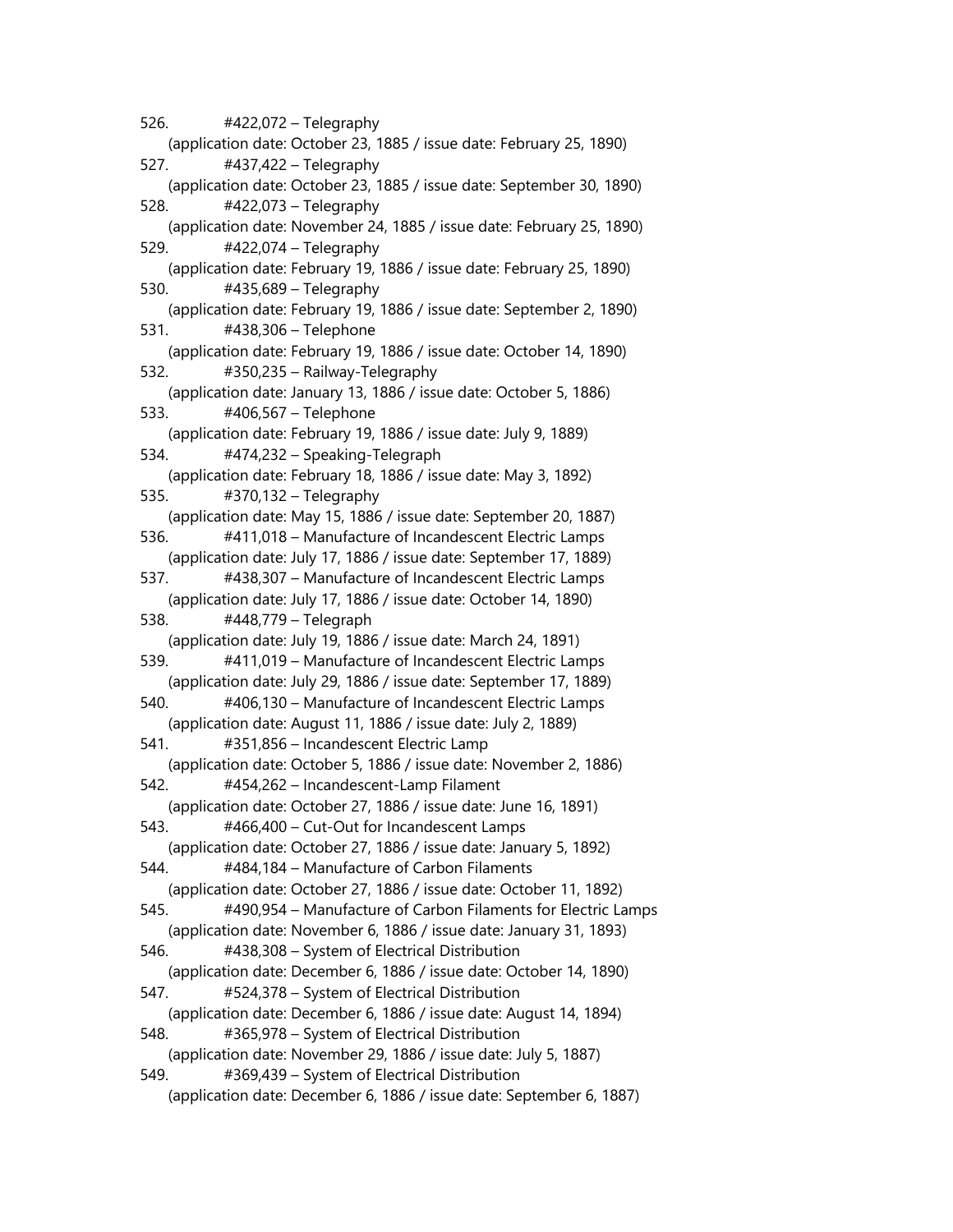526. #422,072 – Telegraphy
(application date: October 23, 1885 / issue date: February 25, 1890)
527. #437,422 – Telegraphy
(application date: October 23, 1885 / issue date: September 30, 1890)
528. #422,073 – Telegraphy
(application date: November 24, 1885 / issue date: February 25, 1890)
529. #422,074 – Telegraphy
(application date: February 19, 1886 / issue date: February 25, 1890)
530. #435,689 – Telegraphy
(application date: February 19, 1886 / issue date: September 2, 1890)
531. #438,306 – Telephone
(application date: February 19, 1886 / issue date: October 14, 1890)
532. #350,235 – Railway-Telegraphy
(application date: January 13, 1886 / issue date: October 5, 1886)
533. #406,567 – Telephone
(application date: February 19, 1886 / issue date: July 9, 1889)
534. #474,232 – Speaking-Telegraph
(application date: February 18, 1886 / issue date: May 3, 1892)
535. #370,132 – Telegraphy
(application date: May 15, 1886 / issue date: September 20, 1887)
536. #411,018 – Manufacture of Incandescent Electric Lamps
(application date: July 17, 1886 / issue date: September 17, 1889)
537. #438,307 – Manufacture of Incandescent Electric Lamps
(application date: July 17, 1886 / issue date: October 14, 1890)
538. #448,779 – Telegraph
(application date: July 19, 1886 / issue date: March 24, 1891)
539. #411,019 – Manufacture of Incandescent Electric Lamps
(application date: July 29, 1886 / issue date: September 17, 1889)
540. #406,130 – Manufacture of Incandescent Electric Lamps
(application date: August 11, 1886 / issue date: July 2, 1889)
541. #351,856 – Incandescent Electric Lamp
(application date: October 5, 1886 / issue date: November 2, 1886)
542. #454,262 – Incandescent-Lamp Filament
(application date: October 27, 1886 / issue date: June 16, 1891)
543. #466,400 – Cut-Out for Incandescent Lamps
(application date: October 27, 1886 / issue date: January 5, 1892)
544. #484,184 – Manufacture of Carbon Filaments
(application date: October 27, 1886 / issue date: October 11, 1892)
545. #490,954 – Manufacture of Carbon Filaments for Electric Lamps
(application date: November 6, 1886 / issue date: January 31, 1893)
546. #438,308 – System of Electrical Distribution
(application date: December 6, 1886 / issue date: October 14, 1890)
547. #524,378 – System of Electrical Distribution
(application date: December 6, 1886 / issue date: August 14, 1894)
548. #365,978 – System of Electrical Distribution
(application date: November 29, 1886 / issue date: July 5, 1887)
549. #369,439 – System of Electrical Distribution
(application date: December 6, 1886 / issue date: September 6, 1887)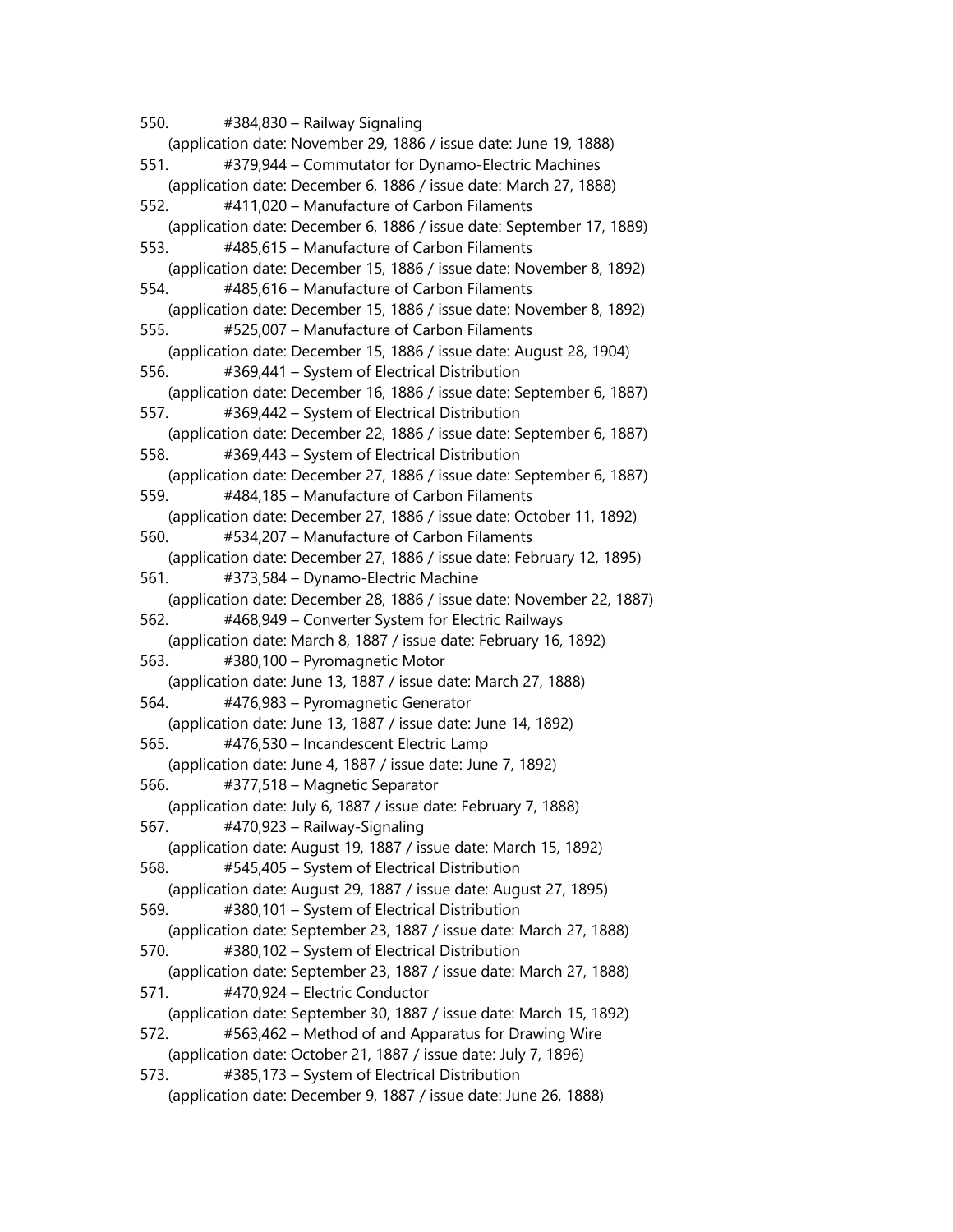550. #384,830 – Railway Signaling
(application date: November 29, 1886 / issue date: June 19, 1888)

551. #379,944 – Commutator for Dynamo-Electric Machines
(application date: December 6, 1886 / issue date: March 27, 1888)

552. #411,020 – Manufacture of Carbon Filaments
(application date: December 6, 1886 / issue date: September 17, 1889)

553. #485,615 – Manufacture of Carbon Filaments
(application date: December 15, 1886 / issue date: November 8, 1892)

554. #485,616 – Manufacture of Carbon Filaments
(application date: December 15, 1886 / issue date: November 8, 1892)

555. #525,007 – Manufacture of Carbon Filaments
(application date: December 15, 1886 / issue date: August 28, 1904)

556. #369,441 – System of Electrical Distribution
(application date: December 16, 1886 / issue date: September 6, 1887)

557. #369,442 – System of Electrical Distribution
(application date: December 22, 1886 / issue date: September 6, 1887)

558. #369,443 – System of Electrical Distribution
(application date: December 27, 1886 / issue date: September 6, 1887)

559. #484,185 – Manufacture of Carbon Filaments
(application date: December 27, 1886 / issue date: October 11, 1892)

560. #534,207 – Manufacture of Carbon Filaments
(application date: December 27, 1886 / issue date: February 12, 1895)

561. #373,584 – Dynamo-Electric Machine
(application date: December 28, 1886 / issue date: November 22, 1887)

562. #468,949 – Converter System for Electric Railways
(application date: March 8, 1887 / issue date: February 16, 1892)

563. #380,100 – Pyromagnetic Motor
(application date: June 13, 1887 / issue date: March 27, 1888)

564. #476,983 – Pyromagnetic Generator
(application date: June 13, 1887 / issue date: June 14, 1892)

565. #476,530 – Incandescent Electric Lamp
(application date: June 4, 1887 / issue date: June 7, 1892)

566. #377,518 – Magnetic Separator
(application date: July 6, 1887 / issue date: February 7, 1888)

567. #470,923 – Railway-Signaling
(application date: August 19, 1887 / issue date: March 15, 1892)

568. #545,405 – System of Electrical Distribution
(application date: August 29, 1887 / issue date: August 27, 1895)

569. #380,101 – System of Electrical Distribution
(application date: September 23, 1887 / issue date: March 27, 1888)

570. #380,102 – System of Electrical Distribution
(application date: September 23, 1887 / issue date: March 27, 1888)

571. #470,924 – Electric Conductor
(application date: September 30, 1887 / issue date: March 15, 1892)

572. #563,462 – Method of and Apparatus for Drawing Wire
(application date: October 21, 1887 / issue date: July 7, 1896)

573. #385,173 – System of Electrical Distribution
(application date: December 9, 1887 / issue date: June 26, 1888)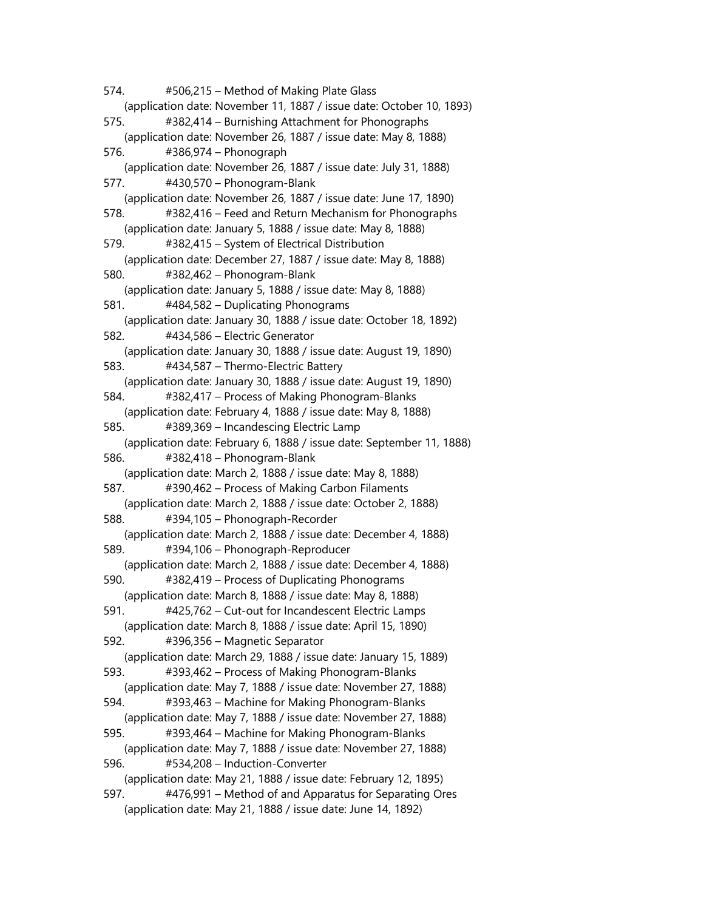574. #506,215 – Method of Making Plate Glass
(application date: November 11, 1887 / issue date: October 10, 1893)

575. #382,414 – Burnishing Attachment for Phonographs
(application date: November 26, 1887 / issue date: May 8, 1888)

576. #386,974 – Phonograph
(application date: November 26, 1887 / issue date: July 31, 1888)

577. #430,570 – Phonogram-Blank
(application date: November 26, 1887 / issue date: June 17, 1890)

578. #382,416 – Feed and Return Mechanism for Phonographs
(application date: January 5, 1888 / issue date: May 8, 1888)

579. #382,415 – System of Electrical Distribution
(application date: December 27, 1887 / issue date: May 8, 1888)

580. #382,462 – Phonogram-Blank
(application date: January 5, 1888 / issue date: May 8, 1888)

581. #484,582 – Duplicating Phonograms
(application date: January 30, 1888 / issue date: October 18, 1892)

582. #434,586 – Electric Generator
(application date: January 30, 1888 / issue date: August 19, 1890)

583. #434,587 – Thermo-Electric Battery
(application date: January 30, 1888 / issue date: August 19, 1890)

584. #382,417 – Process of Making Phonogram-Blanks
(application date: February 4, 1888 / issue date: May 8, 1888)

585. #389,369 – Incandescing Electric Lamp
(application date: February 6, 1888 / issue date: September 11, 1888)

586. #382,418 – Phonogram-Blank
(application date: March 2, 1888 / issue date: May 8, 1888)

587. #390,462 – Process of Making Carbon Filaments
(application date: March 2, 1888 / issue date: October 2, 1888)

588. #394,105 – Phonograph-Recorder
(application date: March 2, 1888 / issue date: December 4, 1888)

589. #394,106 – Phonograph-Reproducer
(application date: March 2, 1888 / issue date: December 4, 1888)

590. #382,419 – Process of Duplicating Phonograms
(application date: March 8, 1888 / issue date: May 8, 1888)

591. #425,762 – Cut-out for Incandescent Electric Lamps
(application date: March 8, 1888 / issue date: April 15, 1890)

592. #396,356 – Magnetic Separator
(application date: March 29, 1888 / issue date: January 15, 1889)

593. #393,462 – Process of Making Phonogram-Blanks
(application date: May 7, 1888 / issue date: November 27, 1888)

594. #393,463 – Machine for Making Phonogram-Blanks
(application date: May 7, 1888 / issue date: November 27, 1888)

595. #393,464 – Machine for Making Phonogram-Blanks
(application date: May 7, 1888 / issue date: November 27, 1888)

596. #534,208 – Induction-Converter
(application date: May 21, 1888 / issue date: February 12, 1895)

597. #476,991 – Method of and Apparatus for Separating Ores
(application date: May 21, 1888 / issue date: June 14, 1892)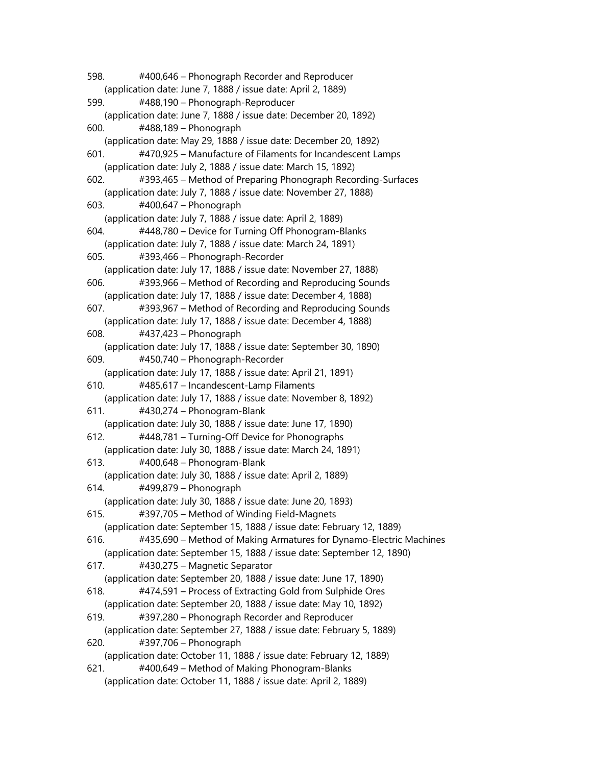598. #400,646 – Phonograph Recorder and Reproducer
    (application date: June 7, 1888 / issue date: April 2, 1889)
599. #488,190 – Phonograph-Reproducer
    (application date: June 7, 1888 / issue date: December 20, 1892)
600. #488,189 – Phonograph
    (application date: May 29, 1888 / issue date: December 20, 1892)
601. #470,925 – Manufacture of Filaments for Incandescent Lamps
    (application date: July 2, 1888 / issue date: March 15, 1892)
602. #393,465 – Method of Preparing Phonograph Recording-Surfaces
    (application date: July 7, 1888 / issue date: November 27, 1888)
603. #400,647 – Phonograph
    (application date: July 7, 1888 / issue date: April 2, 1889)
604. #448,780 – Device for Turning Off Phonogram-Blanks
    (application date: July 7, 1888 / issue date: March 24, 1891)
605. #393,466 – Phonograph-Recorder
    (application date: July 17, 1888 / issue date: November 27, 1888)
606. #393,966 – Method of Recording and Reproducing Sounds
    (application date: July 17, 1888 / issue date: December 4, 1888)
607. #393,967 – Method of Recording and Reproducing Sounds
    (application date: July 17, 1888 / issue date: December 4, 1888)
608. #437,423 – Phonograph
    (application date: July 17, 1888 / issue date: September 30, 1890)
609. #450,740 – Phonograph-Recorder
    (application date: July 17, 1888 / issue date: April 21, 1891)
610. #485,617 – Incandescent-Lamp Filaments
    (application date: July 17, 1888 / issue date: November 8, 1892)
611. #430,274 – Phonogram-Blank
    (application date: July 30, 1888 / issue date: June 17, 1890)
612. #448,781 – Turning-Off Device for Phonographs
    (application date: July 30, 1888 / issue date: March 24, 1891)
613. #400,648 – Phonogram-Blank
    (application date: July 30, 1888 / issue date: April 2, 1889)
614. #499,879 – Phonograph
    (application date: July 30, 1888 / issue date: June 20, 1893)
615. #397,705 – Method of Winding Field-Magnets
    (application date: September 15, 1888 / issue date: February 12, 1889)
616. #435,690 – Method of Making Armatures for Dynamo-Electric Machines
    (application date: September 15, 1888 / issue date: September 12, 1890)
617. #430,275 – Magnetic Separator
    (application date: September 20, 1888 / issue date: June 17, 1890)
618. #474,591 – Process of Extracting Gold from Sulphide Ores
    (application date: September 20, 1888 / issue date: May 10, 1892)
619. #397,280 – Phonograph Recorder and Reproducer
    (application date: September 27, 1888 / issue date: February 5, 1889)
620. #397,706 – Phonograph
    (application date: October 11, 1888 / issue date: February 12, 1889)
621. #400,649 – Method of Making Phonogram-Blanks
    (application date: October 11, 1888 / issue date: April 2, 1889)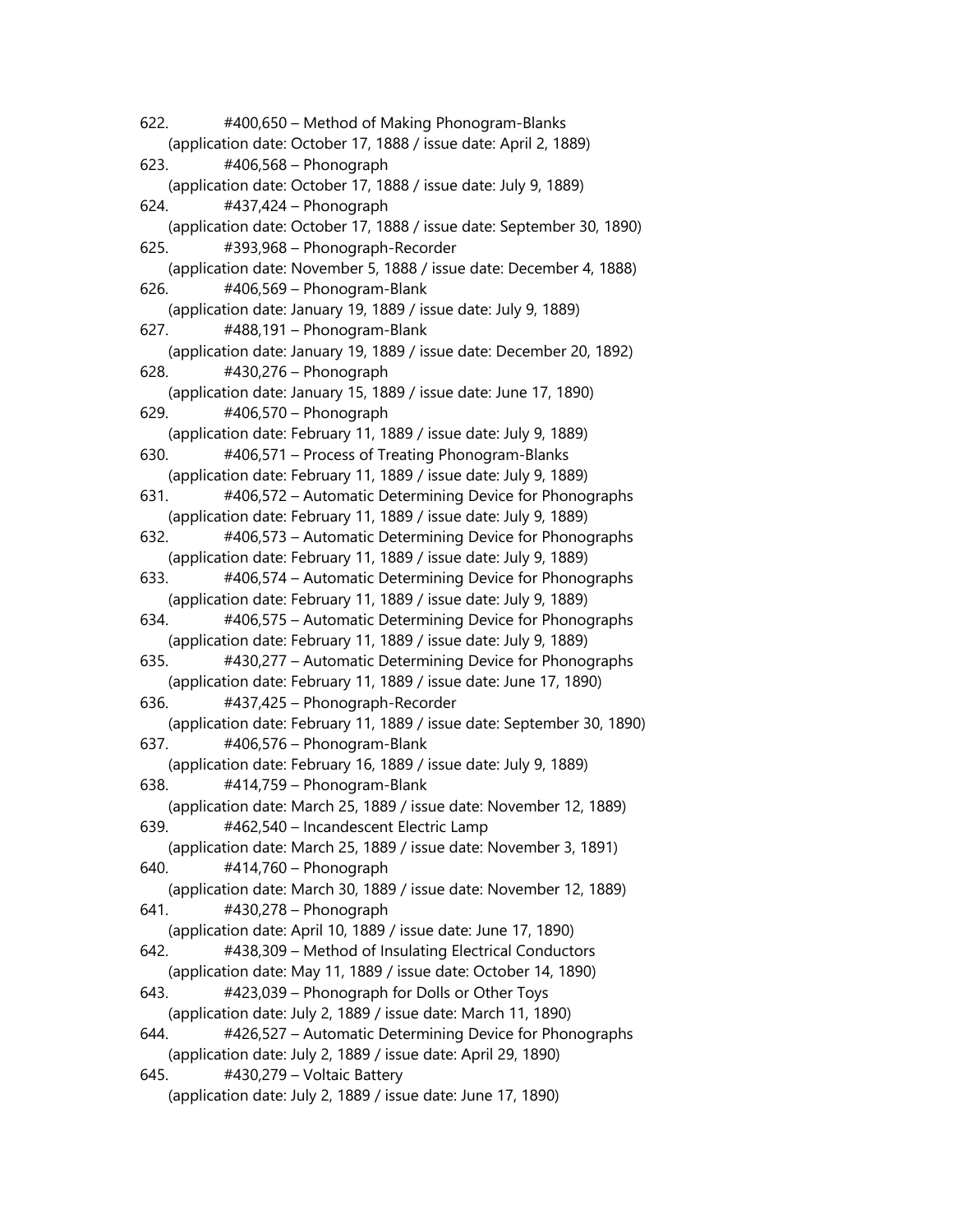622. #400,650 – Method of Making Phonogram-Blanks
(application date: October 17, 1888 / issue date: April 2, 1889)

623. #406,568 – Phonograph
(application date: October 17, 1888 / issue date: July 9, 1889)

624. #437,424 – Phonograph
(application date: October 17, 1888 / issue date: September 30, 1890)

625. #393,968 – Phonograph-Recorder
(application date: November 5, 1888 / issue date: December 4, 1888)

626. #406,569 – Phonogram-Blank
(application date: January 19, 1889 / issue date: July 9, 1889)

627. #488,191 – Phonogram-Blank
(application date: January 19, 1889 / issue date: December 20, 1892)

628. #430,276 – Phonograph
(application date: January 15, 1889 / issue date: June 17, 1890)

629. #406,570 – Phonograph
(application date: February 11, 1889 / issue date: July 9, 1889)

630. #406,571 – Process of Treating Phonogram-Blanks
(application date: February 11, 1889 / issue date: July 9, 1889)

631. #406,572 – Automatic Determining Device for Phonographs
(application date: February 11, 1889 / issue date: July 9, 1889)

632. #406,573 – Automatic Determining Device for Phonographs
(application date: February 11, 1889 / issue date: July 9, 1889)

633. #406,574 – Automatic Determining Device for Phonographs
(application date: February 11, 1889 / issue date: July 9, 1889)

634. #406,575 – Automatic Determining Device for Phonographs
(application date: February 11, 1889 / issue date: July 9, 1889)

635. #430,277 – Automatic Determining Device for Phonographs
(application date: February 11, 1889 / issue date: June 17, 1890)

636. #437,425 – Phonograph-Recorder
(application date: February 11, 1889 / issue date: September 30, 1890)

637. #406,576 – Phonogram-Blank
(application date: February 16, 1889 / issue date: July 9, 1889)

638. #414,759 – Phonogram-Blank
(application date: March 25, 1889 / issue date: November 12, 1889)

639. #462,540 – Incandescent Electric Lamp
(application date: March 25, 1889 / issue date: November 3, 1891)

640. #414,760 – Phonograph
(application date: March 30, 1889 / issue date: November 12, 1889)

641. #430,278 – Phonograph
(application date: April 10, 1889 / issue date: June 17, 1890)

642. #438,309 – Method of Insulating Electrical Conductors
(application date: May 11, 1889 / issue date: October 14, 1890)

643. #423,039 – Phonograph for Dolls or Other Toys
(application date: July 2, 1889 / issue date: March 11, 1890)

644. #426,527 – Automatic Determining Device for Phonographs
(application date: July 2, 1889 / issue date: April 29, 1890)

645. #430,279 – Voltaic Battery
(application date: July 2, 1889 / issue date: June 17, 1890)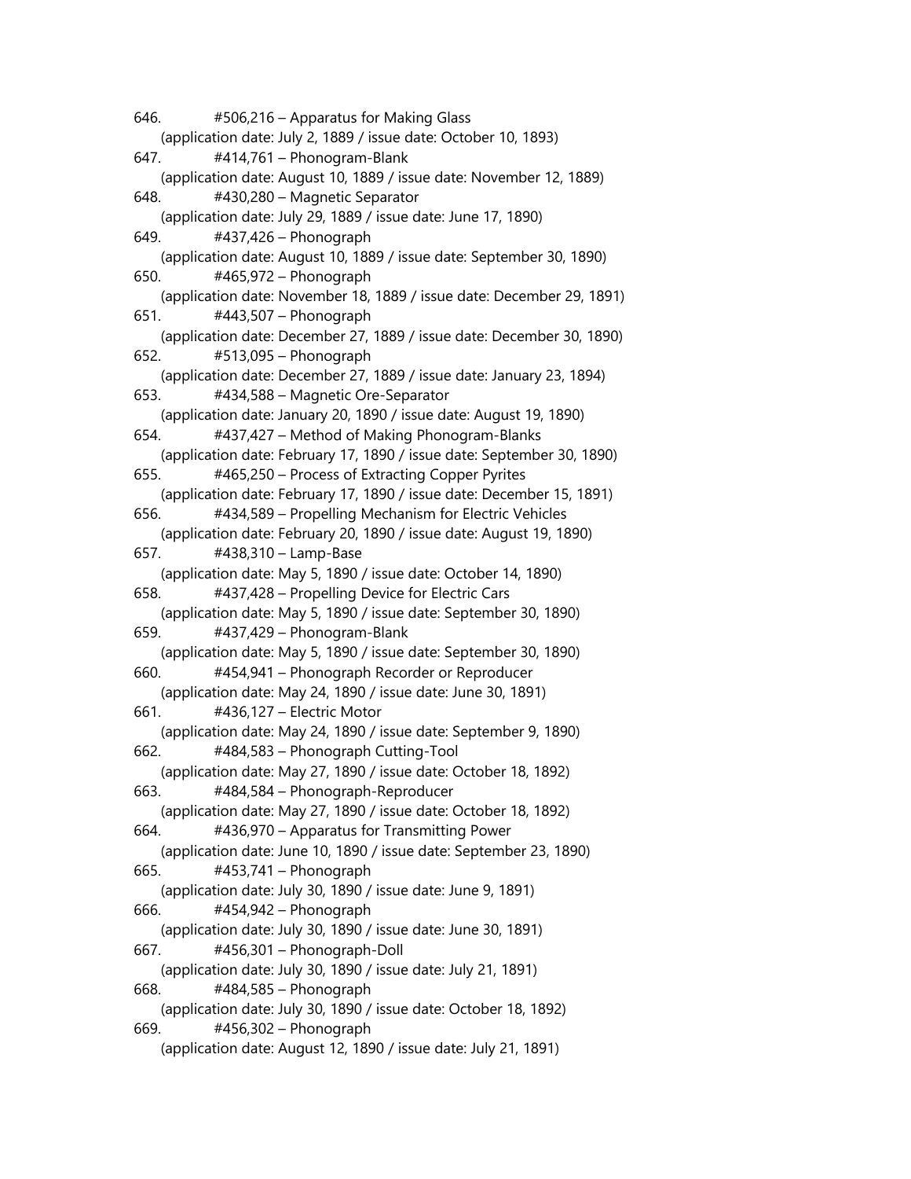646. #506,216 – Apparatus for Making Glass
(application date: July 2, 1889 / issue date: October 10, 1893)

647. #414,761 – Phonogram-Blank
(application date: August 10, 1889 / issue date: November 12, 1889)

648. #430,280 – Magnetic Separator
(application date: July 29, 1889 / issue date: June 17, 1890)

649. #437,426 – Phonograph
(application date: August 10, 1889 / issue date: September 30, 1890)

650. #465,972 – Phonograph
(application date: November 18, 1889 / issue date: December 29, 1891)

651. #443,507 – Phonograph
(application date: December 27, 1889 / issue date: December 30, 1890)

652. #513,095 – Phonograph
(application date: December 27, 1889 / issue date: January 23, 1894)

653. #434,588 – Magnetic Ore-Separator
(application date: January 20, 1890 / issue date: August 19, 1890)

654. #437,427 – Method of Making Phonogram-Blanks
(application date: February 17, 1890 / issue date: September 30, 1890)

655. #465,250 – Process of Extracting Copper Pyrites
(application date: February 17, 1890 / issue date: December 15, 1891)

656. #434,589 – Propelling Mechanism for Electric Vehicles
(application date: February 20, 1890 / issue date: August 19, 1890)

657. #438,310 – Lamp-Base
(application date: May 5, 1890 / issue date: October 14, 1890)

658. #437,428 – Propelling Device for Electric Cars
(application date: May 5, 1890 / issue date: September 30, 1890)

659. #437,429 – Phonogram-Blank
(application date: May 5, 1890 / issue date: September 30, 1890)

660. #454,941 – Phonograph Recorder or Reproducer
(application date: May 24, 1890 / issue date: June 30, 1891)

661. #436,127 – Electric Motor
(application date: May 24, 1890 / issue date: September 9, 1890)

662. #484,583 – Phonograph Cutting-Tool
(application date: May 27, 1890 / issue date: October 18, 1892)

663. #484,584 – Phonograph-Reproducer
(application date: May 27, 1890 / issue date: October 18, 1892)

664. #436,970 – Apparatus for Transmitting Power
(application date: June 10, 1890 / issue date: September 23, 1890)

665. #453,741 – Phonograph
(application date: July 30, 1890 / issue date: June 9, 1891)

666. #454,942 – Phonograph
(application date: July 30, 1890 / issue date: June 30, 1891)

667. #456,301 – Phonograph-Doll
(application date: July 30, 1890 / issue date: July 21, 1891)

668. #484,585 – Phonograph
(application date: July 30, 1890 / issue date: October 18, 1892)

669. #456,302 – Phonograph
(application date: August 12, 1890 / issue date: July 21, 1891)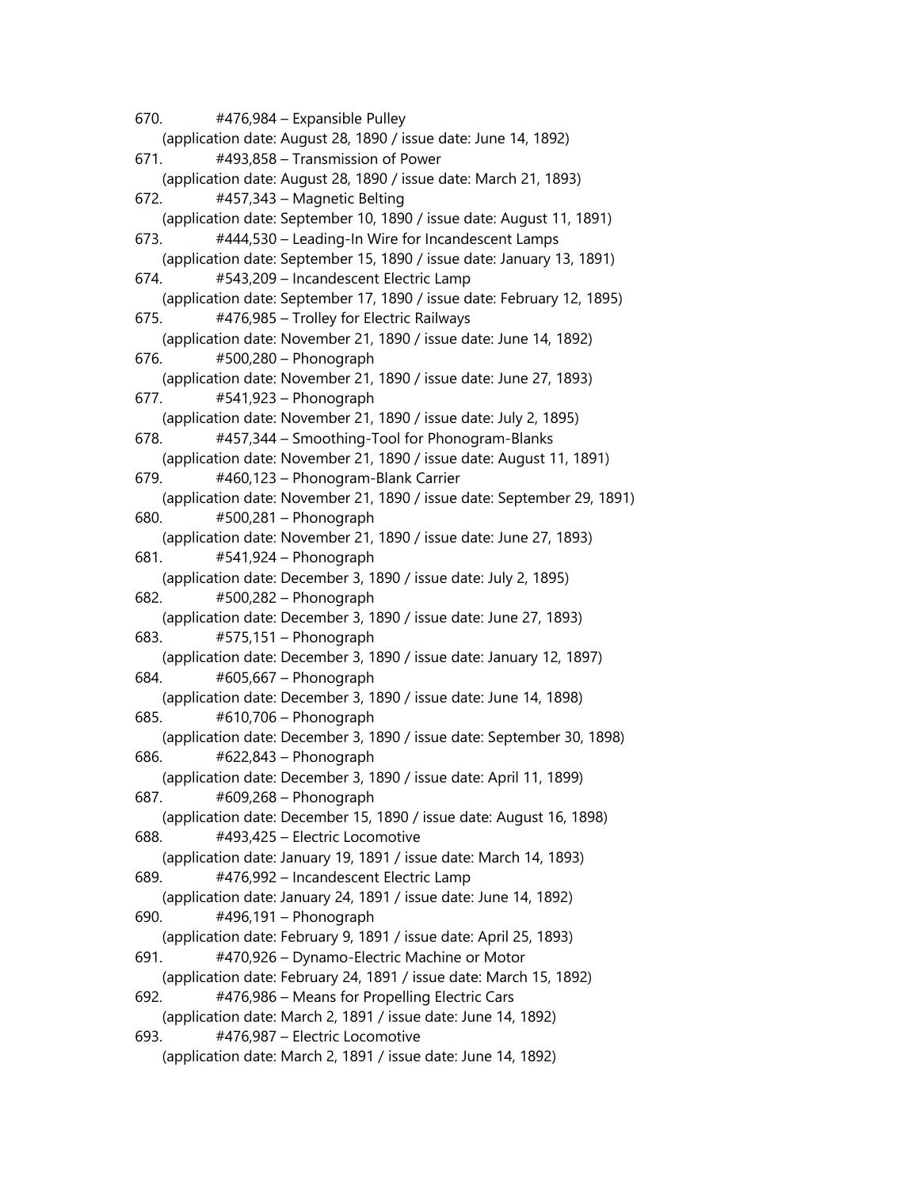670. #476,984 – Expansible Pulley
(application date: August 28, 1890 / issue date: June 14, 1892)

671. #493,858 – Transmission of Power
(application date: August 28, 1890 / issue date: March 21, 1893)

672. #457,343 – Magnetic Belting
(application date: September 10, 1890 / issue date: August 11, 1891)

673. #444,530 – Leading-In Wire for Incandescent Lamps
(application date: September 15, 1890 / issue date: January 13, 1891)

674. #543,209 – Incandescent Electric Lamp
(application date: September 17, 1890 / issue date: February 12, 1895)

675. #476,985 – Trolley for Electric Railways
(application date: November 21, 1890 / issue date: June 14, 1892)

676. #500,280 – Phonograph
(application date: November 21, 1890 / issue date: June 27, 1893)

677. #541,923 – Phonograph
(application date: November 21, 1890 / issue date: July 2, 1895)

678. #457,344 – Smoothing-Tool for Phonogram-Blanks
(application date: November 21, 1890 / issue date: August 11, 1891)

679. #460,123 – Phonogram-Blank Carrier
(application date: November 21, 1890 / issue date: September 29, 1891)

680. #500,281 – Phonograph
(application date: November 21, 1890 / issue date: June 27, 1893)

681. #541,924 – Phonograph
(application date: December 3, 1890 / issue date: July 2, 1895)

682. #500,282 – Phonograph
(application date: December 3, 1890 / issue date: June 27, 1893)

683. #575,151 – Phonograph
(application date: December 3, 1890 / issue date: January 12, 1897)

684. #605,667 – Phonograph
(application date: December 3, 1890 / issue date: June 14, 1898)

685. #610,706 – Phonograph
(application date: December 3, 1890 / issue date: September 30, 1898)

686. #622,843 – Phonograph
(application date: December 3, 1890 / issue date: April 11, 1899)

687. #609,268 – Phonograph
(application date: December 15, 1890 / issue date: August 16, 1898)

688. #493,425 – Electric Locomotive
(application date: January 19, 1891 / issue date: March 14, 1893)

689. #476,992 – Incandescent Electric Lamp
(application date: January 24, 1891 / issue date: June 14, 1892)

690. #496,191 – Phonograph
(application date: February 9, 1891 / issue date: April 25, 1893)

691. #470,926 – Dynamo-Electric Machine or Motor
(application date: February 24, 1891 / issue date: March 15, 1892)

692. #476,986 – Means for Propelling Electric Cars
(application date: March 2, 1891 / issue date: June 14, 1892)

693. #476,987 – Electric Locomotive
(application date: March 2, 1891 / issue date: June 14, 1892)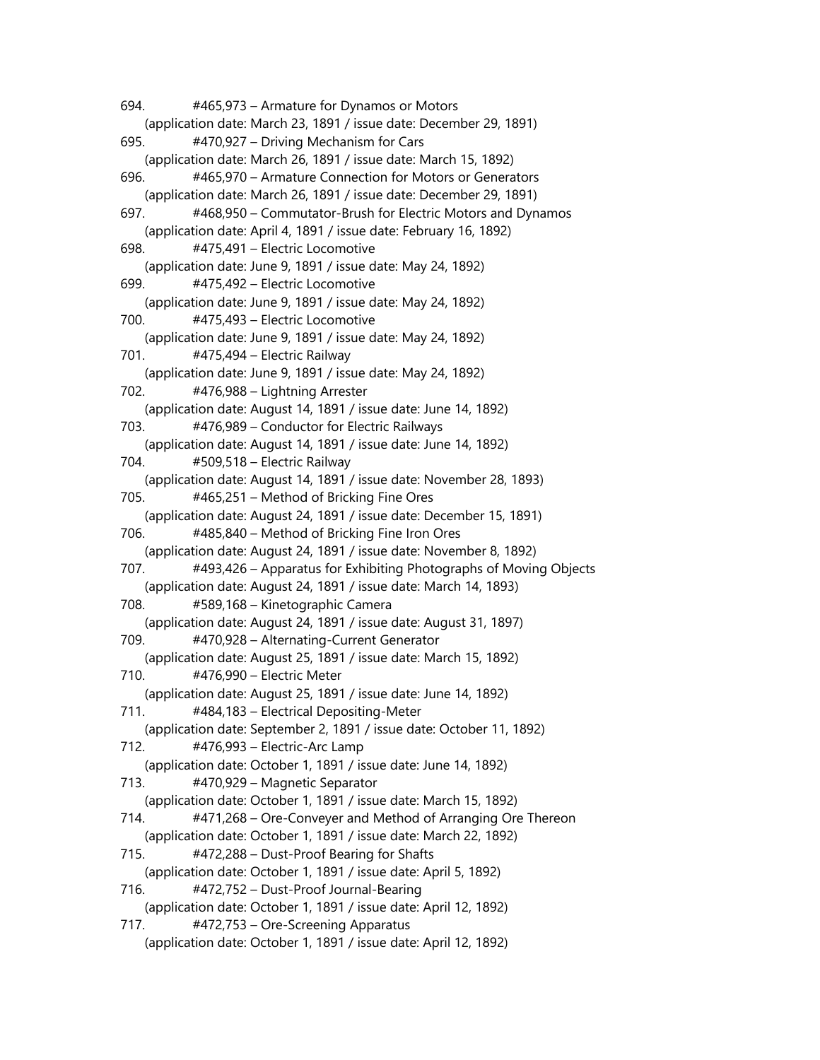694. #465,973 – Armature for Dynamos or Motors
(application date: March 23, 1891 / issue date: December 29, 1891)

695. #470,927 – Driving Mechanism for Cars
(application date: March 26, 1891 / issue date: March 15, 1892)

696. #465,970 – Armature Connection for Motors or Generators
(application date: March 26, 1891 / issue date: December 29, 1891)

697. #468,950 – Commutator-Brush for Electric Motors and Dynamos
(application date: April 4, 1891 / issue date: February 16, 1892)

698. #475,491 – Electric Locomotive
(application date: June 9, 1891 / issue date: May 24, 1892)

699. #475,492 – Electric Locomotive
(application date: June 9, 1891 / issue date: May 24, 1892)

700. #475,493 – Electric Locomotive
(application date: June 9, 1891 / issue date: May 24, 1892)

701. #475,494 – Electric Railway
(application date: June 9, 1891 / issue date: May 24, 1892)

702. #476,988 – Lightning Arrester
(application date: August 14, 1891 / issue date: June 14, 1892)

703. #476,989 – Conductor for Electric Railways
(application date: August 14, 1891 / issue date: June 14, 1892)

704. #509,518 – Electric Railway
(application date: August 14, 1891 / issue date: November 28, 1893)

705. #465,251 – Method of Bricking Fine Ores
(application date: August 24, 1891 / issue date: December 15, 1891)

706. #485,840 – Method of Bricking Fine Iron Ores
(application date: August 24, 1891 / issue date: November 8, 1892)

707. #493,426 – Apparatus for Exhibiting Photographs of Moving Objects
(application date: August 24, 1891 / issue date: March 14, 1893)

708. #589,168 – Kinetographic Camera
(application date: August 24, 1891 / issue date: August 31, 1897)

709. #470,928 – Alternating-Current Generator
(application date: August 25, 1891 / issue date: March 15, 1892)

710. #476,990 – Electric Meter
(application date: August 25, 1891 / issue date: June 14, 1892)

711. #484,183 – Electrical Depositing-Meter
(application date: September 2, 1891 / issue date: October 11, 1892)

712. #476,993 – Electric-Arc Lamp
(application date: October 1, 1891 / issue date: June 14, 1892)

713. #470,929 – Magnetic Separator
(application date: October 1, 1891 / issue date: March 15, 1892)

714. #471,268 – Ore-Conveyer and Method of Arranging Ore Thereon
(application date: October 1, 1891 / issue date: March 22, 1892)

715. #472,288 – Dust-Proof Bearing for Shafts
(application date: October 1, 1891 / issue date: April 5, 1892)

716. #472,752 – Dust-Proof Journal-Bearing
(application date: October 1, 1891 / issue date: April 12, 1892)

717. #472,753 – Ore-Screening Apparatus
(application date: October 1, 1891 / issue date: April 12, 1892)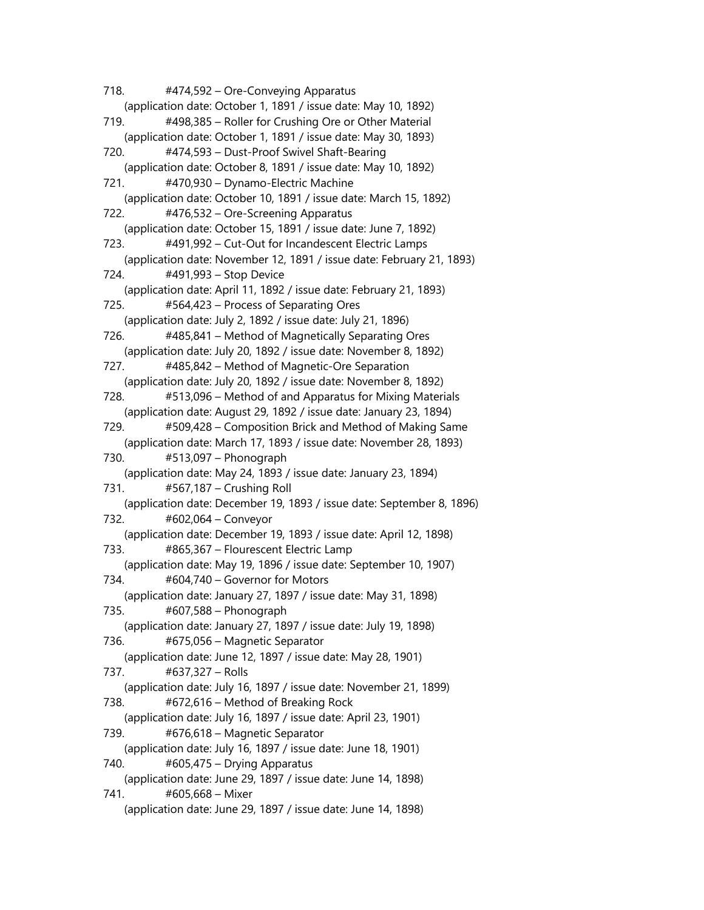718. #474,592 – Ore-Conveying Apparatus
(application date: October 1, 1891 / issue date: May 10, 1892)

719. #498,385 – Roller for Crushing Ore or Other Material
(application date: October 1, 1891 / issue date: May 30, 1893)

720. #474,593 – Dust-Proof Swivel Shaft-Bearing
(application date: October 8, 1891 / issue date: May 10, 1892)

721. #470,930 – Dynamo-Electric Machine
(application date: October 10, 1891 / issue date: March 15, 1892)

722. #476,532 – Ore-Screening Apparatus
(application date: October 15, 1891 / issue date: June 7, 1892)

723. #491,992 – Cut-Out for Incandescent Electric Lamps
(application date: November 12, 1891 / issue date: February 21, 1893)

724. #491,993 – Stop Device
(application date: April 11, 1892 / issue date: February 21, 1893)

725. #564,423 – Process of Separating Ores
(application date: July 2, 1892 / issue date: July 21, 1896)

726. #485,841 – Method of Magnetically Separating Ores
(application date: July 20, 1892 / issue date: November 8, 1892)

727. #485,842 – Method of Magnetic-Ore Separation
(application date: July 20, 1892 / issue date: November 8, 1892)

728. #513,096 – Method of and Apparatus for Mixing Materials
(application date: August 29, 1892 / issue date: January 23, 1894)

729. #509,428 – Composition Brick and Method of Making Same
(application date: March 17, 1893 / issue date: November 28, 1893)

730. #513,097 – Phonograph
(application date: May 24, 1893 / issue date: January 23, 1894)

731. #567,187 – Crushing Roll
(application date: December 19, 1893 / issue date: September 8, 1896)

732. #602,064 – Conveyor
(application date: December 19, 1893 / issue date: April 12, 1898)

733. #865,367 – Flourescent Electric Lamp
(application date: May 19, 1896 / issue date: September 10, 1907)

734. #604,740 – Governor for Motors
(application date: January 27, 1897 / issue date: May 31, 1898)

735. #607,588 – Phonograph
(application date: January 27, 1897 / issue date: July 19, 1898)

736. #675,056 – Magnetic Separator
(application date: June 12, 1897 / issue date: May 28, 1901)

737. #637,327 – Rolls
(application date: July 16, 1897 / issue date: November 21, 1899)

738. #672,616 – Method of Breaking Rock
(application date: July 16, 1897 / issue date: April 23, 1901)

739. #676,618 – Magnetic Separator
(application date: July 16, 1897 / issue date: June 18, 1901)

740. #605,475 – Drying Apparatus
(application date: June 29, 1897 / issue date: June 14, 1898)

741. #605,668 – Mixer
(application date: June 29, 1897 / issue date: June 14, 1898)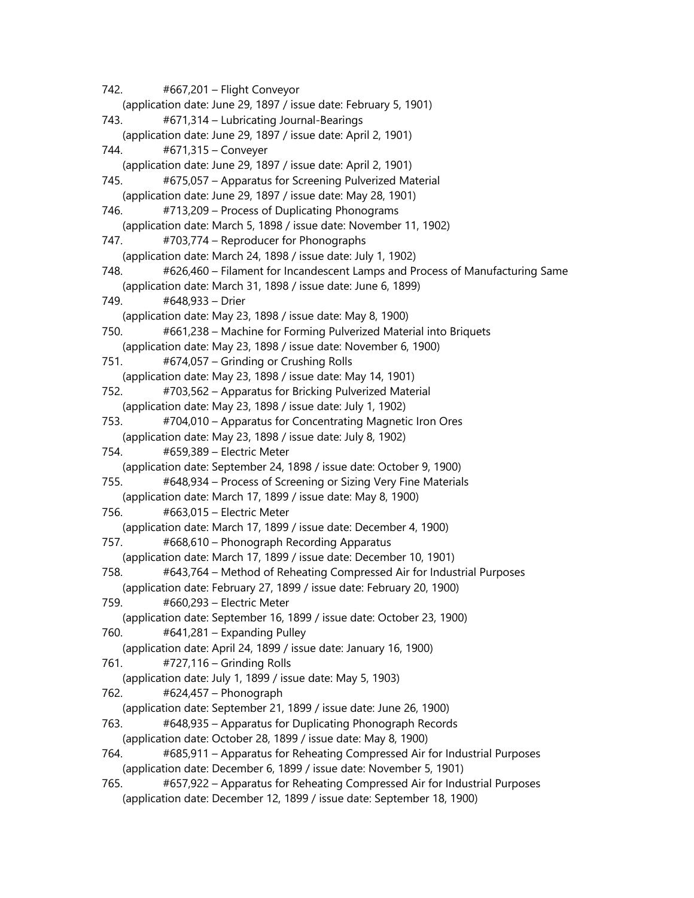742. #667,201 – Flight Conveyor
(application date: June 29, 1897 / issue date: February 5, 1901)

743. #671,314 – Lubricating Journal-Bearings
(application date: June 29, 1897 / issue date: April 2, 1901)

744. #671,315 – Conveyer
(application date: June 29, 1897 / issue date: April 2, 1901)

745. #675,057 – Apparatus for Screening Pulverized Material
(application date: June 29, 1897 / issue date: May 28, 1901)

746. #713,209 – Process of Duplicating Phonograms
(application date: March 5, 1898 / issue date: November 11, 1902)

747. #703,774 – Reproducer for Phonographs
(application date: March 24, 1898 / issue date: July 1, 1902)

748. #626,460 – Filament for Incandescent Lamps and Process of Manufacturing Same
(application date: March 31, 1898 / issue date: June 6, 1899)

749. #648,933 – Drier
(application date: May 23, 1898 / issue date: May 8, 1900)

750. #661,238 – Machine for Forming Pulverized Material into Briquets
(application date: May 23, 1898 / issue date: November 6, 1900)

751. #674,057 – Grinding or Crushing Rolls
(application date: May 23, 1898 / issue date: May 14, 1901)

752. #703,562 – Apparatus for Bricking Pulverized Material
(application date: May 23, 1898 / issue date: July 1, 1902)

753. #704,010 – Apparatus for Concentrating Magnetic Iron Ores
(application date: May 23, 1898 / issue date: July 8, 1902)

754. #659,389 – Electric Meter
(application date: September 24, 1898 / issue date: October 9, 1900)

755. #648,934 – Process of Screening or Sizing Very Fine Materials
(application date: March 17, 1899 / issue date: May 8, 1900)

756. #663,015 – Electric Meter
(application date: March 17, 1899 / issue date: December 4, 1900)

757. #668,610 – Phonograph Recording Apparatus
(application date: March 17, 1899 / issue date: December 10, 1901)

758. #643,764 – Method of Reheating Compressed Air for Industrial Purposes
(application date: February 27, 1899 / issue date: February 20, 1900)

759. #660,293 – Electric Meter
(application date: September 16, 1899 / issue date: October 23, 1900)

760. #641,281 – Expanding Pulley
(application date: April 24, 1899 / issue date: January 16, 1900)

761. #727,116 – Grinding Rolls
(application date: July 1, 1899 / issue date: May 5, 1903)

762. #624,457 – Phonograph
(application date: September 21, 1899 / issue date: June 26, 1900)

763. #648,935 – Apparatus for Duplicating Phonograph Records
(application date: October 28, 1899 / issue date: May 8, 1900)

764. #685,911 – Apparatus for Reheating Compressed Air for Industrial Purposes
(application date: December 6, 1899 / issue date: November 5, 1901)

765. #657,922 – Apparatus for Reheating Compressed Air for Industrial Purposes
(application date: December 12, 1899 / issue date: September 18, 1900)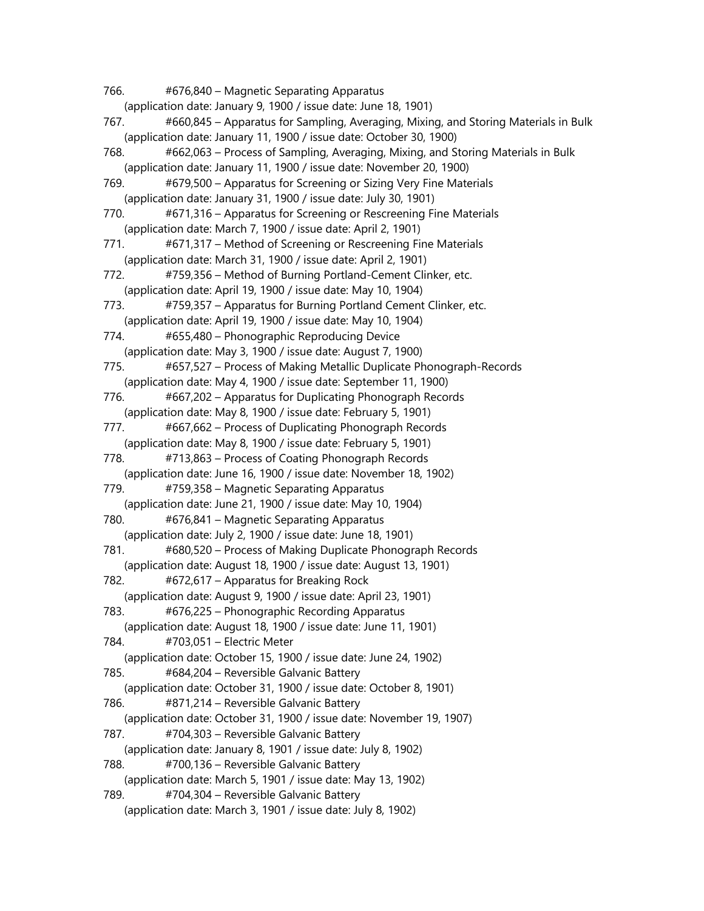766. #676,840 – Magnetic Separating Apparatus
(application date: January 9, 1900 / issue date: June 18, 1901)

767. #660,845 – Apparatus for Sampling, Averaging, Mixing, and Storing Materials in Bulk
(application date: January 11, 1900 / issue date: October 30, 1900)

768. #662,063 – Process of Sampling, Averaging, Mixing, and Storing Materials in Bulk
(application date: January 11, 1900 / issue date: November 20, 1900)

769. #679,500 – Apparatus for Screening or Sizing Very Fine Materials
(application date: January 31, 1900 / issue date: July 30, 1901)

770. #671,316 – Apparatus for Screening or Rescreening Fine Materials
(application date: March 7, 1900 / issue date: April 2, 1901)

771. #671,317 – Method of Screening or Rescreening Fine Materials
(application date: March 31, 1900 / issue date: April 2, 1901)

772. #759,356 – Method of Burning Portland-Cement Clinker, etc.
(application date: April 19, 1900 / issue date: May 10, 1904)

773. #759,357 – Apparatus for Burning Portland Cement Clinker, etc.
(application date: April 19, 1900 / issue date: May 10, 1904)

774. #655,480 – Phonographic Reproducing Device
(application date: May 3, 1900 / issue date: August 7, 1900)

775. #657,527 – Process of Making Metallic Duplicate Phonograph-Records
(application date: May 4, 1900 / issue date: September 11, 1900)

776. #667,202 – Apparatus for Duplicating Phonograph Records
(application date: May 8, 1900 / issue date: February 5, 1901)

777. #667,662 – Process of Duplicating Phonograph Records
(application date: May 8, 1900 / issue date: February 5, 1901)

778. #713,863 – Process of Coating Phonograph Records
(application date: June 16, 1900 / issue date: November 18, 1902)

779. #759,358 – Magnetic Separating Apparatus
(application date: June 21, 1900 / issue date: May 10, 1904)

780. #676,841 – Magnetic Separating Apparatus
(application date: July 2, 1900 / issue date: June 18, 1901)

781. #680,520 – Process of Making Duplicate Phonograph Records
(application date: August 18, 1900 / issue date: August 13, 1901)

782. #672,617 – Apparatus for Breaking Rock
(application date: August 9, 1900 / issue date: April 23, 1901)

783. #676,225 – Phonographic Recording Apparatus
(application date: August 18, 1900 / issue date: June 11, 1901)

784. #703,051 – Electric Meter
(application date: October 15, 1900 / issue date: June 24, 1902)

785. #684,204 – Reversible Galvanic Battery
(application date: October 31, 1900 / issue date: October 8, 1901)

786. #871,214 – Reversible Galvanic Battery
(application date: October 31, 1900 / issue date: November 19, 1907)

787. #704,303 – Reversible Galvanic Battery
(application date: January 8, 1901 / issue date: July 8, 1902)

788. #700,136 – Reversible Galvanic Battery
(application date: March 5, 1901 / issue date: May 13, 1902)

789. #704,304 – Reversible Galvanic Battery
(application date: March 3, 1901 / issue date: July 8, 1902)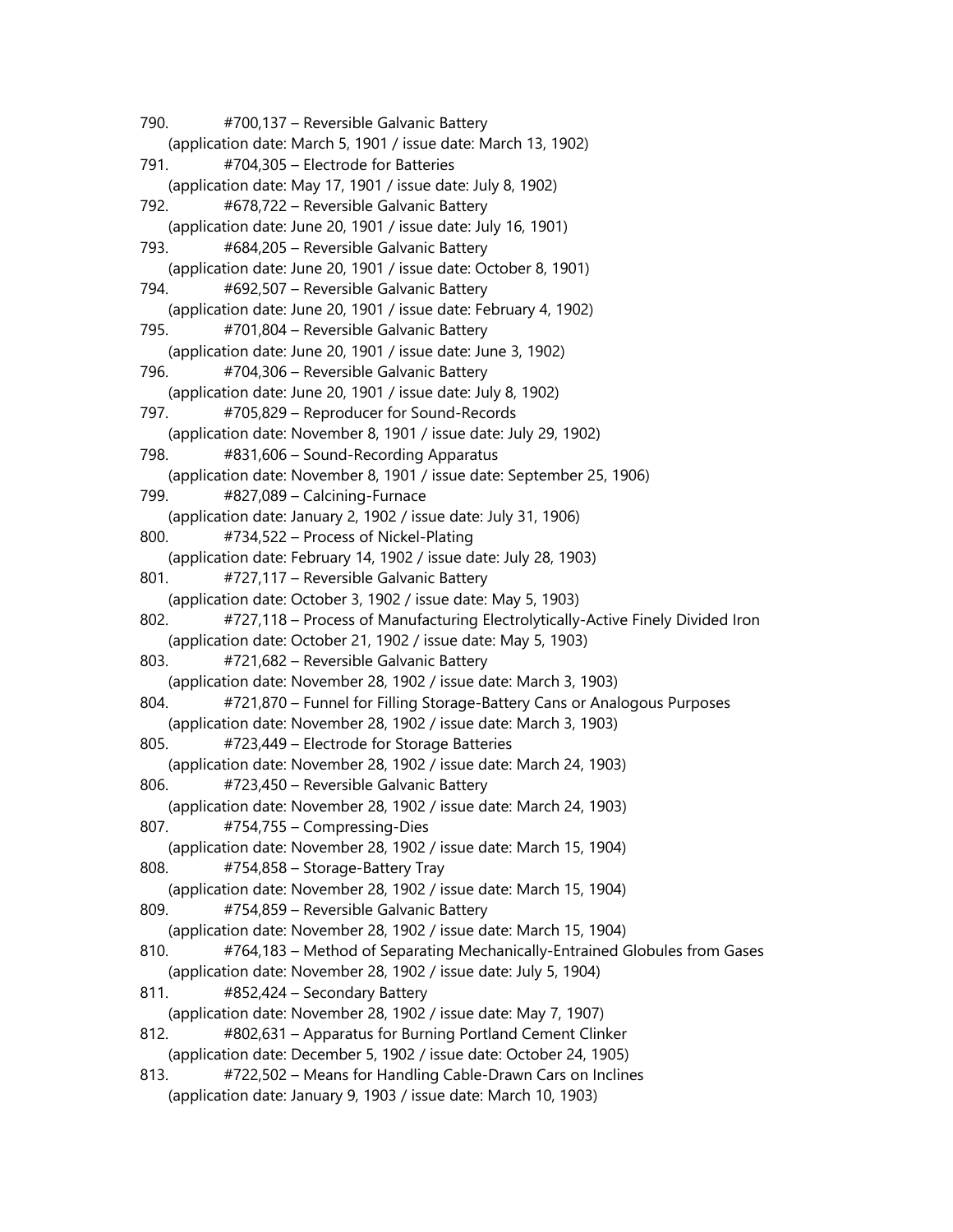790. #700,137 – Reversible Galvanic Battery
(application date: March 5, 1901 / issue date: March 13, 1902)

791. #704,305 – Electrode for Batteries
(application date: May 17, 1901 / issue date: July 8, 1902)

792. #678,722 – Reversible Galvanic Battery
(application date: June 20, 1901 / issue date: July 16, 1901)

793. #684,205 – Reversible Galvanic Battery
(application date: June 20, 1901 / issue date: October 8, 1901)

794. #692,507 – Reversible Galvanic Battery
(application date: June 20, 1901 / issue date: February 4, 1902)

795. #701,804 – Reversible Galvanic Battery
(application date: June 20, 1901 / issue date: June 3, 1902)

796. #704,306 – Reversible Galvanic Battery
(application date: June 20, 1901 / issue date: July 8, 1902)

797. #705,829 – Reproducer for Sound-Records
(application date: November 8, 1901 / issue date: July 29, 1902)

798. #831,606 – Sound-Recording Apparatus
(application date: November 8, 1901 / issue date: September 25, 1906)

799. #827,089 – Calcining-Furnace
(application date: January 2, 1902 / issue date: July 31, 1906)

800. #734,522 – Process of Nickel-Plating
(application date: February 14, 1902 / issue date: July 28, 1903)

801. #727,117 – Reversible Galvanic Battery
(application date: October 3, 1902 / issue date: May 5, 1903)

802. #727,118 – Process of Manufacturing Electrolytically-Active Finely Divided Iron
(application date: October 21, 1902 / issue date: May 5, 1903)

803. #721,682 – Reversible Galvanic Battery
(application date: November 28, 1902 / issue date: March 3, 1903)

804. #721,870 – Funnel for Filling Storage-Battery Cans or Analogous Purposes
(application date: November 28, 1902 / issue date: March 3, 1903)

805. #723,449 – Electrode for Storage Batteries
(application date: November 28, 1902 / issue date: March 24, 1903)

806. #723,450 – Reversible Galvanic Battery
(application date: November 28, 1902 / issue date: March 24, 1903)

807. #754,755 – Compressing-Dies
(application date: November 28, 1902 / issue date: March 15, 1904)

808. #754,858 – Storage-Battery Tray
(application date: November 28, 1902 / issue date: March 15, 1904)

809. #754,859 – Reversible Galvanic Battery
(application date: November 28, 1902 / issue date: March 15, 1904)

810. #764,183 – Method of Separating Mechanically-Entrained Globules from Gases
(application date: November 28, 1902 / issue date: July 5, 1904)

811. #852,424 – Secondary Battery
(application date: November 28, 1902 / issue date: May 7, 1907)

812. #802,631 – Apparatus for Burning Portland Cement Clinker
(application date: December 5, 1902 / issue date: October 24, 1905)

813. #722,502 – Means for Handling Cable-Drawn Cars on Inclines
(application date: January 9, 1903 / issue date: March 10, 1903)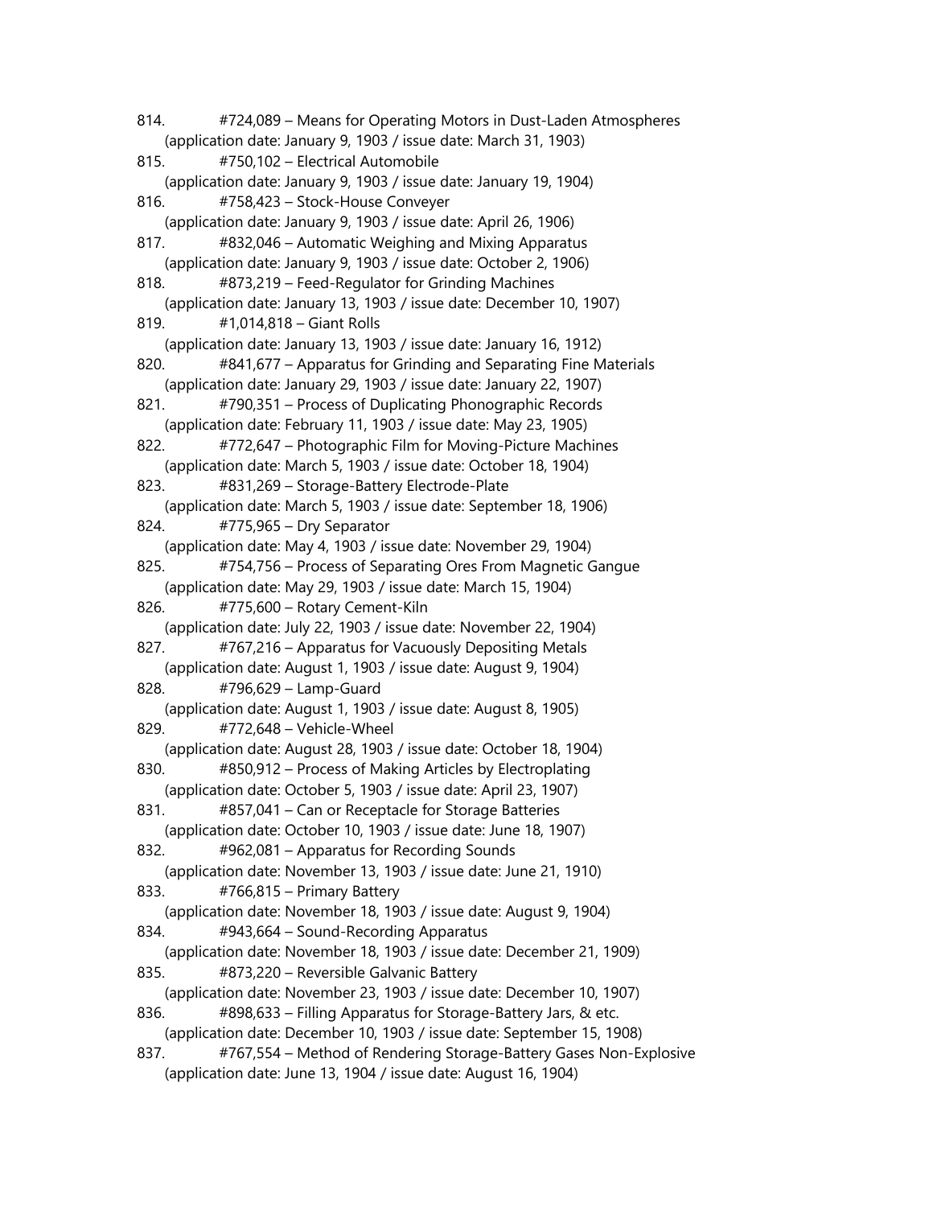814. #724,089 – Means for Operating Motors in Dust-Laden Atmospheres
(application date: January 9, 1903 / issue date: March 31, 1903)

815. #750,102 – Electrical Automobile
(application date: January 9, 1903 / issue date: January 19, 1904)

816. #758,423 – Stock-House Conveyer
(application date: January 9, 1903 / issue date: April 26, 1906)

817. #832,046 – Automatic Weighing and Mixing Apparatus
(application date: January 9, 1903 / issue date: October 2, 1906)

818. #873,219 – Feed-Regulator for Grinding Machines
(application date: January 13, 1903 / issue date: December 10, 1907)

819. #1,014,818 – Giant Rolls
(application date: January 13, 1903 / issue date: January 16, 1912)

820. #841,677 – Apparatus for Grinding and Separating Fine Materials
(application date: January 29, 1903 / issue date: January 22, 1907)

821. #790,351 – Process of Duplicating Phonographic Records
(application date: February 11, 1903 / issue date: May 23, 1905)

822. #772,647 – Photographic Film for Moving-Picture Machines
(application date: March 5, 1903 / issue date: October 18, 1904)

823. #831,269 – Storage-Battery Electrode-Plate
(application date: March 5, 1903 / issue date: September 18, 1906)

824. #775,965 – Dry Separator
(application date: May 4, 1903 / issue date: November 29, 1904)

825. #754,756 – Process of Separating Ores From Magnetic Gangue
(application date: May 29, 1903 / issue date: March 15, 1904)

826. #775,600 – Rotary Cement-Kiln
(application date: July 22, 1903 / issue date: November 22, 1904)

827. #767,216 – Apparatus for Vacuously Depositing Metals
(application date: August 1, 1903 / issue date: August 9, 1904)

828. #796,629 – Lamp-Guard
(application date: August 1, 1903 / issue date: August 8, 1905)

829. #772,648 – Vehicle-Wheel
(application date: August 28, 1903 / issue date: October 18, 1904)

830. #850,912 – Process of Making Articles by Electroplating
(application date: October 5, 1903 / issue date: April 23, 1907)

831. #857,041 – Can or Receptacle for Storage Batteries
(application date: October 10, 1903 / issue date: June 18, 1907)

832. #962,081 – Apparatus for Recording Sounds
(application date: November 13, 1903 / issue date: June 21, 1910)

833. #766,815 – Primary Battery
(application date: November 18, 1903 / issue date: August 9, 1904)

834. #943,664 – Sound-Recording Apparatus
(application date: November 18, 1903 / issue date: December 21, 1909)

835. #873,220 – Reversible Galvanic Battery
(application date: November 23, 1903 / issue date: December 10, 1907)

836. #898,633 – Filling Apparatus for Storage-Battery Jars, & etc.
(application date: December 10, 1903 / issue date: September 15, 1908)

837. #767,554 – Method of Rendering Storage-Battery Gases Non-Explosive
(application date: June 13, 1904 / issue date: August 16, 1904)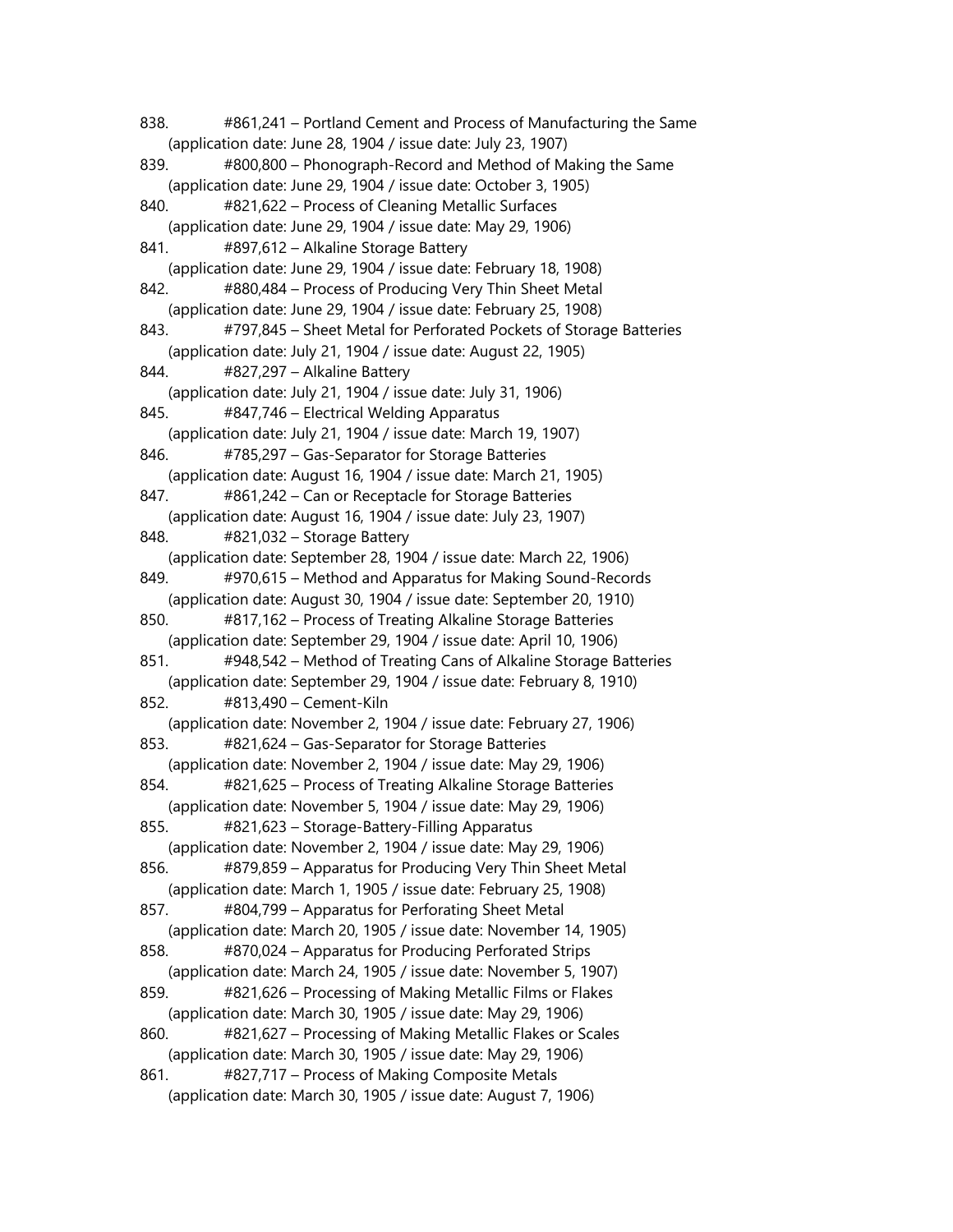838. #861,241 – Portland Cement and Process of Manufacturing the Same
(application date: June 28, 1904 / issue date: July 23, 1907)

839. #800,800 – Phonograph-Record and Method of Making the Same
(application date: June 29, 1904 / issue date: October 3, 1905)

840. #821,622 – Process of Cleaning Metallic Surfaces
(application date: June 29, 1904 / issue date: May 29, 1906)

841. #897,612 – Alkaline Storage Battery
(application date: June 29, 1904 / issue date: February 18, 1908)

842. #880,484 – Process of Producing Very Thin Sheet Metal
(application date: June 29, 1904 / issue date: February 25, 1908)

843. #797,845 – Sheet Metal for Perforated Pockets of Storage Batteries
(application date: July 21, 1904 / issue date: August 22, 1905)

844. #827,297 – Alkaline Battery
(application date: July 21, 1904 / issue date: July 31, 1906)

845. #847,746 – Electrical Welding Apparatus
(application date: July 21, 1904 / issue date: March 19, 1907)

846. #785,297 – Gas-Separator for Storage Batteries
(application date: August 16, 1904 / issue date: March 21, 1905)

847. #861,242 – Can or Receptacle for Storage Batteries
(application date: August 16, 1904 / issue date: July 23, 1907)

848. #821,032 – Storage Battery
(application date: September 28, 1904 / issue date: March 22, 1906)

849. #970,615 – Method and Apparatus for Making Sound-Records
(application date: August 30, 1904 / issue date: September 20, 1910)

850. #817,162 – Process of Treating Alkaline Storage Batteries
(application date: September 29, 1904 / issue date: April 10, 1906)

851. #948,542 – Method of Treating Cans of Alkaline Storage Batteries
(application date: September 29, 1904 / issue date: February 8, 1910)

852. #813,490 – Cement-Kiln
(application date: November 2, 1904 / issue date: February 27, 1906)

853. #821,624 – Gas-Separator for Storage Batteries
(application date: November 2, 1904 / issue date: May 29, 1906)

854. #821,625 – Process of Treating Alkaline Storage Batteries
(application date: November 5, 1904 / issue date: May 29, 1906)

855. #821,623 – Storage-Battery-Filling Apparatus
(application date: November 2, 1904 / issue date: May 29, 1906)

856. #879,859 – Apparatus for Producing Very Thin Sheet Metal
(application date: March 1, 1905 / issue date: February 25, 1908)

857. #804,799 – Apparatus for Perforating Sheet Metal
(application date: March 20, 1905 / issue date: November 14, 1905)

858. #870,024 – Apparatus for Producing Perforated Strips
(application date: March 24, 1905 / issue date: November 5, 1907)

859. #821,626 – Processing of Making Metallic Films or Flakes
(application date: March 30, 1905 / issue date: May 29, 1906)

860. #821,627 – Processing of Making Metallic Flakes or Scales
(application date: March 30, 1905 / issue date: May 29, 1906)

861. #827,717 – Process of Making Composite Metals
(application date: March 30, 1905 / issue date: August 7, 1906)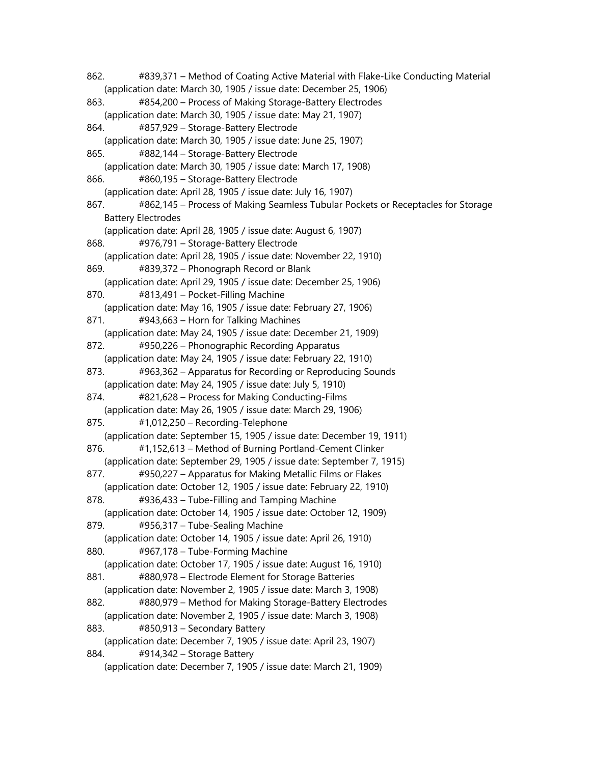862. #839,371 – Method of Coating Active Material with Flake-Like Conducting Material (application date: March 30, 1905 / issue date: December 25, 1906)

863. #854,200 – Process of Making Storage-Battery Electrodes (application date: March 30, 1905 / issue date: May 21, 1907)

864. #857,929 – Storage-Battery Electrode (application date: March 30, 1905 / issue date: June 25, 1907)

865. #882,144 – Storage-Battery Electrode (application date: March 30, 1905 / issue date: March 17, 1908)

866. #860,195 – Storage-Battery Electrode (application date: April 28, 1905 / issue date: July 16, 1907)

867. #862,145 – Process of Making Seamless Tubular Pockets or Receptacles for Storage Battery Electrodes (application date: April 28, 1905 / issue date: August 6, 1907)

868. #976,791 – Storage-Battery Electrode (application date: April 28, 1905 / issue date: November 22, 1910)

869. #839,372 – Phonograph Record or Blank (application date: April 29, 1905 / issue date: December 25, 1906)

870. #813,491 – Pocket-Filling Machine (application date: May 16, 1905 / issue date: February 27, 1906)

871. #943,663 – Horn for Talking Machines (application date: May 24, 1905 / issue date: December 21, 1909)

872. #950,226 – Phonographic Recording Apparatus (application date: May 24, 1905 / issue date: February 22, 1910)

873. #963,362 – Apparatus for Recording or Reproducing Sounds (application date: May 24, 1905 / issue date: July 5, 1910)

874. #821,628 – Process for Making Conducting-Films (application date: May 26, 1905 / issue date: March 29, 1906)

875. #1,012,250 – Recording-Telephone (application date: September 15, 1905 / issue date: December 19, 1911)

876. #1,152,613 – Method of Burning Portland-Cement Clinker (application date: September 29, 1905 / issue date: September 7, 1915)

877. #950,227 – Apparatus for Making Metallic Films or Flakes (application date: October 12, 1905 / issue date: February 22, 1910)

878. #936,433 – Tube-Filling and Tamping Machine (application date: October 14, 1905 / issue date: October 12, 1909)

879. #956,317 – Tube-Sealing Machine (application date: October 14, 1905 / issue date: April 26, 1910)

880. #967,178 – Tube-Forming Machine (application date: October 17, 1905 / issue date: August 16, 1910)

881. #880,978 – Electrode Element for Storage Batteries (application date: November 2, 1905 / issue date: March 3, 1908)

882. #880,979 – Method for Making Storage-Battery Electrodes (application date: November 2, 1905 / issue date: March 3, 1908)

883. #850,913 – Secondary Battery (application date: December 7, 1905 / issue date: April 23, 1907)

884. #914,342 – Storage Battery (application date: December 7, 1905 / issue date: March 21, 1909)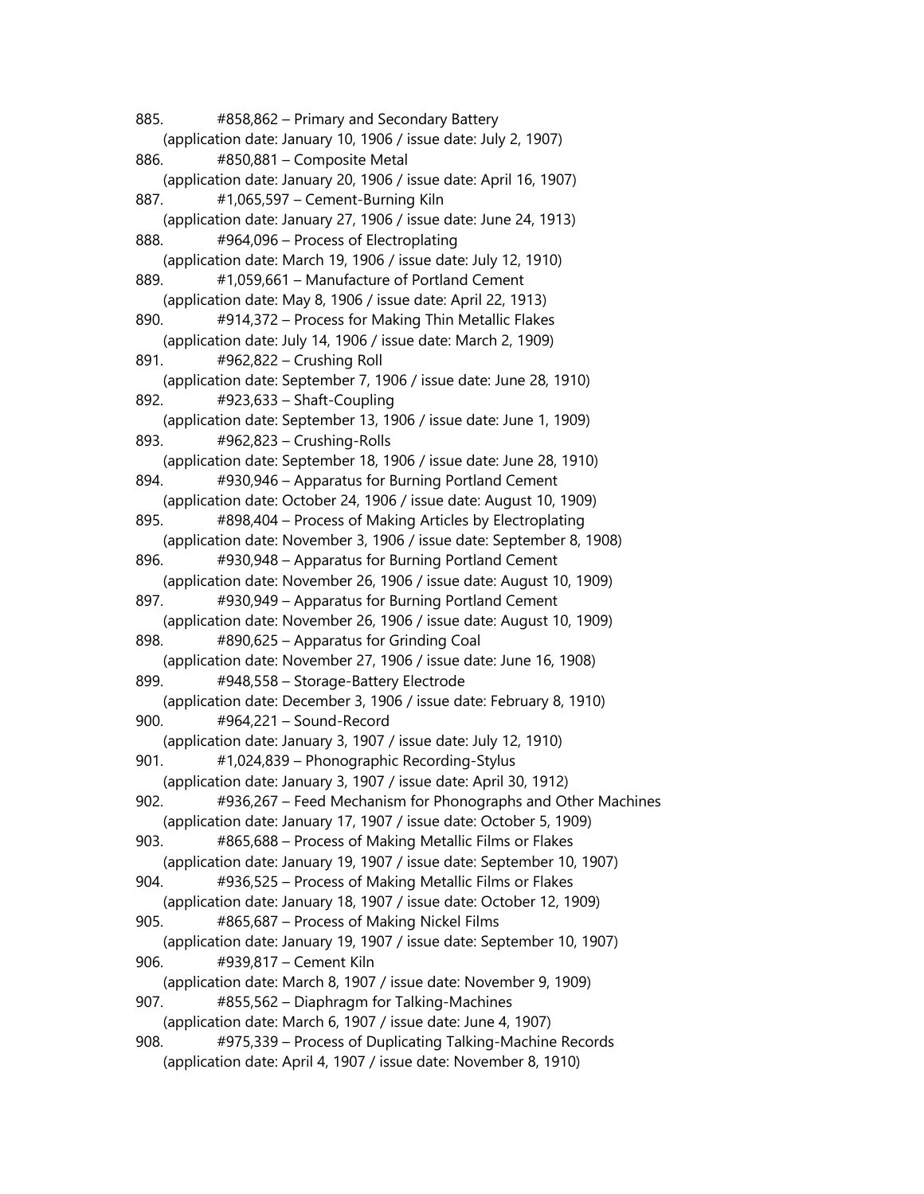885. #858,862 – Primary and Secondary Battery
 (application date: January 10, 1906 / issue date: July 2, 1907)
886. #850,881 – Composite Metal
 (application date: January 20, 1906 / issue date: April 16, 1907)
887. #1,065,597 – Cement-Burning Kiln
 (application date: January 27, 1906 / issue date: June 24, 1913)
888. #964,096 – Process of Electroplating
 (application date: March 19, 1906 / issue date: July 12, 1910)
889. #1,059,661 – Manufacture of Portland Cement
 (application date: May 8, 1906 / issue date: April 22, 1913)
890. #914,372 – Process for Making Thin Metallic Flakes
 (application date: July 14, 1906 / issue date: March 2, 1909)
891. #962,822 – Crushing Roll
 (application date: September 7, 1906 / issue date: June 28, 1910)
892. #923,633 – Shaft-Coupling
 (application date: September 13, 1906 / issue date: June 1, 1909)
893. #962,823 – Crushing-Rolls
 (application date: September 18, 1906 / issue date: June 28, 1910)
894. #930,946 – Apparatus for Burning Portland Cement
 (application date: October 24, 1906 / issue date: August 10, 1909)
895. #898,404 – Process of Making Articles by Electroplating
 (application date: November 3, 1906 / issue date: September 8, 1908)
896. #930,948 – Apparatus for Burning Portland Cement
 (application date: November 26, 1906 / issue date: August 10, 1909)
897. #930,949 – Apparatus for Burning Portland Cement
 (application date: November 26, 1906 / issue date: August 10, 1909)
898. #890,625 – Apparatus for Grinding Coal
 (application date: November 27, 1906 / issue date: June 16, 1908)
899. #948,558 – Storage-Battery Electrode
 (application date: December 3, 1906 / issue date: February 8, 1910)
900. #964,221 – Sound-Record
 (application date: January 3, 1907 / issue date: July 12, 1910)
901. #1,024,839 – Phonographic Recording-Stylus
 (application date: January 3, 1907 / issue date: April 30, 1912)
902. #936,267 – Feed Mechanism for Phonographs and Other Machines
 (application date: January 17, 1907 / issue date: October 5, 1909)
903. #865,688 – Process of Making Metallic Films or Flakes
 (application date: January 19, 1907 / issue date: September 10, 1907)
904. #936,525 – Process of Making Metallic Films or Flakes
 (application date: January 18, 1907 / issue date: October 12, 1909)
905. #865,687 – Process of Making Nickel Films
 (application date: January 19, 1907 / issue date: September 10, 1907)
906. #939,817 – Cement Kiln
 (application date: March 8, 1907 / issue date: November 9, 1909)
907. #855,562 – Diaphragm for Talking-Machines
 (application date: March 6, 1907 / issue date: June 4, 1907)
908. #975,339 – Process of Duplicating Talking-Machine Records
 (application date: April 4, 1907 / issue date: November 8, 1910)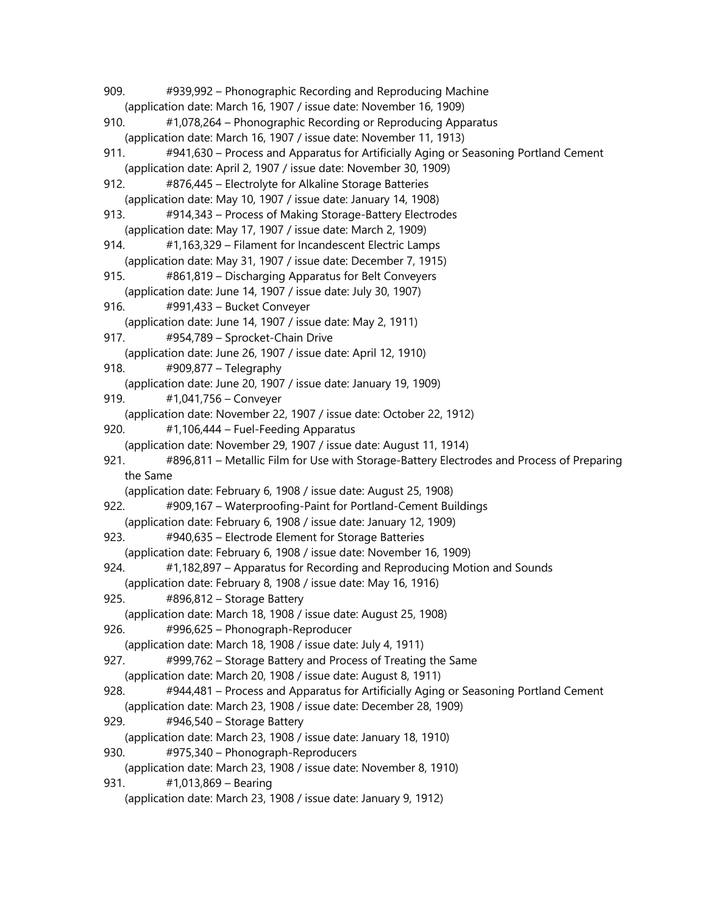909. #939,992 – Phonographic Recording and Reproducing Machine
(application date: March 16, 1907 / issue date: November 16, 1909)

910. #1,078,264 – Phonographic Recording or Reproducing Apparatus
(application date: March 16, 1907 / issue date: November 11, 1913)

911. #941,630 – Process and Apparatus for Artificially Aging or Seasoning Portland Cement
(application date: April 2, 1907 / issue date: November 30, 1909)

912. #876,445 – Electrolyte for Alkaline Storage Batteries
(application date: May 10, 1907 / issue date: January 14, 1908)

913. #914,343 – Process of Making Storage-Battery Electrodes
(application date: May 17, 1907 / issue date: March 2, 1909)

914. #1,163,329 – Filament for Incandescent Electric Lamps
(application date: May 31, 1907 / issue date: December 7, 1915)

915. #861,819 – Discharging Apparatus for Belt Conveyers
(application date: June 14, 1907 / issue date: July 30, 1907)

916. #991,433 – Bucket Conveyer
(application date: June 14, 1907 / issue date: May 2, 1911)

917. #954,789 – Sprocket-Chain Drive
(application date: June 26, 1907 / issue date: April 12, 1910)

918. #909,877 – Telegraphy
(application date: June 20, 1907 / issue date: January 19, 1909)

919. #1,041,756 – Conveyer
(application date: November 22, 1907 / issue date: October 22, 1912)

920. #1,106,444 – Fuel-Feeding Apparatus
(application date: November 29, 1907 / issue date: August 11, 1914)

921. #896,811 – Metallic Film for Use with Storage-Battery Electrodes and Process of Preparing the Same
(application date: February 6, 1908 / issue date: August 25, 1908)

922. #909,167 – Waterproofing-Paint for Portland-Cement Buildings
(application date: February 6, 1908 / issue date: January 12, 1909)

923. #940,635 – Electrode Element for Storage Batteries
(application date: February 6, 1908 / issue date: November 16, 1909)

924. #1,182,897 – Apparatus for Recording and Reproducing Motion and Sounds
(application date: February 8, 1908 / issue date: May 16, 1916)

925. #896,812 – Storage Battery
(application date: March 18, 1908 / issue date: August 25, 1908)

926. #996,625 – Phonograph-Reproducer
(application date: March 18, 1908 / issue date: July 4, 1911)

927. #999,762 – Storage Battery and Process of Treating the Same
(application date: March 20, 1908 / issue date: August 8, 1911)

928. #944,481 – Process and Apparatus for Artificially Aging or Seasoning Portland Cement
(application date: March 23, 1908 / issue date: December 28, 1909)

929. #946,540 – Storage Battery
(application date: March 23, 1908 / issue date: January 18, 1910)

930. #975,340 – Phonograph-Reproducers
(application date: March 23, 1908 / issue date: November 8, 1910)

931. #1,013,869 – Bearing
(application date: March 23, 1908 / issue date: January 9, 1912)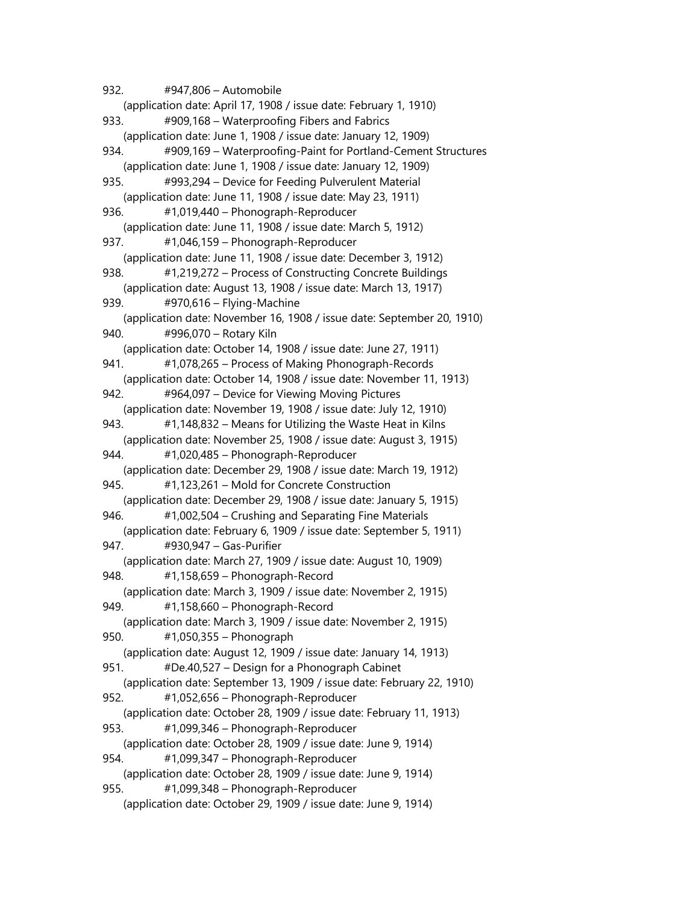932. #947,806 – Automobile
(application date: April 17, 1908 / issue date: February 1, 1910)

933. #909,168 – Waterproofing Fibers and Fabrics
(application date: June 1, 1908 / issue date: January 12, 1909)

934. #909,169 – Waterproofing-Paint for Portland-Cement Structures
(application date: June 1, 1908 / issue date: January 12, 1909)

935. #993,294 – Device for Feeding Pulverulent Material
(application date: June 11, 1908 / issue date: May 23, 1911)

936. #1,019,440 – Phonograph-Reproducer
(application date: June 11, 1908 / issue date: March 5, 1912)

937. #1,046,159 – Phonograph-Reproducer
(application date: June 11, 1908 / issue date: December 3, 1912)

938. #1,219,272 – Process of Constructing Concrete Buildings
(application date: August 13, 1908 / issue date: March 13, 1917)

939. #970,616 – Flying-Machine
(application date: November 16, 1908 / issue date: September 20, 1910)

940. #996,070 – Rotary Kiln
(application date: October 14, 1908 / issue date: June 27, 1911)

941. #1,078,265 – Process of Making Phonograph-Records
(application date: October 14, 1908 / issue date: November 11, 1913)

942. #964,097 – Device for Viewing Moving Pictures
(application date: November 19, 1908 / issue date: July 12, 1910)

943. #1,148,832 – Means for Utilizing the Waste Heat in Kilns
(application date: November 25, 1908 / issue date: August 3, 1915)

944. #1,020,485 – Phonograph-Reproducer
(application date: December 29, 1908 / issue date: March 19, 1912)

945. #1,123,261 – Mold for Concrete Construction
(application date: December 29, 1908 / issue date: January 5, 1915)

946. #1,002,504 – Crushing and Separating Fine Materials
(application date: February 6, 1909 / issue date: September 5, 1911)

947. #930,947 – Gas-Purifier
(application date: March 27, 1909 / issue date: August 10, 1909)

948. #1,158,659 – Phonograph-Record
(application date: March 3, 1909 / issue date: November 2, 1915)

949. #1,158,660 – Phonograph-Record
(application date: March 3, 1909 / issue date: November 2, 1915)

950. #1,050,355 – Phonograph
(application date: August 12, 1909 / issue date: January 14, 1913)

951. #De.40,527 – Design for a Phonograph Cabinet
(application date: September 13, 1909 / issue date: February 22, 1910)

952. #1,052,656 – Phonograph-Reproducer
(application date: October 28, 1909 / issue date: February 11, 1913)

953. #1,099,346 – Phonograph-Reproducer
(application date: October 28, 1909 / issue date: June 9, 1914)

954. #1,099,347 – Phonograph-Reproducer
(application date: October 28, 1909 / issue date: June 9, 1914)

955. #1,099,348 – Phonograph-Reproducer
(application date: October 29, 1909 / issue date: June 9, 1914)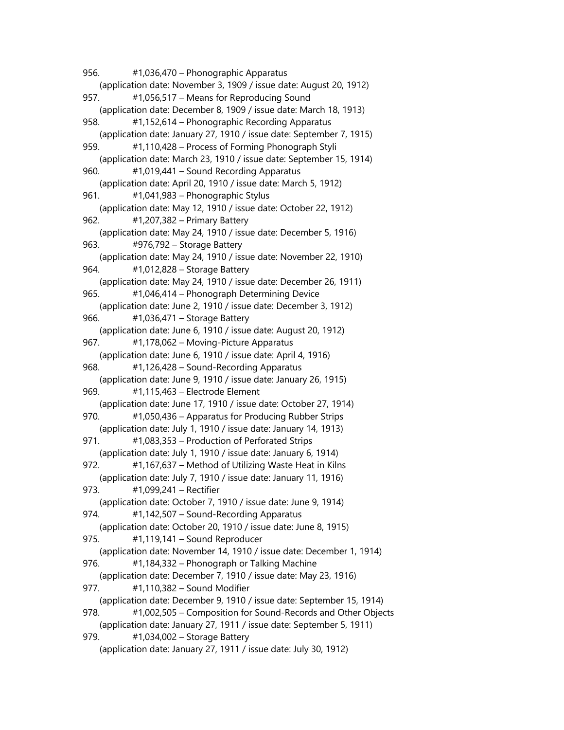956. #1,036,470 – Phonographic Apparatus
(application date: November 3, 1909 / issue date: August 20, 1912)

957. #1,056,517 – Means for Reproducing Sound
(application date: December 8, 1909 / issue date: March 18, 1913)

958. #1,152,614 – Phonographic Recording Apparatus
(application date: January 27, 1910 / issue date: September 7, 1915)

959. #1,110,428 – Process of Forming Phonograph Styli
(application date: March 23, 1910 / issue date: September 15, 1914)

960. #1,019,441 – Sound Recording Apparatus
(application date: April 20, 1910 / issue date: March 5, 1912)

961. #1,041,983 – Phonographic Stylus
(application date: May 12, 1910 / issue date: October 22, 1912)

962. #1,207,382 – Primary Battery
(application date: May 24, 1910 / issue date: December 5, 1916)

963. #976,792 – Storage Battery
(application date: May 24, 1910 / issue date: November 22, 1910)

964. #1,012,828 – Storage Battery
(application date: May 24, 1910 / issue date: December 26, 1911)

965. #1,046,414 – Phonograph Determining Device
(application date: June 2, 1910 / issue date: December 3, 1912)

966. #1,036,471 – Storage Battery
(application date: June 6, 1910 / issue date: August 20, 1912)

967. #1,178,062 – Moving-Picture Apparatus
(application date: June 6, 1910 / issue date: April 4, 1916)

968. #1,126,428 – Sound-Recording Apparatus
(application date: June 9, 1910 / issue date: January 26, 1915)

969. #1,115,463 – Electrode Element
(application date: June 17, 1910 / issue date: October 27, 1914)

970. #1,050,436 – Apparatus for Producing Rubber Strips
(application date: July 1, 1910 / issue date: January 14, 1913)

971. #1,083,353 – Production of Perforated Strips
(application date: July 1, 1910 / issue date: January 6, 1914)

972. #1,167,637 – Method of Utilizing Waste Heat in Kilns
(application date: July 7, 1910 / issue date: January 11, 1916)

973. #1,099,241 – Rectifier
(application date: October 7, 1910 / issue date: June 9, 1914)

974. #1,142,507 – Sound-Recording Apparatus
(application date: October 20, 1910 / issue date: June 8, 1915)

975. #1,119,141 – Sound Reproducer
(application date: November 14, 1910 / issue date: December 1, 1914)

976. #1,184,332 – Phonograph or Talking Machine
(application date: December 7, 1910 / issue date: May 23, 1916)

977. #1,110,382 – Sound Modifier
(application date: December 9, 1910 / issue date: September 15, 1914)

978. #1,002,505 – Composition for Sound-Records and Other Objects
(application date: January 27, 1911 / issue date: September 5, 1911)

979. #1,034,002 – Storage Battery
(application date: January 27, 1911 / issue date: July 30, 1912)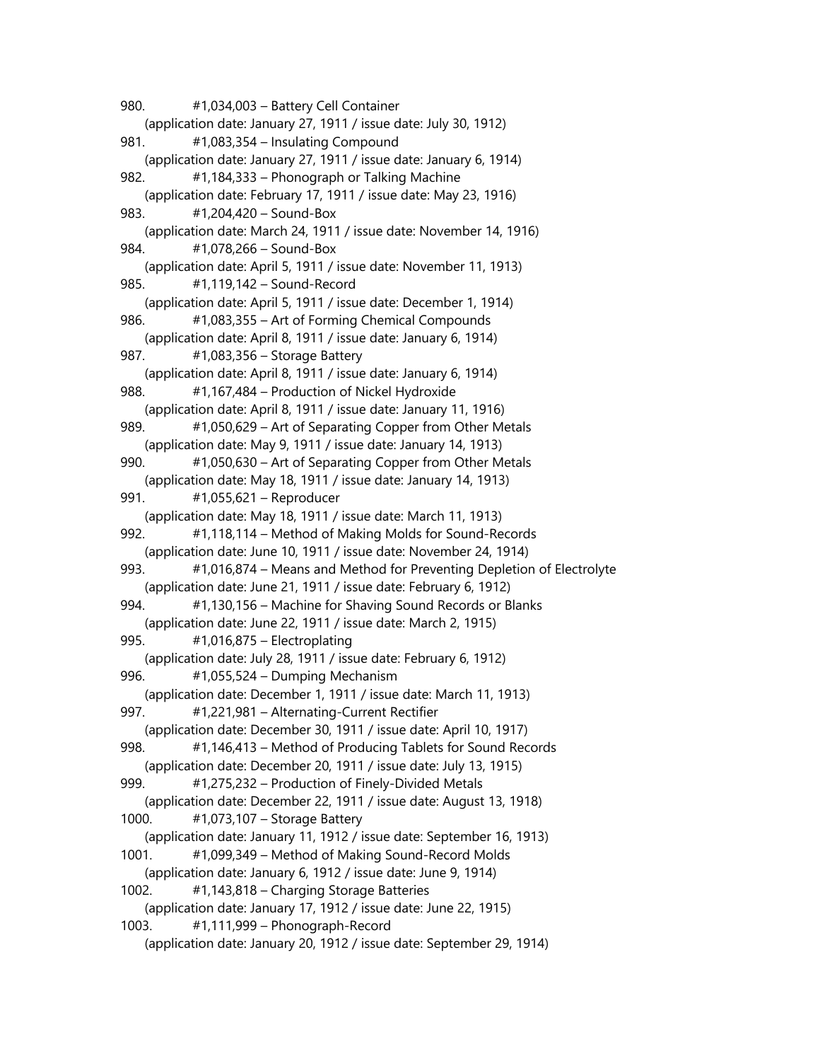980. #1,034,003 – Battery Cell Container
(application date: January 27, 1911 / issue date: July 30, 1912)

981. #1,083,354 – Insulating Compound
(application date: January 27, 1911 / issue date: January 6, 1914)

982. #1,184,333 – Phonograph or Talking Machine
(application date: February 17, 1911 / issue date: May 23, 1916)

983. #1,204,420 – Sound-Box
(application date: March 24, 1911 / issue date: November 14, 1916)

984. #1,078,266 – Sound-Box
(application date: April 5, 1911 / issue date: November 11, 1913)

985. #1,119,142 – Sound-Record
(application date: April 5, 1911 / issue date: December 1, 1914)

986. #1,083,355 – Art of Forming Chemical Compounds
(application date: April 8, 1911 / issue date: January 6, 1914)

987. #1,083,356 – Storage Battery
(application date: April 8, 1911 / issue date: January 6, 1914)

988. #1,167,484 – Production of Nickel Hydroxide
(application date: April 8, 1911 / issue date: January 11, 1916)

989. #1,050,629 – Art of Separating Copper from Other Metals
(application date: May 9, 1911 / issue date: January 14, 1913)

990. #1,050,630 – Art of Separating Copper from Other Metals
(application date: May 18, 1911 / issue date: January 14, 1913)

991. #1,055,621 – Reproducer
(application date: May 18, 1911 / issue date: March 11, 1913)

992. #1,118,114 – Method of Making Molds for Sound-Records
(application date: June 10, 1911 / issue date: November 24, 1914)

993. #1,016,874 – Means and Method for Preventing Depletion of Electrolyte
(application date: June 21, 1911 / issue date: February 6, 1912)

994. #1,130,156 – Machine for Shaving Sound Records or Blanks
(application date: June 22, 1911 / issue date: March 2, 1915)

995. #1,016,875 – Electroplating
(application date: July 28, 1911 / issue date: February 6, 1912)

996. #1,055,524 – Dumping Mechanism
(application date: December 1, 1911 / issue date: March 11, 1913)

997. #1,221,981 – Alternating-Current Rectifier
(application date: December 30, 1911 / issue date: April 10, 1917)

998. #1,146,413 – Method of Producing Tablets for Sound Records
(application date: December 20, 1911 / issue date: July 13, 1915)

999. #1,275,232 – Production of Finely-Divided Metals
(application date: December 22, 1911 / issue date: August 13, 1918)

1000. #1,073,107 – Storage Battery
(application date: January 11, 1912 / issue date: September 16, 1913)

1001. #1,099,349 – Method of Making Sound-Record Molds
(application date: January 6, 1912 / issue date: June 9, 1914)

1002. #1,143,818 – Charging Storage Batteries
(application date: January 17, 1912 / issue date: June 22, 1915)

1003. #1,111,999 – Phonograph-Record
(application date: January 20, 1912 / issue date: September 29, 1914)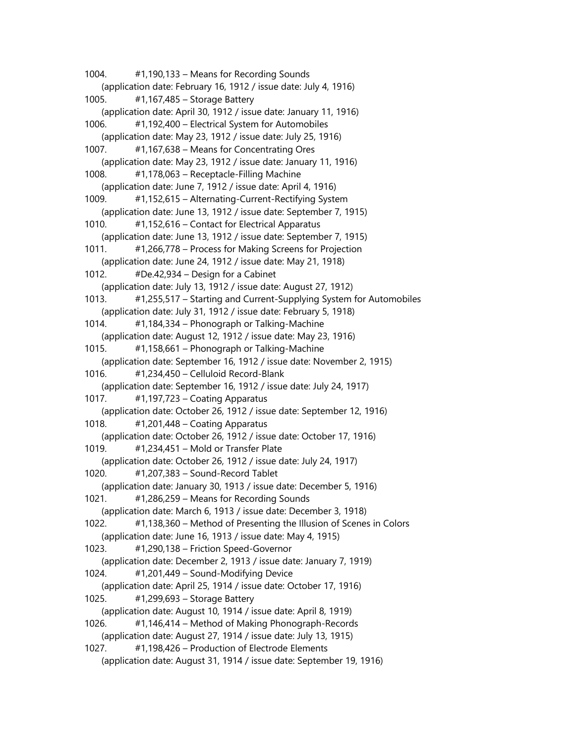1004. #1,190,133 – Means for Recording Sounds
(application date: February 16, 1912 / issue date: July 4, 1916)

1005. #1,167,485 – Storage Battery
(application date: April 30, 1912 / issue date: January 11, 1916)

1006. #1,192,400 – Electrical System for Automobiles
(application date: May 23, 1912 / issue date: July 25, 1916)

1007. #1,167,638 – Means for Concentrating Ores
(application date: May 23, 1912 / issue date: January 11, 1916)

1008. #1,178,063 – Receptacle-Filling Machine
(application date: June 7, 1912 / issue date: April 4, 1916)

1009. #1,152,615 – Alternating-Current-Rectifying System
(application date: June 13, 1912 / issue date: September 7, 1915)

1010. #1,152,616 – Contact for Electrical Apparatus
(application date: June 13, 1912 / issue date: September 7, 1915)

1011. #1,266,778 – Process for Making Screens for Projection
(application date: June 24, 1912 / issue date: May 21, 1918)

1012. #De.42,934 – Design for a Cabinet
(application date: July 13, 1912 / issue date: August 27, 1912)

1013. #1,255,517 – Starting and Current-Supplying System for Automobiles
(application date: July 31, 1912 / issue date: February 5, 1918)

1014. #1,184,334 – Phonograph or Talking-Machine
(application date: August 12, 1912 / issue date: May 23, 1916)

1015. #1,158,661 – Phonograph or Talking-Machine
(application date: September 16, 1912 / issue date: November 2, 1915)

1016. #1,234,450 – Celluloid Record-Blank
(application date: September 16, 1912 / issue date: July 24, 1917)

1017. #1,197,723 – Coating Apparatus
(application date: October 26, 1912 / issue date: September 12, 1916)

1018. #1,201,448 – Coating Apparatus
(application date: October 26, 1912 / issue date: October 17, 1916)

1019. #1,234,451 – Mold or Transfer Plate
(application date: October 26, 1912 / issue date: July 24, 1917)

1020. #1,207,383 – Sound-Record Tablet
(application date: January 30, 1913 / issue date: December 5, 1916)

1021. #1,286,259 – Means for Recording Sounds
(application date: March 6, 1913 / issue date: December 3, 1918)

1022. #1,138,360 – Method of Presenting the Illusion of Scenes in Colors
(application date: June 16, 1913 / issue date: May 4, 1915)

1023. #1,290,138 – Friction Speed-Governor
(application date: December 2, 1913 / issue date: January 7, 1919)

1024. #1,201,449 – Sound-Modifying Device
(application date: April 25, 1914 / issue date: October 17, 1916)

1025. #1,299,693 – Storage Battery
(application date: August 10, 1914 / issue date: April 8, 1919)

1026. #1,146,414 – Method of Making Phonograph-Records
(application date: August 27, 1914 / issue date: July 13, 1915)

1027. #1,198,426 – Production of Electrode Elements
(application date: August 31, 1914 / issue date: September 19, 1916)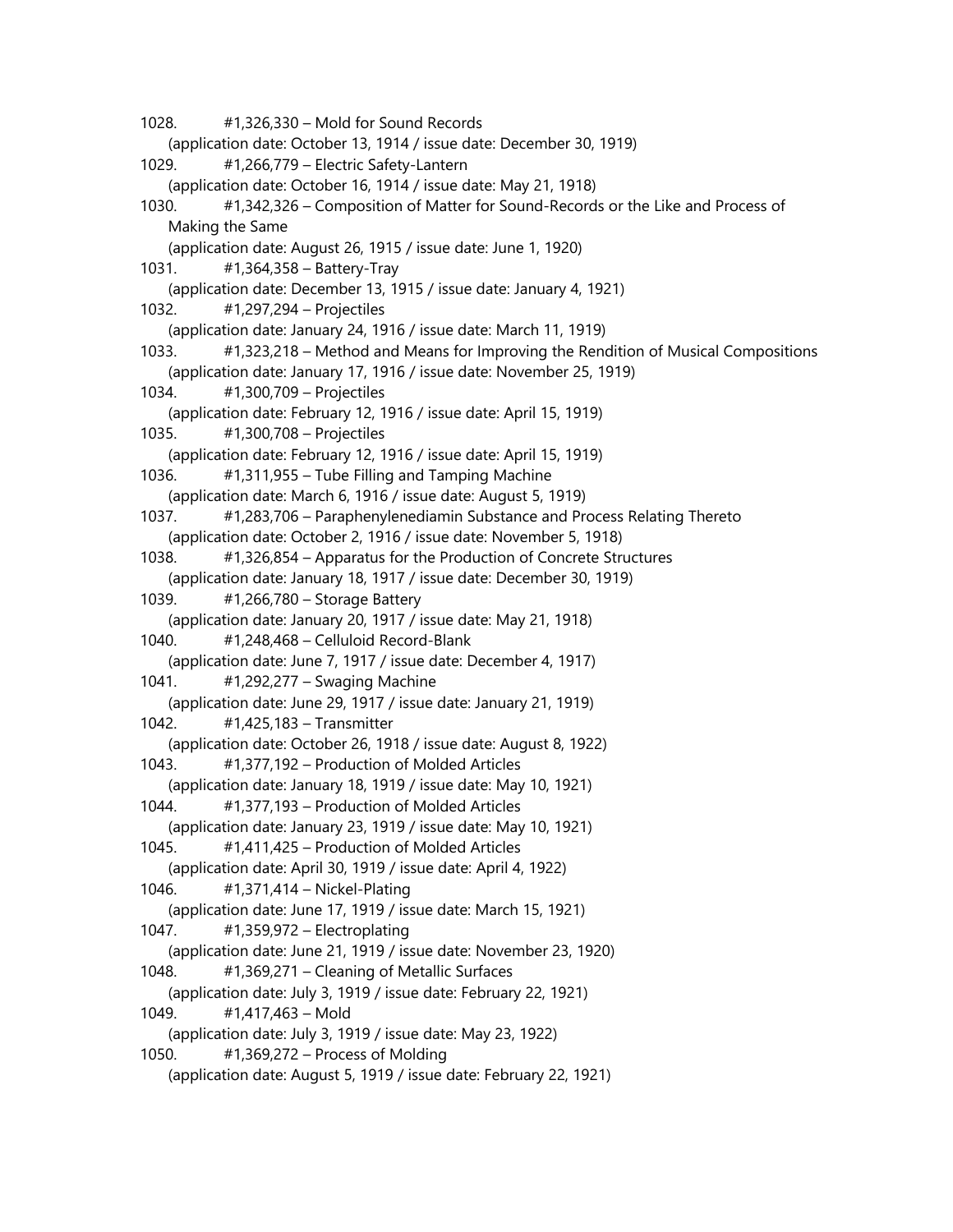1028. #1,326,330 – Mold for Sound Records
(application date: October 13, 1914 / issue date: December 30, 1919)

1029. #1,266,779 – Electric Safety-Lantern
(application date: October 16, 1914 / issue date: May 21, 1918)

1030. #1,342,326 – Composition of Matter for Sound-Records or the Like and Process of Making the Same
(application date: August 26, 1915 / issue date: June 1, 1920)

1031. #1,364,358 – Battery-Tray
(application date: December 13, 1915 / issue date: January 4, 1921)

1032. #1,297,294 – Projectiles
(application date: January 24, 1916 / issue date: March 11, 1919)

1033. #1,323,218 – Method and Means for Improving the Rendition of Musical Compositions
(application date: January 17, 1916 / issue date: November 25, 1919)

1034. #1,300,709 – Projectiles
(application date: February 12, 1916 / issue date: April 15, 1919)

1035. #1,300,708 – Projectiles
(application date: February 12, 1916 / issue date: April 15, 1919)

1036. #1,311,955 – Tube Filling and Tamping Machine
(application date: March 6, 1916 / issue date: August 5, 1919)

1037. #1,283,706 – Paraphenylenediamin Substance and Process Relating Thereto
(application date: October 2, 1916 / issue date: November 5, 1918)

1038. #1,326,854 – Apparatus for the Production of Concrete Structures
(application date: January 18, 1917 / issue date: December 30, 1919)

1039. #1,266,780 – Storage Battery
(application date: January 20, 1917 / issue date: May 21, 1918)

1040. #1,248,468 – Celluloid Record-Blank
(application date: June 7, 1917 / issue date: December 4, 1917)

1041. #1,292,277 – Swaging Machine
(application date: June 29, 1917 / issue date: January 21, 1919)

1042. #1,425,183 – Transmitter
(application date: October 26, 1918 / issue date: August 8, 1922)

1043. #1,377,192 – Production of Molded Articles
(application date: January 18, 1919 / issue date: May 10, 1921)

1044. #1,377,193 – Production of Molded Articles
(application date: January 23, 1919 / issue date: May 10, 1921)

1045. #1,411,425 – Production of Molded Articles
(application date: April 30, 1919 / issue date: April 4, 1922)

1046. #1,371,414 – Nickel-Plating
(application date: June 17, 1919 / issue date: March 15, 1921)

1047. #1,359,972 – Electroplating
(application date: June 21, 1919 / issue date: November 23, 1920)

1048. #1,369,271 – Cleaning of Metallic Surfaces
(application date: July 3, 1919 / issue date: February 22, 1921)

1049. #1,417,463 – Mold
(application date: July 3, 1919 / issue date: May 23, 1922)

1050. #1,369,272 – Process of Molding
(application date: August 5, 1919 / issue date: February 22, 1921)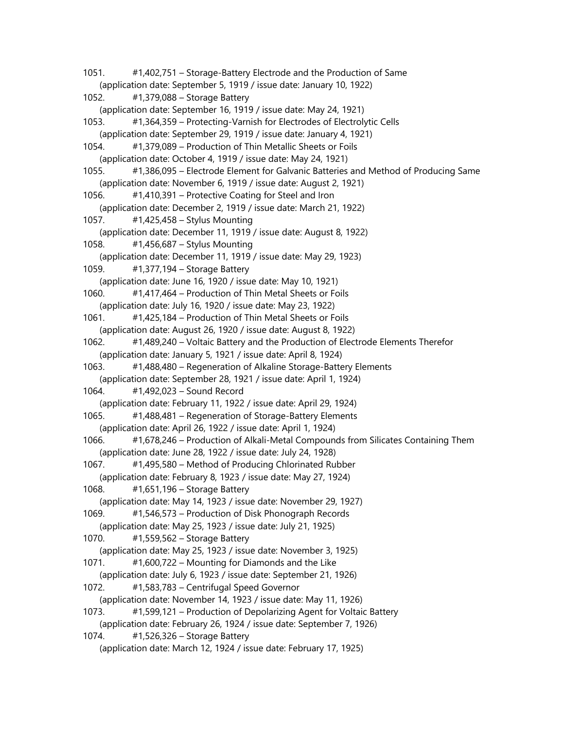1051. #1,402,751 – Storage-Battery Electrode and the Production of Same
(application date: September 5, 1919 / issue date: January 10, 1922)

1052. #1,379,088 – Storage Battery
(application date: September 16, 1919 / issue date: May 24, 1921)

1053. #1,364,359 – Protecting-Varnish for Electrodes of Electrolytic Cells
(application date: September 29, 1919 / issue date: January 4, 1921)

1054. #1,379,089 – Production of Thin Metallic Sheets or Foils
(application date: October 4, 1919 / issue date: May 24, 1921)

1055. #1,386,095 – Electrode Element for Galvanic Batteries and Method of Producing Same
(application date: November 6, 1919 / issue date: August 2, 1921)

1056. #1,410,391 – Protective Coating for Steel and Iron
(application date: December 2, 1919 / issue date: March 21, 1922)

1057. #1,425,458 – Stylus Mounting
(application date: December 11, 1919 / issue date: August 8, 1922)

1058. #1,456,687 – Stylus Mounting
(application date: December 11, 1919 / issue date: May 29, 1923)

1059. #1,377,194 – Storage Battery
(application date: June 16, 1920 / issue date: May 10, 1921)

1060. #1,417,464 – Production of Thin Metal Sheets or Foils
(application date: July 16, 1920 / issue date: May 23, 1922)

1061. #1,425,184 – Production of Thin Metal Sheets or Foils
(application date: August 26, 1920 / issue date: August 8, 1922)

1062. #1,489,240 – Voltaic Battery and the Production of Electrode Elements Therefor
(application date: January 5, 1921 / issue date: April 8, 1924)

1063. #1,488,480 – Regeneration of Alkaline Storage-Battery Elements
(application date: September 28, 1921 / issue date: April 1, 1924)

1064. #1,492,023 – Sound Record
(application date: February 11, 1922 / issue date: April 29, 1924)

1065. #1,488,481 – Regeneration of Storage-Battery Elements
(application date: April 26, 1922 / issue date: April 1, 1924)

1066. #1,678,246 – Production of Alkali-Metal Compounds from Silicates Containing Them
(application date: June 28, 1922 / issue date: July 24, 1928)

1067. #1,495,580 – Method of Producing Chlorinated Rubber
(application date: February 8, 1923 / issue date: May 27, 1924)

1068. #1,651,196 – Storage Battery
(application date: May 14, 1923 / issue date: November 29, 1927)

1069. #1,546,573 – Production of Disk Phonograph Records
(application date: May 25, 1923 / issue date: July 21, 1925)

1070. #1,559,562 – Storage Battery
(application date: May 25, 1923 / issue date: November 3, 1925)

1071. #1,600,722 – Mounting for Diamonds and the Like
(application date: July 6, 1923 / issue date: September 21, 1926)

1072. #1,583,783 – Centrifugal Speed Governor
(application date: November 14, 1923 / issue date: May 11, 1926)

1073. #1,599,121 – Production of Depolarizing Agent for Voltaic Battery
(application date: February 26, 1924 / issue date: September 7, 1926)

1074. #1,526,326 – Storage Battery
(application date: March 12, 1924 / issue date: February 17, 1925)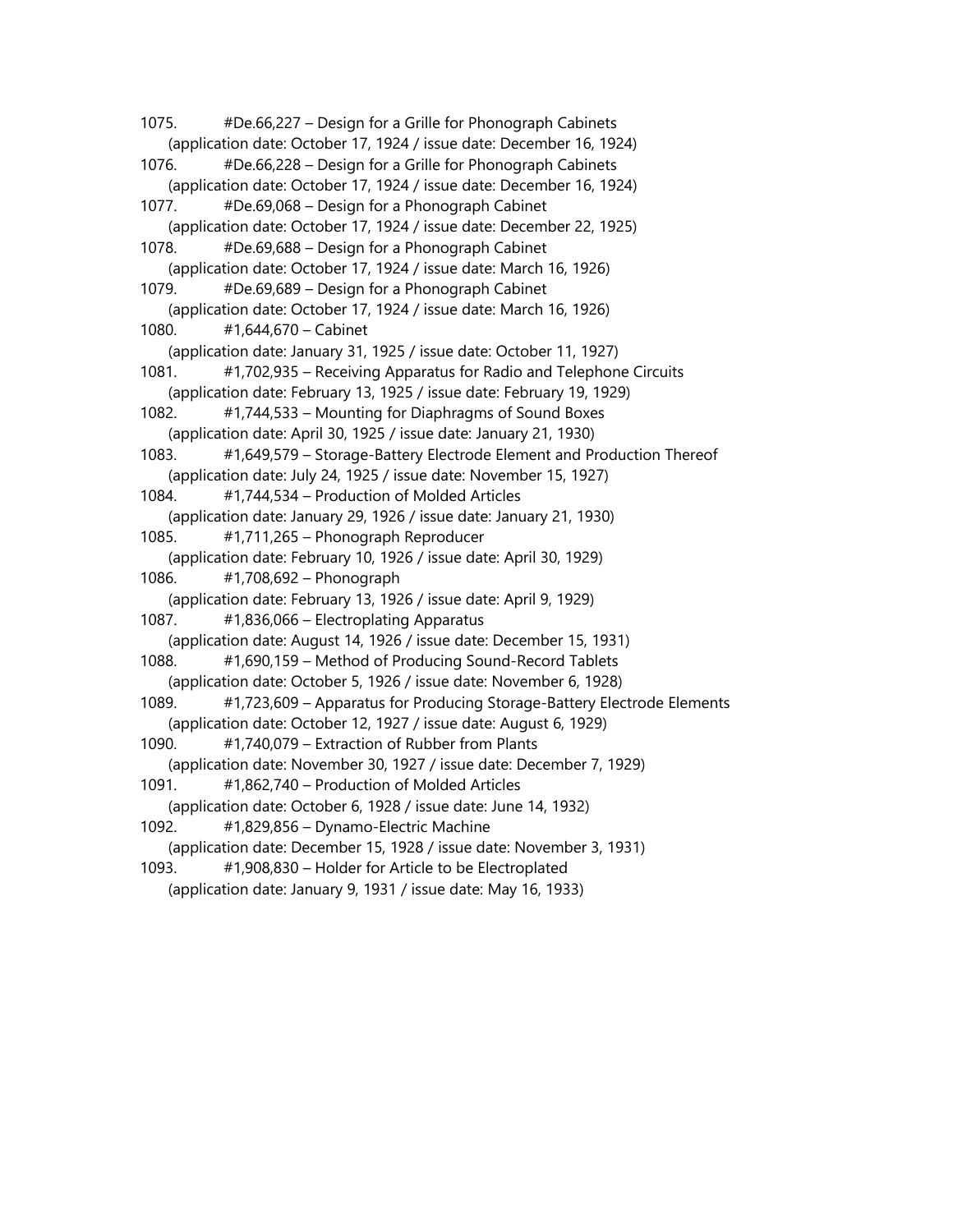1075. #De.66,227 – Design for a Grille for Phonograph Cabinets
(application date: October 17, 1924 / issue date: December 16, 1924)

1076. #De.66,228 – Design for a Grille for Phonograph Cabinets
(application date: October 17, 1924 / issue date: December 16, 1924)

1077. #De.69,068 – Design for a Phonograph Cabinet
(application date: October 17, 1924 / issue date: December 22, 1925)

1078. #De.69,688 – Design for a Phonograph Cabinet
(application date: October 17, 1924 / issue date: March 16, 1926)

1079. #De.69,689 – Design for a Phonograph Cabinet
(application date: October 17, 1924 / issue date: March 16, 1926)

1080. #1,644,670 – Cabinet
(application date: January 31, 1925 / issue date: October 11, 1927)

1081. #1,702,935 – Receiving Apparatus for Radio and Telephone Circuits
(application date: February 13, 1925 / issue date: February 19, 1929)

1082. #1,744,533 – Mounting for Diaphragms of Sound Boxes
(application date: April 30, 1925 / issue date: January 21, 1930)

1083. #1,649,579 – Storage-Battery Electrode Element and Production Thereof
(application date: July 24, 1925 / issue date: November 15, 1927)

1084. #1,744,534 – Production of Molded Articles
(application date: January 29, 1926 / issue date: January 21, 1930)

1085. #1,711,265 – Phonograph Reproducer
(application date: February 10, 1926 / issue date: April 30, 1929)

1086. #1,708,692 – Phonograph
(application date: February 13, 1926 / issue date: April 9, 1929)

1087. #1,836,066 – Electroplating Apparatus
(application date: August 14, 1926 / issue date: December 15, 1931)

1088. #1,690,159 – Method of Producing Sound-Record Tablets
(application date: October 5, 1926 / issue date: November 6, 1928)

1089. #1,723,609 – Apparatus for Producing Storage-Battery Electrode Elements
(application date: October 12, 1927 / issue date: August 6, 1929)

1090. #1,740,079 – Extraction of Rubber from Plants
(application date: November 30, 1927 / issue date: December 7, 1929)

1091. #1,862,740 – Production of Molded Articles
(application date: October 6, 1928 / issue date: June 14, 1932)

1092. #1,829,856 – Dynamo-Electric Machine
(application date: December 15, 1928 / issue date: November 3, 1931)

1093. #1,908,830 – Holder for Article to be Electroplated
(application date: January 9, 1931 / issue date: May 16, 1933)